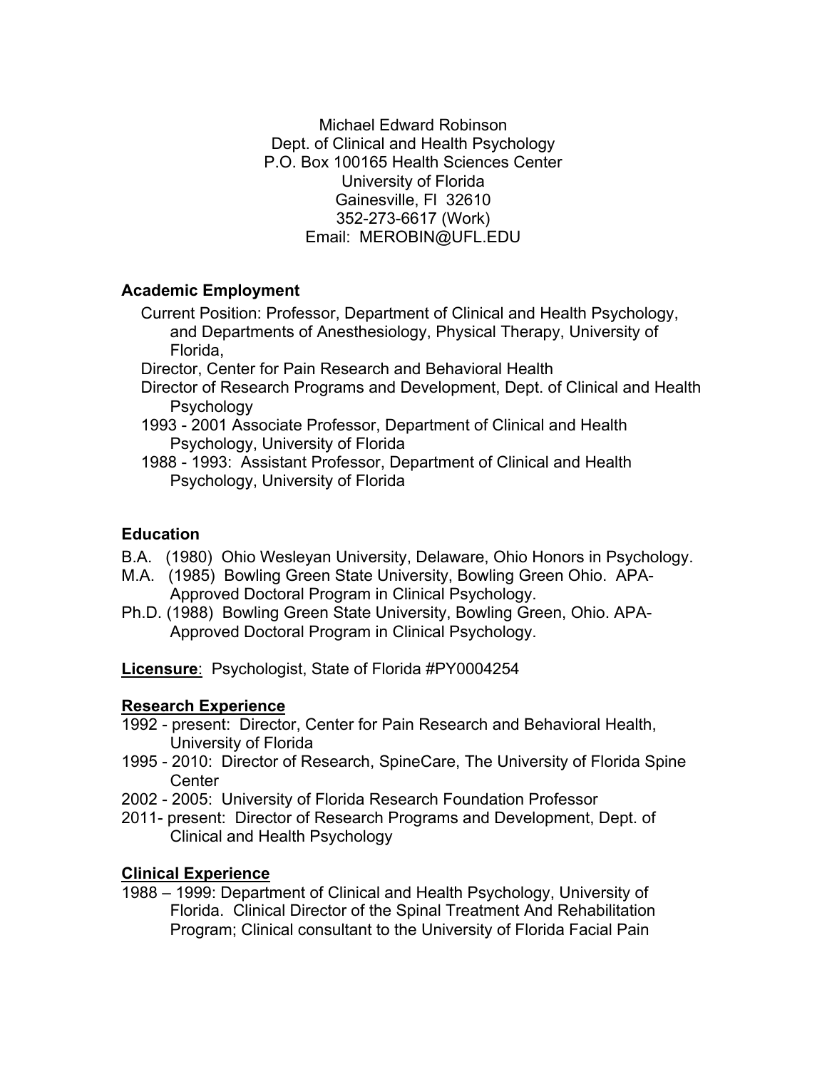Michael Edward Robinson
Dept. of Clinical and Health Psychology
P.O. Box 100165 Health Sciences Center
University of Florida
Gainesville, Fl 32610
352-273-6617 (Work)
Email: MEROBIN@UFL.EDU

**Academic Employment**

Current Position: Professor, Department of Clinical and Health Psychology, and Departments of Anesthesiology, Physical Therapy, University of Florida,

Director, Center for Pain Research and Behavioral Health

Director of Research Programs and Development, Dept. of Clinical and Health Psychology

1993 - 2001 Associate Professor, Department of Clinical and Health Psychology, University of Florida

1988 - 1993: Assistant Professor, Department of Clinical and Health Psychology, University of Florida

**Education**

B.A. (1980) Ohio Wesleyan University, Delaware, Ohio Honors in Psychology.

M.A. (1985) Bowling Green State University, Bowling Green Ohio. APA-Approved Doctoral Program in Clinical Psychology.

Ph.D. (1988) Bowling Green State University, Bowling Green, Ohio. APA-Approved Doctoral Program in Clinical Psychology.

**Licensure**: Psychologist, State of Florida #PY0004254

**Research Experience**

1992 - present: Director, Center for Pain Research and Behavioral Health, University of Florida

1995 - 2010: Director of Research, SpineCare, The University of Florida Spine Center

2002 - 2005: University of Florida Research Foundation Professor

2011- present: Director of Research Programs and Development, Dept. of Clinical and Health Psychology

**Clinical Experience**

1988 – 1999: Department of Clinical and Health Psychology, University of Florida. Clinical Director of the Spinal Treatment And Rehabilitation Program; Clinical consultant to the University of Florida Facial Pain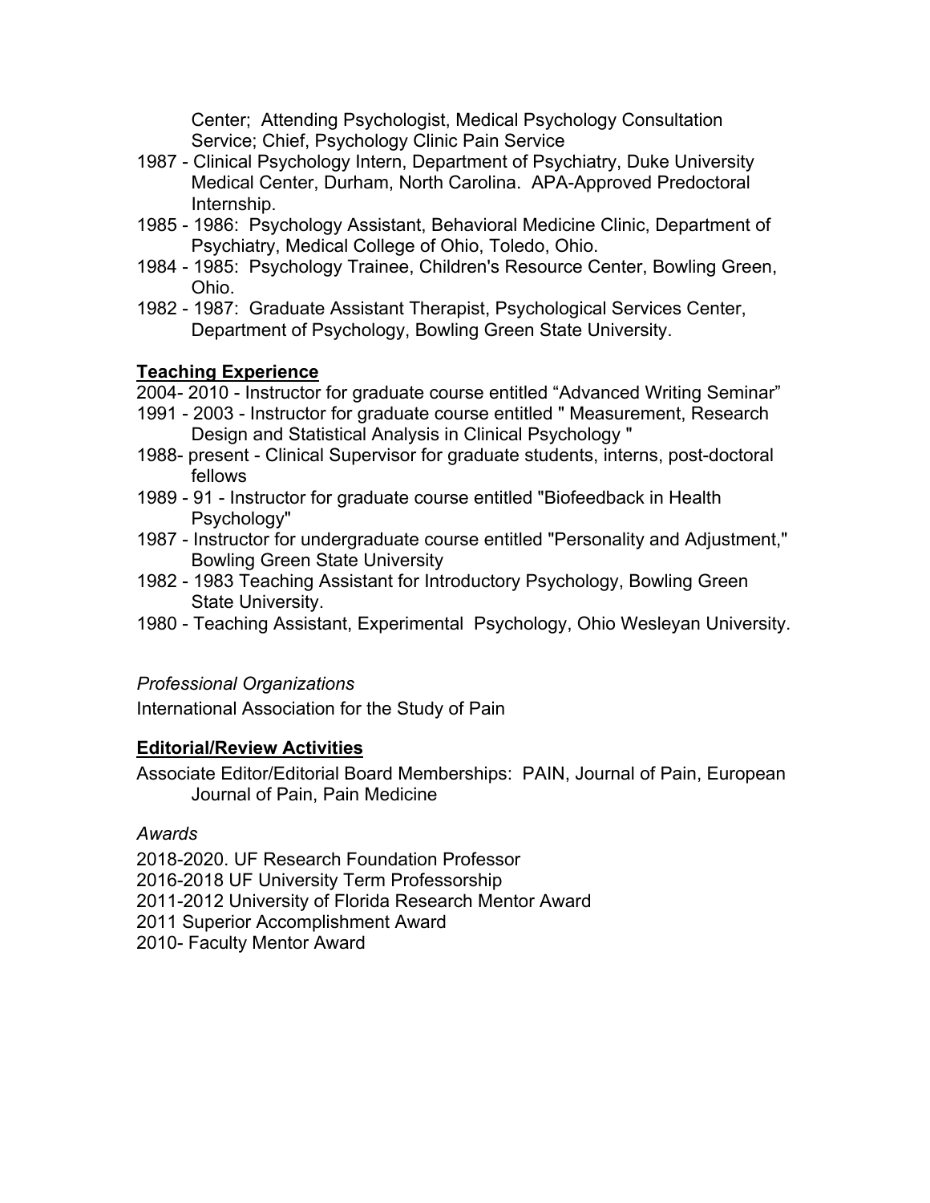Center; Attending Psychologist, Medical Psychology Consultation Service; Chief, Psychology Clinic Pain Service

1987 - Clinical Psychology Intern, Department of Psychiatry, Duke University Medical Center, Durham, North Carolina. APA-Approved Predoctoral Internship.

1985 - 1986: Psychology Assistant, Behavioral Medicine Clinic, Department of Psychiatry, Medical College of Ohio, Toledo, Ohio.

1984 - 1985: Psychology Trainee, Children's Resource Center, Bowling Green, Ohio.

1982 - 1987: Graduate Assistant Therapist, Psychological Services Center, Department of Psychology, Bowling Green State University.

## **Teaching Experience**

2004- 2010 - Instructor for graduate course entitled “Advanced Writing Seminar”

1991 - 2003 - Instructor for graduate course entitled " Measurement, Research Design and Statistical Analysis in Clinical Psychology "

1988- present - Clinical Supervisor for graduate students, interns, post-doctoral fellows

1989 - 91 - Instructor for graduate course entitled "Biofeedback in Health Psychology"

1987 - Instructor for undergraduate course entitled "Personality and Adjustment," Bowling Green State University

1982 - 1983 Teaching Assistant for Introductory Psychology, Bowling Green State University.

1980 - Teaching Assistant, Experimental Psychology, Ohio Wesleyan University.

*Professional Organizations*

International Association for the Study of Pain

## **Editorial/Review Activities**

Associate Editor/Editorial Board Memberships: PAIN, Journal of Pain, European Journal of Pain, Pain Medicine

*Awards*

2018-2020. UF Research Foundation Professor

2016-2018 UF University Term Professorship

2011-2012 University of Florida Research Mentor Award

2011 Superior Accomplishment Award

2010- Faculty Mentor Award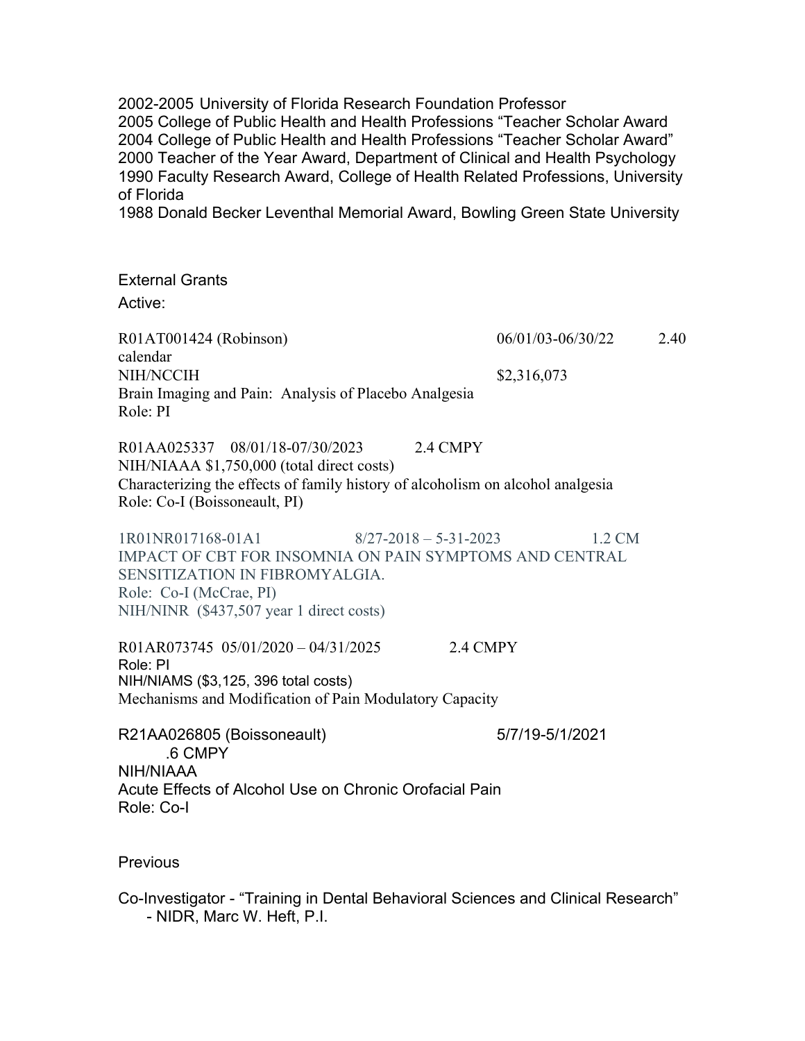2002-2005 University of Florida Research Foundation Professor
2005 College of Public Health and Health Professions "Teacher Scholar Award
2004 College of Public Health and Health Professions "Teacher Scholar Award"
2000 Teacher of the Year Award, Department of Clinical and Health Psychology
1990 Faculty Research Award, College of Health Related Professions, University of Florida
1988 Donald Becker Leventhal Memorial Award, Bowling Green State University

External Grants

Active:

R01AT001424 (Robinson) 06/01/03-06/30/22 2.40 calendar
NIH/NCCIH $2,316,073
Brain Imaging and Pain: Analysis of Placebo Analgesia
Role: PI

R01AA025337 08/01/18-07/30/2023 2.4 CMPY
NIH/NIAAA $1,750,000 (total direct costs)
Characterizing the effects of family history of alcoholism on alcohol analgesia
Role: Co-I (Boissoneault, PI)

1R01NR017168-01A1 8/27-2018 – 5-31-2023 1.2 CM
IMPACT OF CBT FOR INSOMNIA ON PAIN SYMPTOMS AND CENTRAL SENSITIZATION IN FIBROMYALGIA.
Role: Co-I (McCrae, PI)
NIH/NINR ($437,507 year 1 direct costs)

R01AR073745 05/01/2020 – 04/31/2025 2.4 CMPY
Role: PI
NIH/NIAMS ($3,125, 396 total costs)
Mechanisms and Modification of Pain Modulatory Capacity

R21AA026805 (Boissoneault) 5/7/19-5/1/2021 .6 CMPY
NIH/NIAAA
Acute Effects of Alcohol Use on Chronic Orofacial Pain
Role: Co-I

Previous

Co-Investigator - "Training in Dental Behavioral Sciences and Clinical Research" - NIDR, Marc W. Heft, P.I.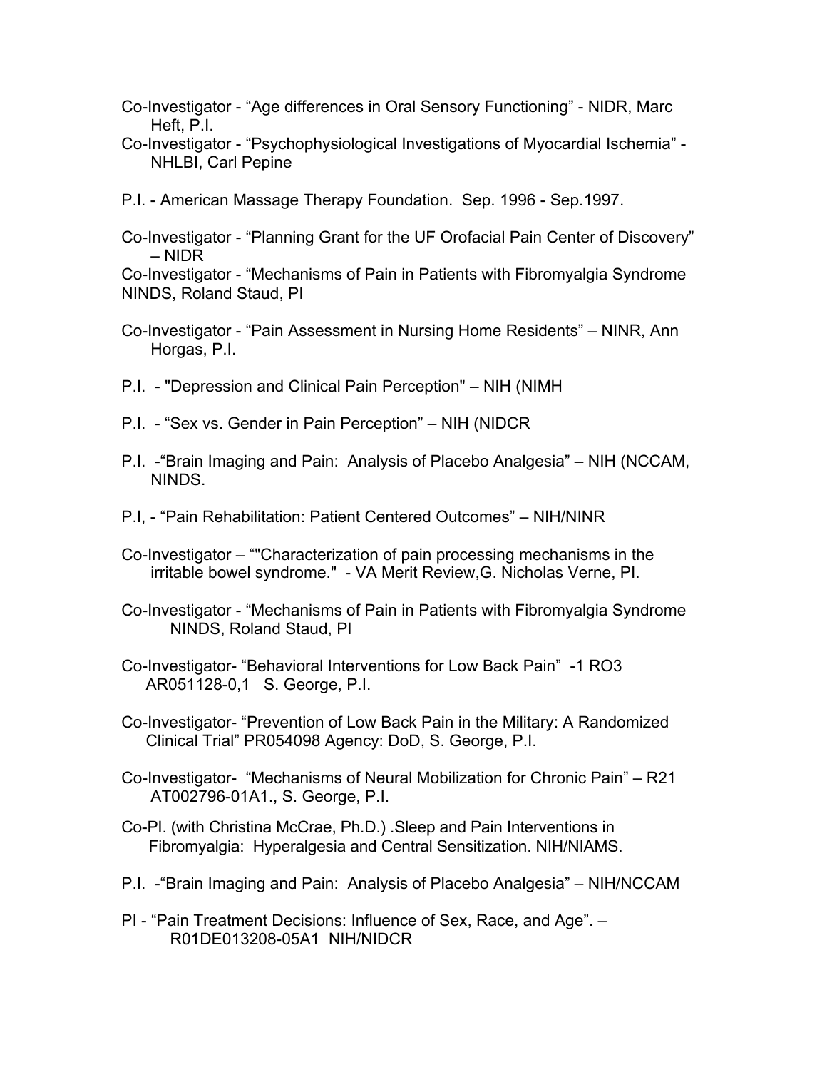Co-Investigator - “Age differences in Oral Sensory Functioning” - NIDR, Marc Heft, P.I.

Co-Investigator - “Psychophysiological Investigations of Myocardial Ischemia” - NHLBI, Carl Pepine

P.I. - American Massage Therapy Foundation. Sep. 1996 - Sep.1997.

Co-Investigator - “Planning Grant for the UF Orofacial Pain Center of Discovery” – NIDR

Co-Investigator - “Mechanisms of Pain in Patients with Fibromyalgia Syndrome NINDS, Roland Staud, PI

Co-Investigator - “Pain Assessment in Nursing Home Residents” – NINR, Ann Horgas, P.I.

P.I. - "Depression and Clinical Pain Perception" – NIH (NIMH

P.I. - “Sex vs. Gender in Pain Perception” – NIH (NIDCR

P.I. -“Brain Imaging and Pain: Analysis of Placebo Analgesia” – NIH (NCCAM, NINDS.

P.I, - “Pain Rehabilitation: Patient Centered Outcomes” – NIH/NINR

Co-Investigator – “"Characterization of pain processing mechanisms in the irritable bowel syndrome." - VA Merit Review,G. Nicholas Verne, PI.

Co-Investigator - “Mechanisms of Pain in Patients with Fibromyalgia Syndrome NINDS, Roland Staud, PI

Co-Investigator- “Behavioral Interventions for Low Back Pain” -1 RO3 AR051128-0,1 S. George, P.I.

Co-Investigator- “Prevention of Low Back Pain in the Military: A Randomized Clinical Trial” PR054098 Agency: DoD, S. George, P.I.

Co-Investigator- “Mechanisms of Neural Mobilization for Chronic Pain” – R21 AT002796-01A1., S. George, P.I.

Co-PI. (with Christina McCrae, Ph.D.) .Sleep and Pain Interventions in Fibromyalgia: Hyperalgesia and Central Sensitization. NIH/NIAMS.

P.I. -“Brain Imaging and Pain: Analysis of Placebo Analgesia” – NIH/NCCAM

PI - “Pain Treatment Decisions: Influence of Sex, Race, and Age”. – R01DE013208-05A1 NIH/NIDCR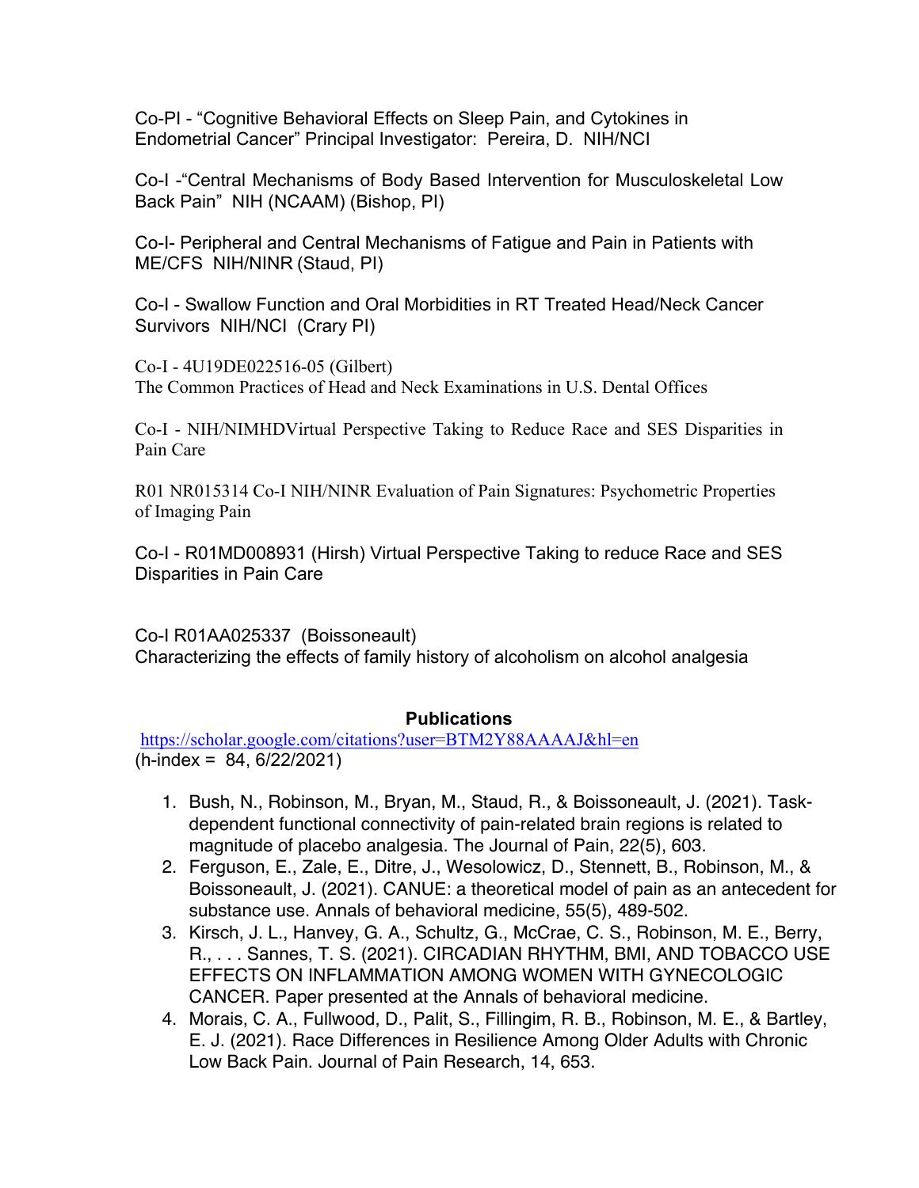Co-PI - “Cognitive Behavioral Effects on Sleep Pain, and Cytokines in Endometrial Cancer” Principal Investigator: Pereira, D. NIH/NCI

Co-I -“Central Mechanisms of Body Based Intervention for Musculoskeletal Low Back Pain” NIH (NCAAM) (Bishop, PI)

Co-I- Peripheral and Central Mechanisms of Fatigue and Pain in Patients with ME/CFS NIH/NINR (Staud, PI)

Co-I - Swallow Function and Oral Morbidities in RT Treated Head/Neck Cancer Survivors NIH/NCI (Crary PI)

Co-I - 4U19DE022516-05 (Gilbert)
The Common Practices of Head and Neck Examinations in U.S. Dental Offices

Co-I - NIH/NIMHDVirtual Perspective Taking to Reduce Race and SES Disparities in Pain Care

R01 NR015314 Co-I NIH/NINR Evaluation of Pain Signatures: Psychometric Properties of Imaging Pain

Co-I - R01MD008931 (Hirsh) Virtual Perspective Taking to reduce Race and SES Disparities in Pain Care

Co-I R01AA025337 (Boissoneault)
Characterizing the effects of family history of alcoholism on alcohol analgesia

## Publications

https://scholar.google.com/citations?user=BTM2Y88AAAAJ&hl=en
(h-index = 84, 6/22/2021)

1. Bush, N., Robinson, M., Bryan, M., Staud, R., & Boissoneault, J. (2021). Task-dependent functional connectivity of pain-related brain regions is related to magnitude of placebo analgesia. The Journal of Pain, 22(5), 603.
2. Ferguson, E., Zale, E., Ditre, J., Wesolowicz, D., Stennett, B., Robinson, M., & Boissoneault, J. (2021). CANUE: a theoretical model of pain as an antecedent for substance use. Annals of behavioral medicine, 55(5), 489-502.
3. Kirsch, J. L., Hanvey, G. A., Schultz, G., McCrae, C. S., Robinson, M. E., Berry, R., . . . Sannes, T. S. (2021). CIRCADIAN RHYTHM, BMI, AND TOBACCO USE EFFECTS ON INFLAMMATION AMONG WOMEN WITH GYNECOLOGIC CANCER. Paper presented at the Annals of behavioral medicine.
4. Morais, C. A., Fullwood, D., Palit, S., Fillingim, R. B., Robinson, M. E., & Bartley, E. J. (2021). Race Differences in Resilience Among Older Adults with Chronic Low Back Pain. Journal of Pain Research, 14, 653.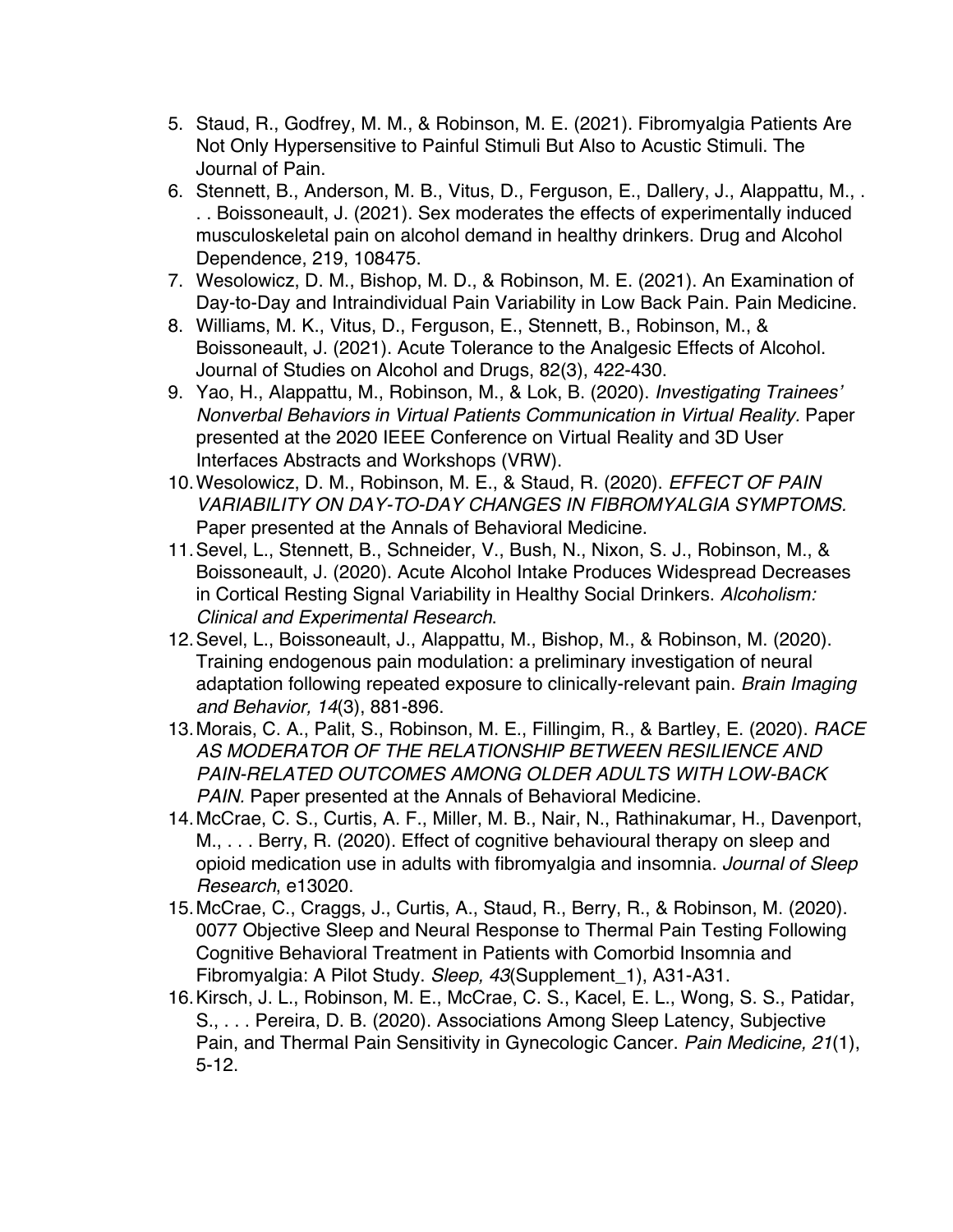5. Staud, R., Godfrey, M. M., & Robinson, M. E. (2021). Fibromyalgia Patients Are Not Only Hypersensitive to Painful Stimuli But Also to Acustic Stimuli. The Journal of Pain.
6. Stennett, B., Anderson, M. B., Vitus, D., Ferguson, E., Dallery, J., Alappattu, M., . . . Boissoneault, J. (2021). Sex moderates the effects of experimentally induced musculoskeletal pain on alcohol demand in healthy drinkers. Drug and Alcohol Dependence, 219, 108475.
7. Wesolowicz, D. M., Bishop, M. D., & Robinson, M. E. (2021). An Examination of Day-to-Day and Intraindividual Pain Variability in Low Back Pain. Pain Medicine.
8. Williams, M. K., Vitus, D., Ferguson, E., Stennett, B., Robinson, M., & Boissoneault, J. (2021). Acute Tolerance to the Analgesic Effects of Alcohol. Journal of Studies on Alcohol and Drugs, 82(3), 422-430.
9. Yao, H., Alappattu, M., Robinson, M., & Lok, B. (2020). *Investigating Trainees' Nonverbal Behaviors in Virtual Patients Communication in Virtual Reality.* Paper presented at the 2020 IEEE Conference on Virtual Reality and 3D User Interfaces Abstracts and Workshops (VRW).
10. Wesolowicz, D. M., Robinson, M. E., & Staud, R. (2020). *EFFECT OF PAIN VARIABILITY ON DAY-TO-DAY CHANGES IN FIBROMYALGIA SYMPTOMS.* Paper presented at the Annals of Behavioral Medicine.
11. Sevel, L., Stennett, B., Schneider, V., Bush, N., Nixon, S. J., Robinson, M., & Boissoneault, J. (2020). Acute Alcohol Intake Produces Widespread Decreases in Cortical Resting Signal Variability in Healthy Social Drinkers. *Alcoholism: Clinical and Experimental Research*.
12. Sevel, L., Boissoneault, J., Alappattu, M., Bishop, M., & Robinson, M. (2020). Training endogenous pain modulation: a preliminary investigation of neural adaptation following repeated exposure to clinically-relevant pain. *Brain Imaging and Behavior, 14*(3), 881-896.
13. Morais, C. A., Palit, S., Robinson, M. E., Fillingim, R., & Bartley, E. (2020). *RACE AS MODERATOR OF THE RELATIONSHIP BETWEEN RESILIENCE AND PAIN-RELATED OUTCOMES AMONG OLDER ADULTS WITH LOW-BACK PAIN.* Paper presented at the Annals of Behavioral Medicine.
14. McCrae, C. S., Curtis, A. F., Miller, M. B., Nair, N., Rathinakumar, H., Davenport, M., . . . Berry, R. (2020). Effect of cognitive behavioural therapy on sleep and opioid medication use in adults with fibromyalgia and insomnia. *Journal of Sleep Research*, e13020.
15. McCrae, C., Craggs, J., Curtis, A., Staud, R., Berry, R., & Robinson, M. (2020). 0077 Objective Sleep and Neural Response to Thermal Pain Testing Following Cognitive Behavioral Treatment in Patients with Comorbid Insomnia and Fibromyalgia: A Pilot Study. *Sleep, 43*(Supplement_1), A31-A31.
16. Kirsch, J. L., Robinson, M. E., McCrae, C. S., Kacel, E. L., Wong, S. S., Patidar, S., . . . Pereira, D. B. (2020). Associations Among Sleep Latency, Subjective Pain, and Thermal Pain Sensitivity in Gynecologic Cancer. *Pain Medicine, 21*(1), 5-12.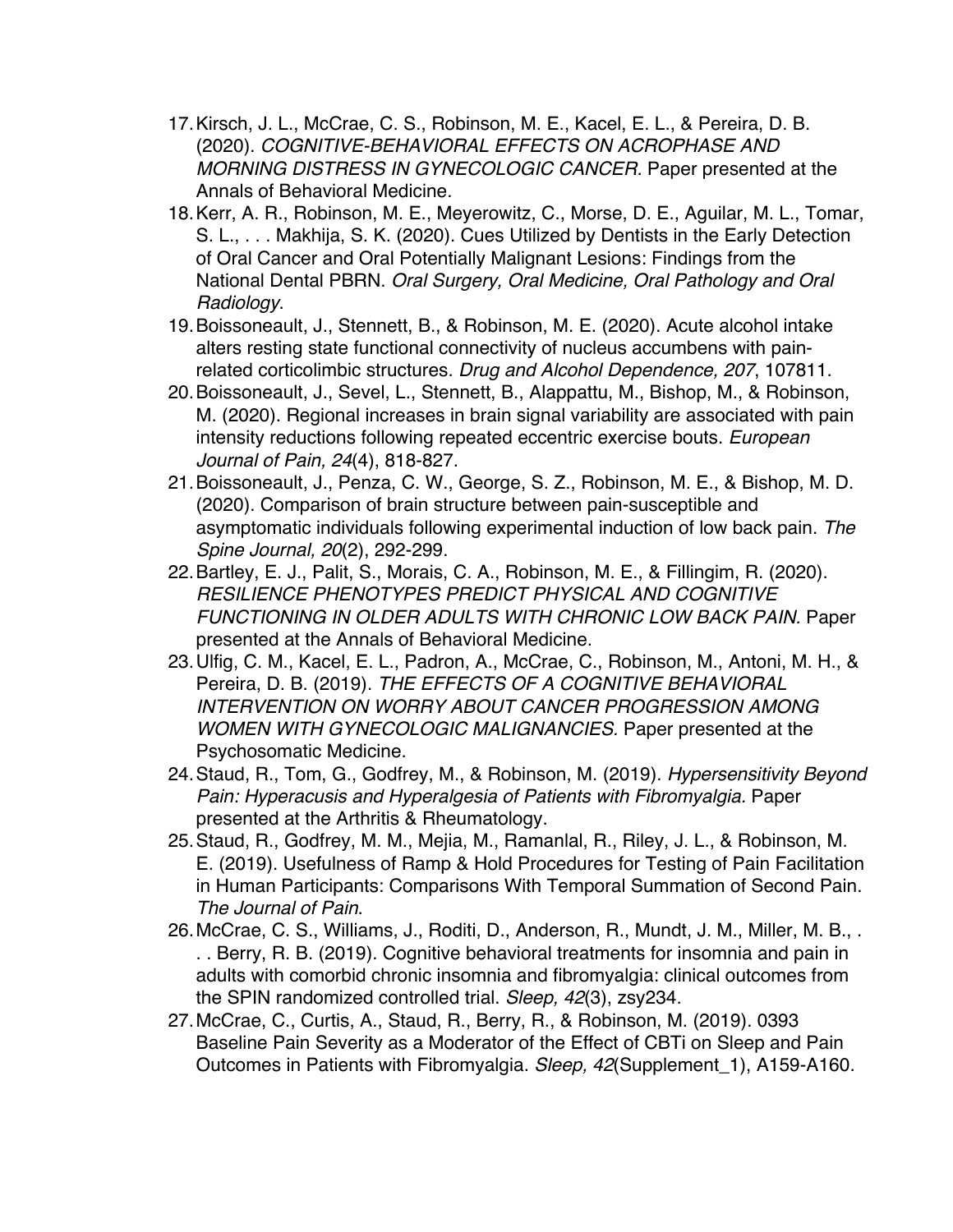17. Kirsch, J. L., McCrae, C. S., Robinson, M. E., Kacel, E. L., & Pereira, D. B. (2020). *COGNITIVE-BEHAVIORAL EFFECTS ON ACROPHASE AND MORNING DISTRESS IN GYNECOLOGIC CANCER.* Paper presented at the Annals of Behavioral Medicine.
18. Kerr, A. R., Robinson, M. E., Meyerowitz, C., Morse, D. E., Aguilar, M. L., Tomar, S. L., . . . Makhija, S. K. (2020). Cues Utilized by Dentists in the Early Detection of Oral Cancer and Oral Potentially Malignant Lesions: Findings from the National Dental PBRN. *Oral Surgery, Oral Medicine, Oral Pathology and Oral Radiology*.
19. Boissoneault, J., Stennett, B., & Robinson, M. E. (2020). Acute alcohol intake alters resting state functional connectivity of nucleus accumbens with pain-related corticolimbic structures. *Drug and Alcohol Dependence, 207*, 107811.
20. Boissoneault, J., Sevel, L., Stennett, B., Alappattu, M., Bishop, M., & Robinson, M. (2020). Regional increases in brain signal variability are associated with pain intensity reductions following repeated eccentric exercise bouts. *European Journal of Pain, 24*(4), 818-827.
21. Boissoneault, J., Penza, C. W., George, S. Z., Robinson, M. E., & Bishop, M. D. (2020). Comparison of brain structure between pain-susceptible and asymptomatic individuals following experimental induction of low back pain. *The Spine Journal, 20*(2), 292-299.
22. Bartley, E. J., Palit, S., Morais, C. A., Robinson, M. E., & Fillingim, R. (2020). *RESILIENCE PHENOTYPES PREDICT PHYSICAL AND COGNITIVE FUNCTIONING IN OLDER ADULTS WITH CHRONIC LOW BACK PAIN.* Paper presented at the Annals of Behavioral Medicine.
23. Ulfig, C. M., Kacel, E. L., Padron, A., McCrae, C., Robinson, M., Antoni, M. H., & Pereira, D. B. (2019). *THE EFFECTS OF A COGNITIVE BEHAVIORAL INTERVENTION ON WORRY ABOUT CANCER PROGRESSION AMONG WOMEN WITH GYNECOLOGIC MALIGNANCIES.* Paper presented at the Psychosomatic Medicine.
24. Staud, R., Tom, G., Godfrey, M., & Robinson, M. (2019). *Hypersensitivity Beyond Pain: Hyperacusis and Hyperalgesia of Patients with Fibromyalgia.* Paper presented at the Arthritis & Rheumatology.
25. Staud, R., Godfrey, M. M., Mejia, M., Ramanlal, R., Riley, J. L., & Robinson, M. E. (2019). Usefulness of Ramp & Hold Procedures for Testing of Pain Facilitation in Human Participants: Comparisons With Temporal Summation of Second Pain. *The Journal of Pain*.
26. McCrae, C. S., Williams, J., Roditi, D., Anderson, R., Mundt, J. M., Miller, M. B., . . . Berry, R. B. (2019). Cognitive behavioral treatments for insomnia and pain in adults with comorbid chronic insomnia and fibromyalgia: clinical outcomes from the SPIN randomized controlled trial. *Sleep, 42*(3), zsy234.
27. McCrae, C., Curtis, A., Staud, R., Berry, R., & Robinson, M. (2019). 0393 Baseline Pain Severity as a Moderator of the Effect of CBTi on Sleep and Pain Outcomes in Patients with Fibromyalgia. *Sleep, 42*(Supplement_1), A159-A160.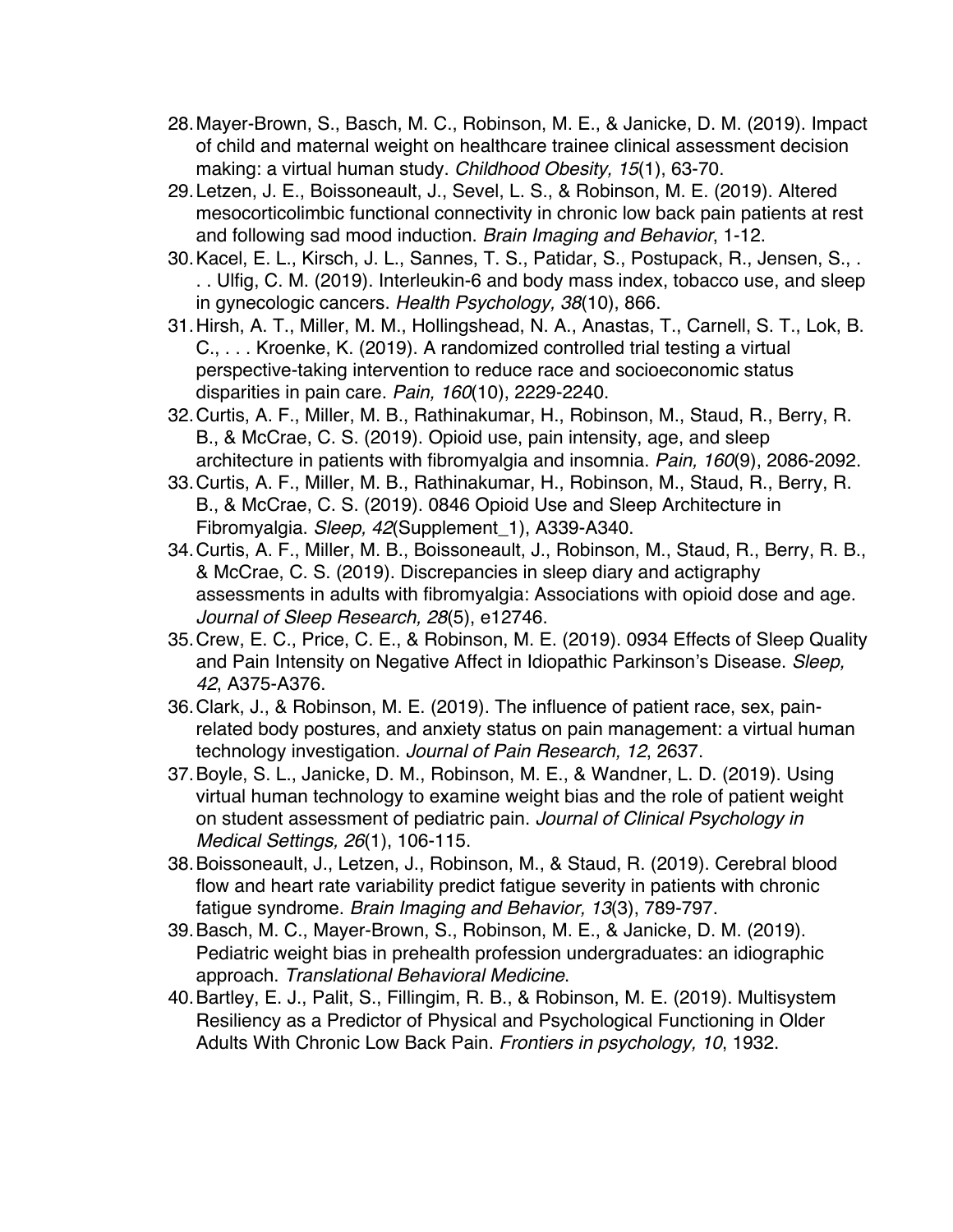28. Mayer-Brown, S., Basch, M. C., Robinson, M. E., & Janicke, D. M. (2019). Impact of child and maternal weight on healthcare trainee clinical assessment decision making: a virtual human study. *Childhood Obesity, 15*(1), 63-70.
29. Letzen, J. E., Boissoneault, J., Sevel, L. S., & Robinson, M. E. (2019). Altered mesocorticolimbic functional connectivity in chronic low back pain patients at rest and following sad mood induction. *Brain Imaging and Behavior*, 1-12.
30. Kacel, E. L., Kirsch, J. L., Sannes, T. S., Patidar, S., Postupack, R., Jensen, S., . . . Ulfig, C. M. (2019). Interleukin-6 and body mass index, tobacco use, and sleep in gynecologic cancers. *Health Psychology, 38*(10), 866.
31. Hirsh, A. T., Miller, M. M., Hollingshead, N. A., Anastas, T., Carnell, S. T., Lok, B. C., . . . Kroenke, K. (2019). A randomized controlled trial testing a virtual perspective-taking intervention to reduce race and socioeconomic status disparities in pain care. *Pain, 160*(10), 2229-2240.
32. Curtis, A. F., Miller, M. B., Rathinakumar, H., Robinson, M., Staud, R., Berry, R. B., & McCrae, C. S. (2019). Opioid use, pain intensity, age, and sleep architecture in patients with fibromyalgia and insomnia. *Pain, 160*(9), 2086-2092.
33. Curtis, A. F., Miller, M. B., Rathinakumar, H., Robinson, M., Staud, R., Berry, R. B., & McCrae, C. S. (2019). 0846 Opioid Use and Sleep Architecture in Fibromyalgia. *Sleep, 42*(Supplement_1), A339-A340.
34. Curtis, A. F., Miller, M. B., Boissoneault, J., Robinson, M., Staud, R., Berry, R. B., & McCrae, C. S. (2019). Discrepancies in sleep diary and actigraphy assessments in adults with fibromyalgia: Associations with opioid dose and age. *Journal of Sleep Research, 28*(5), e12746.
35. Crew, E. C., Price, C. E., & Robinson, M. E. (2019). 0934 Effects of Sleep Quality and Pain Intensity on Negative Affect in Idiopathic Parkinson's Disease. *Sleep, 42*, A375-A376.
36. Clark, J., & Robinson, M. E. (2019). The influence of patient race, sex, pain-related body postures, and anxiety status on pain management: a virtual human technology investigation. *Journal of Pain Research, 12*, 2637.
37. Boyle, S. L., Janicke, D. M., Robinson, M. E., & Wandner, L. D. (2019). Using virtual human technology to examine weight bias and the role of patient weight on student assessment of pediatric pain. *Journal of Clinical Psychology in Medical Settings, 26*(1), 106-115.
38. Boissoneault, J., Letzen, J., Robinson, M., & Staud, R. (2019). Cerebral blood flow and heart rate variability predict fatigue severity in patients with chronic fatigue syndrome. *Brain Imaging and Behavior, 13*(3), 789-797.
39. Basch, M. C., Mayer-Brown, S., Robinson, M. E., & Janicke, D. M. (2019). Pediatric weight bias in prehealth profession undergraduates: an idiographic approach. *Translational Behavioral Medicine*.
40. Bartley, E. J., Palit, S., Fillingim, R. B., & Robinson, M. E. (2019). Multisystem Resiliency as a Predictor of Physical and Psychological Functioning in Older Adults With Chronic Low Back Pain. *Frontiers in psychology, 10*, 1932.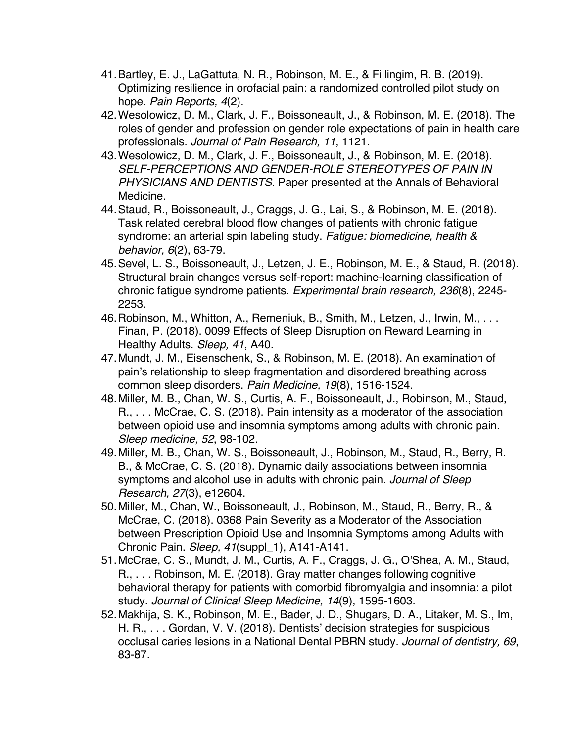41. Bartley, E. J., LaGattuta, N. R., Robinson, M. E., & Fillingim, R. B. (2019). Optimizing resilience in orofacial pain: a randomized controlled pilot study on hope. *Pain Reports, 4*(2).
42. Wesolowicz, D. M., Clark, J. F., Boissoneault, J., & Robinson, M. E. (2018). The roles of gender and profession on gender role expectations of pain in health care professionals. *Journal of Pain Research, 11*, 1121.
43. Wesolowicz, D. M., Clark, J. F., Boissoneault, J., & Robinson, M. E. (2018). *SELF-PERCEPTIONS AND GENDER-ROLE STEREOTYPES OF PAIN IN PHYSICIANS AND DENTISTS.* Paper presented at the Annals of Behavioral Medicine.
44. Staud, R., Boissoneault, J., Craggs, J. G., Lai, S., & Robinson, M. E. (2018). Task related cerebral blood flow changes of patients with chronic fatigue syndrome: an arterial spin labeling study. *Fatigue: biomedicine, health & behavior, 6*(2), 63-79.
45. Sevel, L. S., Boissoneault, J., Letzen, J. E., Robinson, M. E., & Staud, R. (2018). Structural brain changes versus self-report: machine-learning classification of chronic fatigue syndrome patients. *Experimental brain research, 236*(8), 2245-2253.
46. Robinson, M., Whitton, A., Remeniuk, B., Smith, M., Letzen, J., Irwin, M., . . . Finan, P. (2018). 0099 Effects of Sleep Disruption on Reward Learning in Healthy Adults. *Sleep, 41*, A40.
47. Mundt, J. M., Eisenschenk, S., & Robinson, M. E. (2018). An examination of pain's relationship to sleep fragmentation and disordered breathing across common sleep disorders. *Pain Medicine, 19*(8), 1516-1524.
48. Miller, M. B., Chan, W. S., Curtis, A. F., Boissoneault, J., Robinson, M., Staud, R., . . . McCrae, C. S. (2018). Pain intensity as a moderator of the association between opioid use and insomnia symptoms among adults with chronic pain. *Sleep medicine, 52*, 98-102.
49. Miller, M. B., Chan, W. S., Boissoneault, J., Robinson, M., Staud, R., Berry, R. B., & McCrae, C. S. (2018). Dynamic daily associations between insomnia symptoms and alcohol use in adults with chronic pain. *Journal of Sleep Research, 27*(3), e12604.
50. Miller, M., Chan, W., Boissoneault, J., Robinson, M., Staud, R., Berry, R., & McCrae, C. (2018). 0368 Pain Severity as a Moderator of the Association between Prescription Opioid Use and Insomnia Symptoms among Adults with Chronic Pain. *Sleep, 41*(suppl_1), A141-A141.
51. McCrae, C. S., Mundt, J. M., Curtis, A. F., Craggs, J. G., O'Shea, A. M., Staud, R., . . . Robinson, M. E. (2018). Gray matter changes following cognitive behavioral therapy for patients with comorbid fibromyalgia and insomnia: a pilot study. *Journal of Clinical Sleep Medicine, 14*(9), 1595-1603.
52. Makhija, S. K., Robinson, M. E., Bader, J. D., Shugars, D. A., Litaker, M. S., Im, H. R., . . . Gordan, V. V. (2018). Dentists' decision strategies for suspicious occlusal caries lesions in a National Dental PBRN study. *Journal of dentistry, 69*, 83-87.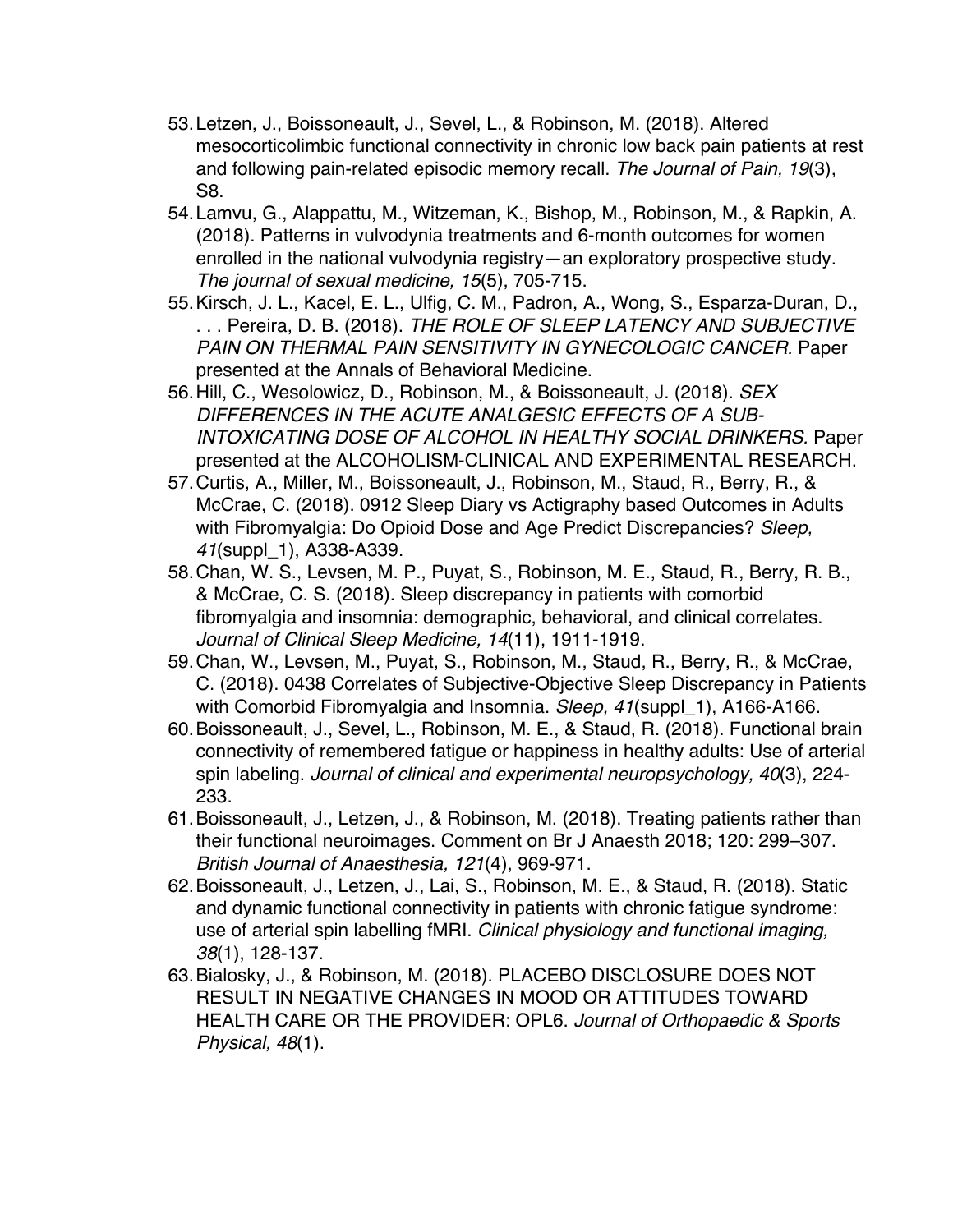53. Letzen, J., Boissoneault, J., Sevel, L., & Robinson, M. (2018). Altered mesocorticolimbic functional connectivity in chronic low back pain patients at rest and following pain-related episodic memory recall. *The Journal of Pain, 19*(3), S8.
54. Lamvu, G., Alappattu, M., Witzeman, K., Bishop, M., Robinson, M., & Rapkin, A. (2018). Patterns in vulvodynia treatments and 6-month outcomes for women enrolled in the national vulvodynia registry—an exploratory prospective study. *The journal of sexual medicine, 15*(5), 705-715.
55. Kirsch, J. L., Kacel, E. L., Ulfig, C. M., Padron, A., Wong, S., Esparza-Duran, D., . . . Pereira, D. B. (2018). *THE ROLE OF SLEEP LATENCY AND SUBJECTIVE PAIN ON THERMAL PAIN SENSITIVITY IN GYNECOLOGIC CANCER.* Paper presented at the Annals of Behavioral Medicine.
56. Hill, C., Wesolowicz, D., Robinson, M., & Boissoneault, J. (2018). *SEX DIFFERENCES IN THE ACUTE ANALGESIC EFFECTS OF A SUB-INTOXICATING DOSE OF ALCOHOL IN HEALTHY SOCIAL DRINKERS.* Paper presented at the ALCOHOLISM-CLINICAL AND EXPERIMENTAL RESEARCH.
57. Curtis, A., Miller, M., Boissoneault, J., Robinson, M., Staud, R., Berry, R., & McCrae, C. (2018). 0912 Sleep Diary vs Actigraphy based Outcomes in Adults with Fibromyalgia: Do Opioid Dose and Age Predict Discrepancies? *Sleep, 41*(suppl_1), A338-A339.
58. Chan, W. S., Levsen, M. P., Puyat, S., Robinson, M. E., Staud, R., Berry, R. B., & McCrae, C. S. (2018). Sleep discrepancy in patients with comorbid fibromyalgia and insomnia: demographic, behavioral, and clinical correlates. *Journal of Clinical Sleep Medicine, 14*(11), 1911-1919.
59. Chan, W., Levsen, M., Puyat, S., Robinson, M., Staud, R., Berry, R., & McCrae, C. (2018). 0438 Correlates of Subjective-Objective Sleep Discrepancy in Patients with Comorbid Fibromyalgia and Insomnia. *Sleep, 41*(suppl_1), A166-A166.
60. Boissoneault, J., Sevel, L., Robinson, M. E., & Staud, R. (2018). Functional brain connectivity of remembered fatigue or happiness in healthy adults: Use of arterial spin labeling. *Journal of clinical and experimental neuropsychology, 40*(3), 224-233.
61. Boissoneault, J., Letzen, J., & Robinson, M. (2018). Treating patients rather than their functional neuroimages. Comment on Br J Anaesth 2018; 120: 299–307. *British Journal of Anaesthesia, 121*(4), 969-971.
62. Boissoneault, J., Letzen, J., Lai, S., Robinson, M. E., & Staud, R. (2018). Static and dynamic functional connectivity in patients with chronic fatigue syndrome: use of arterial spin labelling fMRI. *Clinical physiology and functional imaging, 38*(1), 128-137.
63. Bialosky, J., & Robinson, M. (2018). PLACEBO DISCLOSURE DOES NOT RESULT IN NEGATIVE CHANGES IN MOOD OR ATTITUDES TOWARD HEALTH CARE OR THE PROVIDER: OPL6. *Journal of Orthopaedic & Sports Physical, 48*(1).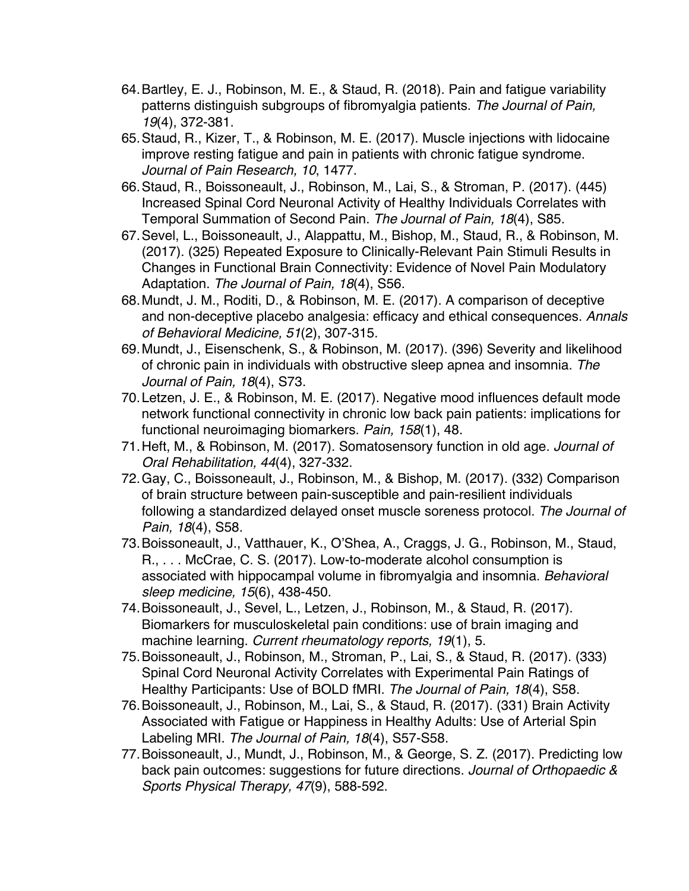64. Bartley, E. J., Robinson, M. E., & Staud, R. (2018). Pain and fatigue variability patterns distinguish subgroups of fibromyalgia patients. *The Journal of Pain, 19*(4), 372-381.
65. Staud, R., Kizer, T., & Robinson, M. E. (2017). Muscle injections with lidocaine improve resting fatigue and pain in patients with chronic fatigue syndrome. *Journal of Pain Research, 10*, 1477.
66. Staud, R., Boissoneault, J., Robinson, M., Lai, S., & Stroman, P. (2017). (445) Increased Spinal Cord Neuronal Activity of Healthy Individuals Correlates with Temporal Summation of Second Pain. *The Journal of Pain, 18*(4), S85.
67. Sevel, L., Boissoneault, J., Alappattu, M., Bishop, M., Staud, R., & Robinson, M. (2017). (325) Repeated Exposure to Clinically-Relevant Pain Stimuli Results in Changes in Functional Brain Connectivity: Evidence of Novel Pain Modulatory Adaptation. *The Journal of Pain, 18*(4), S56.
68. Mundt, J. M., Roditi, D., & Robinson, M. E. (2017). A comparison of deceptive and non-deceptive placebo analgesia: efficacy and ethical consequences. *Annals of Behavioral Medicine, 51*(2), 307-315.
69. Mundt, J., Eisenschenk, S., & Robinson, M. (2017). (396) Severity and likelihood of chronic pain in individuals with obstructive sleep apnea and insomnia. *The Journal of Pain, 18*(4), S73.
70. Letzen, J. E., & Robinson, M. E. (2017). Negative mood influences default mode network functional connectivity in chronic low back pain patients: implications for functional neuroimaging biomarkers. *Pain, 158*(1), 48.
71. Heft, M., & Robinson, M. (2017). Somatosensory function in old age. *Journal of Oral Rehabilitation, 44*(4), 327-332.
72. Gay, C., Boissoneault, J., Robinson, M., & Bishop, M. (2017). (332) Comparison of brain structure between pain-susceptible and pain-resilient individuals following a standardized delayed onset muscle soreness protocol. *The Journal of Pain, 18*(4), S58.
73. Boissoneault, J., Vatthauer, K., O'Shea, A., Craggs, J. G., Robinson, M., Staud, R., . . . McCrae, C. S. (2017). Low-to-moderate alcohol consumption is associated with hippocampal volume in fibromyalgia and insomnia. *Behavioral sleep medicine, 15*(6), 438-450.
74. Boissoneault, J., Sevel, L., Letzen, J., Robinson, M., & Staud, R. (2017). Biomarkers for musculoskeletal pain conditions: use of brain imaging and machine learning. *Current rheumatology reports, 19*(1), 5.
75. Boissoneault, J., Robinson, M., Stroman, P., Lai, S., & Staud, R. (2017). (333) Spinal Cord Neuronal Activity Correlates with Experimental Pain Ratings of Healthy Participants: Use of BOLD fMRI. *The Journal of Pain, 18*(4), S58.
76. Boissoneault, J., Robinson, M., Lai, S., & Staud, R. (2017). (331) Brain Activity Associated with Fatigue or Happiness in Healthy Adults: Use of Arterial Spin Labeling MRI. *The Journal of Pain, 18*(4), S57-S58.
77. Boissoneault, J., Mundt, J., Robinson, M., & George, S. Z. (2017). Predicting low back pain outcomes: suggestions for future directions. *Journal of Orthopaedic & Sports Physical Therapy, 47*(9), 588-592.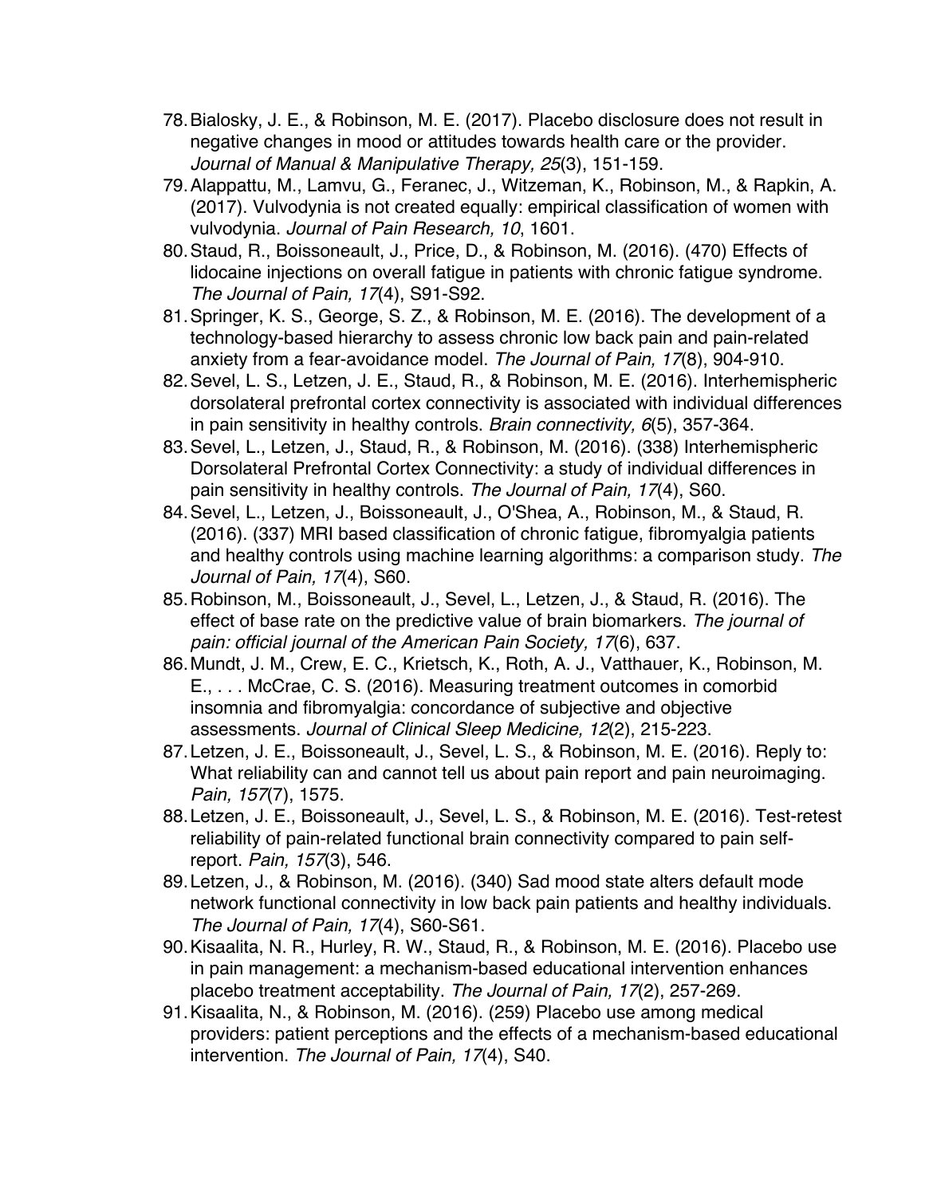78. Bialosky, J. E., & Robinson, M. E. (2017). Placebo disclosure does not result in negative changes in mood or attitudes towards health care or the provider. *Journal of Manual & Manipulative Therapy, 25*(3), 151-159.
79. Alappattu, M., Lamvu, G., Feranec, J., Witzeman, K., Robinson, M., & Rapkin, A. (2017). Vulvodynia is not created equally: empirical classification of women with vulvodynia. *Journal of Pain Research, 10*, 1601.
80. Staud, R., Boissoneault, J., Price, D., & Robinson, M. (2016). (470) Effects of lidocaine injections on overall fatigue in patients with chronic fatigue syndrome. *The Journal of Pain, 17*(4), S91-S92.
81. Springer, K. S., George, S. Z., & Robinson, M. E. (2016). The development of a technology-based hierarchy to assess chronic low back pain and pain-related anxiety from a fear-avoidance model. *The Journal of Pain, 17*(8), 904-910.
82. Sevel, L. S., Letzen, J. E., Staud, R., & Robinson, M. E. (2016). Interhemispheric dorsolateral prefrontal cortex connectivity is associated with individual differences in pain sensitivity in healthy controls. *Brain connectivity, 6*(5), 357-364.
83. Sevel, L., Letzen, J., Staud, R., & Robinson, M. (2016). (338) Interhemispheric Dorsolateral Prefrontal Cortex Connectivity: a study of individual differences in pain sensitivity in healthy controls. *The Journal of Pain, 17*(4), S60.
84. Sevel, L., Letzen, J., Boissoneault, J., O'Shea, A., Robinson, M., & Staud, R. (2016). (337) MRI based classification of chronic fatigue, fibromyalgia patients and healthy controls using machine learning algorithms: a comparison study. *The Journal of Pain, 17*(4), S60.
85. Robinson, M., Boissoneault, J., Sevel, L., Letzen, J., & Staud, R. (2016). The effect of base rate on the predictive value of brain biomarkers. *The journal of pain: official journal of the American Pain Society, 17*(6), 637.
86. Mundt, J. M., Crew, E. C., Krietsch, K., Roth, A. J., Vatthauer, K., Robinson, M. E., . . . McCrae, C. S. (2016). Measuring treatment outcomes in comorbid insomnia and fibromyalgia: concordance of subjective and objective assessments. *Journal of Clinical Sleep Medicine, 12*(2), 215-223.
87. Letzen, J. E., Boissoneault, J., Sevel, L. S., & Robinson, M. E. (2016). Reply to: What reliability can and cannot tell us about pain report and pain neuroimaging. *Pain, 157*(7), 1575.
88. Letzen, J. E., Boissoneault, J., Sevel, L. S., & Robinson, M. E. (2016). Test-retest reliability of pain-related functional brain connectivity compared to pain self-report. *Pain, 157*(3), 546.
89. Letzen, J., & Robinson, M. (2016). (340) Sad mood state alters default mode network functional connectivity in low back pain patients and healthy individuals. *The Journal of Pain, 17*(4), S60-S61.
90. Kisaalita, N. R., Hurley, R. W., Staud, R., & Robinson, M. E. (2016). Placebo use in pain management: a mechanism-based educational intervention enhances placebo treatment acceptability. *The Journal of Pain, 17*(2), 257-269.
91. Kisaalita, N., & Robinson, M. (2016). (259) Placebo use among medical providers: patient perceptions and the effects of a mechanism-based educational intervention. *The Journal of Pain, 17*(4), S40.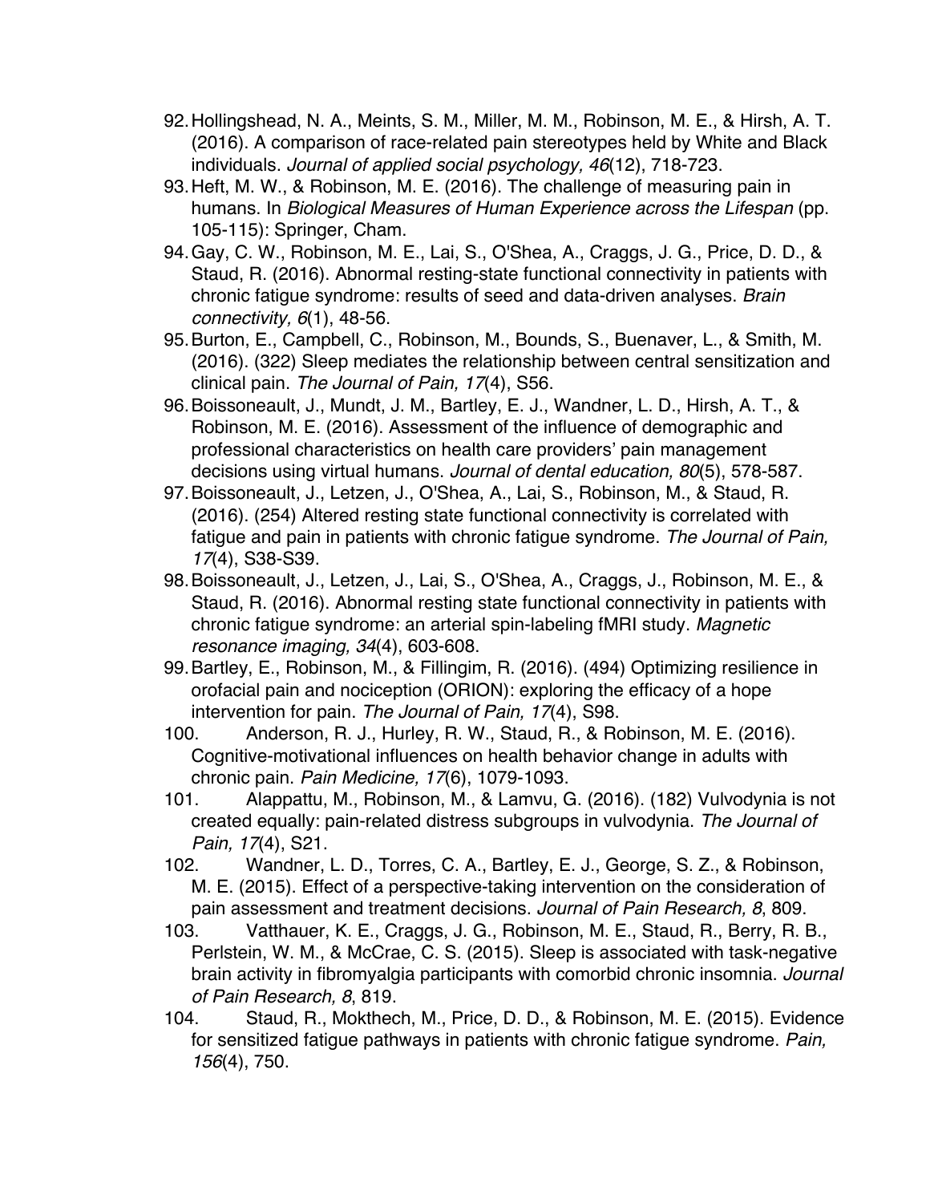92. Hollingshead, N. A., Meints, S. M., Miller, M. M., Robinson, M. E., & Hirsh, A. T. (2016). A comparison of race-related pain stereotypes held by White and Black individuals. *Journal of applied social psychology, 46*(12), 718-723.
93. Heft, M. W., & Robinson, M. E. (2016). The challenge of measuring pain in humans. In *Biological Measures of Human Experience across the Lifespan* (pp. 105-115): Springer, Cham.
94. Gay, C. W., Robinson, M. E., Lai, S., O'Shea, A., Craggs, J. G., Price, D. D., & Staud, R. (2016). Abnormal resting-state functional connectivity in patients with chronic fatigue syndrome: results of seed and data-driven analyses. *Brain connectivity, 6*(1), 48-56.
95. Burton, E., Campbell, C., Robinson, M., Bounds, S., Buenaver, L., & Smith, M. (2016). (322) Sleep mediates the relationship between central sensitization and clinical pain. *The Journal of Pain, 17*(4), S56.
96. Boissoneault, J., Mundt, J. M., Bartley, E. J., Wandner, L. D., Hirsh, A. T., & Robinson, M. E. (2016). Assessment of the influence of demographic and professional characteristics on health care providers' pain management decisions using virtual humans. *Journal of dental education, 80*(5), 578-587.
97. Boissoneault, J., Letzen, J., O'Shea, A., Lai, S., Robinson, M., & Staud, R. (2016). (254) Altered resting state functional connectivity is correlated with fatigue and pain in patients with chronic fatigue syndrome. *The Journal of Pain, 17*(4), S38-S39.
98. Boissoneault, J., Letzen, J., Lai, S., O'Shea, A., Craggs, J., Robinson, M. E., & Staud, R. (2016). Abnormal resting state functional connectivity in patients with chronic fatigue syndrome: an arterial spin-labeling fMRI study. *Magnetic resonance imaging, 34*(4), 603-608.
99. Bartley, E., Robinson, M., & Fillingim, R. (2016). (494) Optimizing resilience in orofacial pain and nociception (ORION): exploring the efficacy of a hope intervention for pain. *The Journal of Pain, 17*(4), S98.
100. Anderson, R. J., Hurley, R. W., Staud, R., & Robinson, M. E. (2016). Cognitive-motivational influences on health behavior change in adults with chronic pain. *Pain Medicine, 17*(6), 1079-1093.
101. Alappattu, M., Robinson, M., & Lamvu, G. (2016). (182) Vulvodynia is not created equally: pain-related distress subgroups in vulvodynia. *The Journal of Pain, 17*(4), S21.
102. Wandner, L. D., Torres, C. A., Bartley, E. J., George, S. Z., & Robinson, M. E. (2015). Effect of a perspective-taking intervention on the consideration of pain assessment and treatment decisions. *Journal of Pain Research, 8*, 809.
103. Vatthauer, K. E., Craggs, J. G., Robinson, M. E., Staud, R., Berry, R. B., Perlstein, W. M., & McCrae, C. S. (2015). Sleep is associated with task-negative brain activity in fibromyalgia participants with comorbid chronic insomnia. *Journal of Pain Research, 8*, 819.
104. Staud, R., Mokthech, M., Price, D. D., & Robinson, M. E. (2015). Evidence for sensitized fatigue pathways in patients with chronic fatigue syndrome. *Pain, 156*(4), 750.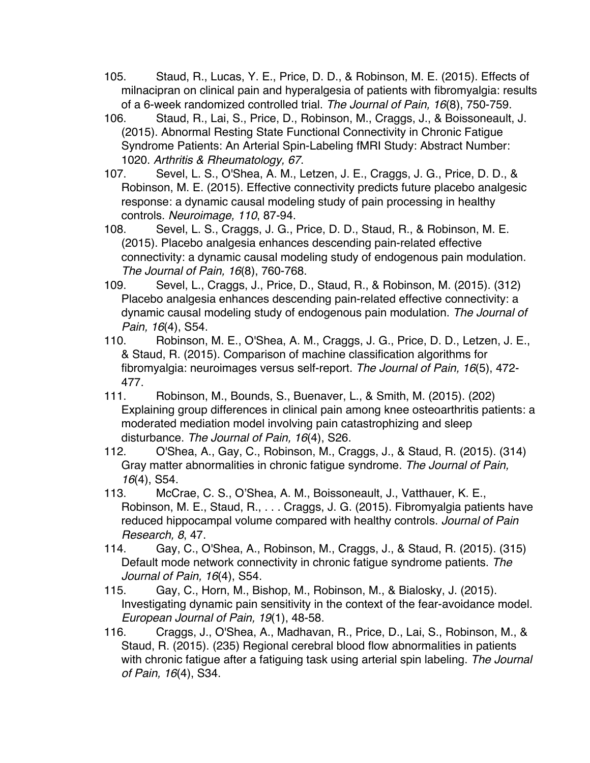105. Staud, R., Lucas, Y. E., Price, D. D., & Robinson, M. E. (2015). Effects of milnacipran on clinical pain and hyperalgesia of patients with fibromyalgia: results of a 6-week randomized controlled trial. *The Journal of Pain, 16*(8), 750-759.

106. Staud, R., Lai, S., Price, D., Robinson, M., Craggs, J., & Boissoneault, J. (2015). Abnormal Resting State Functional Connectivity in Chronic Fatigue Syndrome Patients: An Arterial Spin-Labeling fMRI Study: Abstract Number: 1020. *Arthritis & Rheumatology, 67*.

107. Sevel, L. S., O'Shea, A. M., Letzen, J. E., Craggs, J. G., Price, D. D., & Robinson, M. E. (2015). Effective connectivity predicts future placebo analgesic response: a dynamic causal modeling study of pain processing in healthy controls. *Neuroimage, 110*, 87-94.

108. Sevel, L. S., Craggs, J. G., Price, D. D., Staud, R., & Robinson, M. E. (2015). Placebo analgesia enhances descending pain-related effective connectivity: a dynamic causal modeling study of endogenous pain modulation. *The Journal of Pain, 16*(8), 760-768.

109. Sevel, L., Craggs, J., Price, D., Staud, R., & Robinson, M. (2015). (312) Placebo analgesia enhances descending pain-related effective connectivity: a dynamic causal modeling study of endogenous pain modulation. *The Journal of Pain, 16*(4), S54.

110. Robinson, M. E., O'Shea, A. M., Craggs, J. G., Price, D. D., Letzen, J. E., & Staud, R. (2015). Comparison of machine classification algorithms for fibromyalgia: neuroimages versus self-report. *The Journal of Pain, 16*(5), 472-477.

111. Robinson, M., Bounds, S., Buenaver, L., & Smith, M. (2015). (202) Explaining group differences in clinical pain among knee osteoarthritis patients: a moderated mediation model involving pain catastrophizing and sleep disturbance. *The Journal of Pain, 16*(4), S26.

112. O'Shea, A., Gay, C., Robinson, M., Craggs, J., & Staud, R. (2015). (314) Gray matter abnormalities in chronic fatigue syndrome. *The Journal of Pain, 16*(4), S54.

113. McCrae, C. S., O'Shea, A. M., Boissoneault, J., Vatthauer, K. E., Robinson, M. E., Staud, R., . . . Craggs, J. G. (2015). Fibromyalgia patients have reduced hippocampal volume compared with healthy controls. *Journal of Pain Research, 8*, 47.

114. Gay, C., O'Shea, A., Robinson, M., Craggs, J., & Staud, R. (2015). (315) Default mode network connectivity in chronic fatigue syndrome patients. *The Journal of Pain, 16*(4), S54.

115. Gay, C., Horn, M., Bishop, M., Robinson, M., & Bialosky, J. (2015). Investigating dynamic pain sensitivity in the context of the fear-avoidance model. *European Journal of Pain, 19*(1), 48-58.

116. Craggs, J., O'Shea, A., Madhavan, R., Price, D., Lai, S., Robinson, M., & Staud, R. (2015). (235) Regional cerebral blood flow abnormalities in patients with chronic fatigue after a fatiguing task using arterial spin labeling. *The Journal of Pain, 16*(4), S34.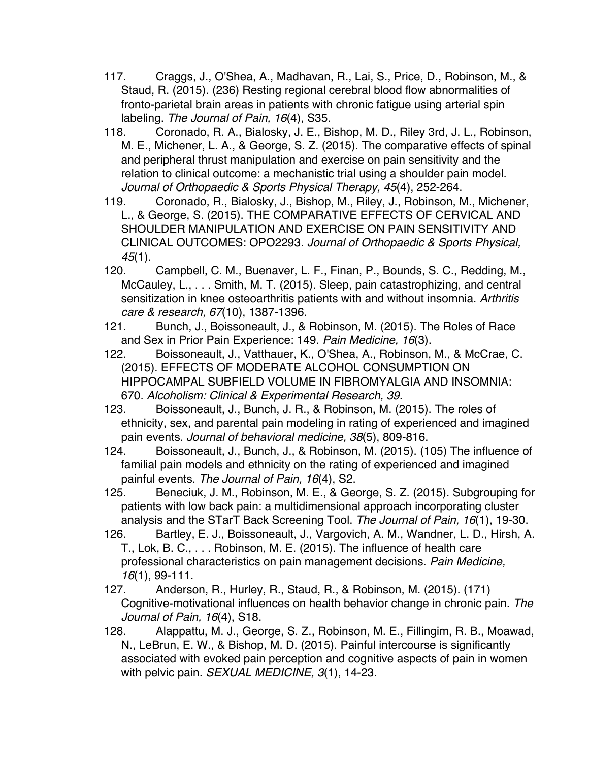117. Craggs, J., O'Shea, A., Madhavan, R., Lai, S., Price, D., Robinson, M., & Staud, R. (2015). (236) Resting regional cerebral blood flow abnormalities of fronto-parietal brain areas in patients with chronic fatigue using arterial spin labeling. *The Journal of Pain, 16*(4), S35.
118. Coronado, R. A., Bialosky, J. E., Bishop, M. D., Riley 3rd, J. L., Robinson, M. E., Michener, L. A., & George, S. Z. (2015). The comparative effects of spinal and peripheral thrust manipulation and exercise on pain sensitivity and the relation to clinical outcome: a mechanistic trial using a shoulder pain model. *Journal of Orthopaedic & Sports Physical Therapy, 45*(4), 252-264.
119. Coronado, R., Bialosky, J., Bishop, M., Riley, J., Robinson, M., Michener, L., & George, S. (2015). THE COMPARATIVE EFFECTS OF CERVICAL AND SHOULDER MANIPULATION AND EXERCISE ON PAIN SENSITIVITY AND CLINICAL OUTCOMES: OPO2293. *Journal of Orthopaedic & Sports Physical, 45*(1).
120. Campbell, C. M., Buenaver, L. F., Finan, P., Bounds, S. C., Redding, M., McCauley, L., . . . Smith, M. T. (2015). Sleep, pain catastrophizing, and central sensitization in knee osteoarthritis patients with and without insomnia. *Arthritis care & research, 67*(10), 1387-1396.
121. Bunch, J., Boissoneault, J., & Robinson, M. (2015). The Roles of Race and Sex in Prior Pain Experience: 149. *Pain Medicine, 16*(3).
122. Boissoneault, J., Vatthauer, K., O'Shea, A., Robinson, M., & McCrae, C. (2015). EFFECTS OF MODERATE ALCOHOL CONSUMPTION ON HIPPOCAMPAL SUBFIELD VOLUME IN FIBROMYALGIA AND INSOMNIA: 670. *Alcoholism: Clinical & Experimental Research, 39*.
123. Boissoneault, J., Bunch, J. R., & Robinson, M. (2015). The roles of ethnicity, sex, and parental pain modeling in rating of experienced and imagined pain events. *Journal of behavioral medicine, 38*(5), 809-816.
124. Boissoneault, J., Bunch, J., & Robinson, M. (2015). (105) The influence of familial pain models and ethnicity on the rating of experienced and imagined painful events. *The Journal of Pain, 16*(4), S2.
125. Beneciuk, J. M., Robinson, M. E., & George, S. Z. (2015). Subgrouping for patients with low back pain: a multidimensional approach incorporating cluster analysis and the STarT Back Screening Tool. *The Journal of Pain, 16*(1), 19-30.
126. Bartley, E. J., Boissoneault, J., Vargovich, A. M., Wandner, L. D., Hirsh, A. T., Lok, B. C., . . . Robinson, M. E. (2015). The influence of health care professional characteristics on pain management decisions. *Pain Medicine, 16*(1), 99-111.
127. Anderson, R., Hurley, R., Staud, R., & Robinson, M. (2015). (171) Cognitive-motivational influences on health behavior change in chronic pain. *The Journal of Pain, 16*(4), S18.
128. Alappattu, M. J., George, S. Z., Robinson, M. E., Fillingim, R. B., Moawad, N., LeBrun, E. W., & Bishop, M. D. (2015). Painful intercourse is significantly associated with evoked pain perception and cognitive aspects of pain in women with pelvic pain. *SEXUAL MEDICINE, 3*(1), 14-23.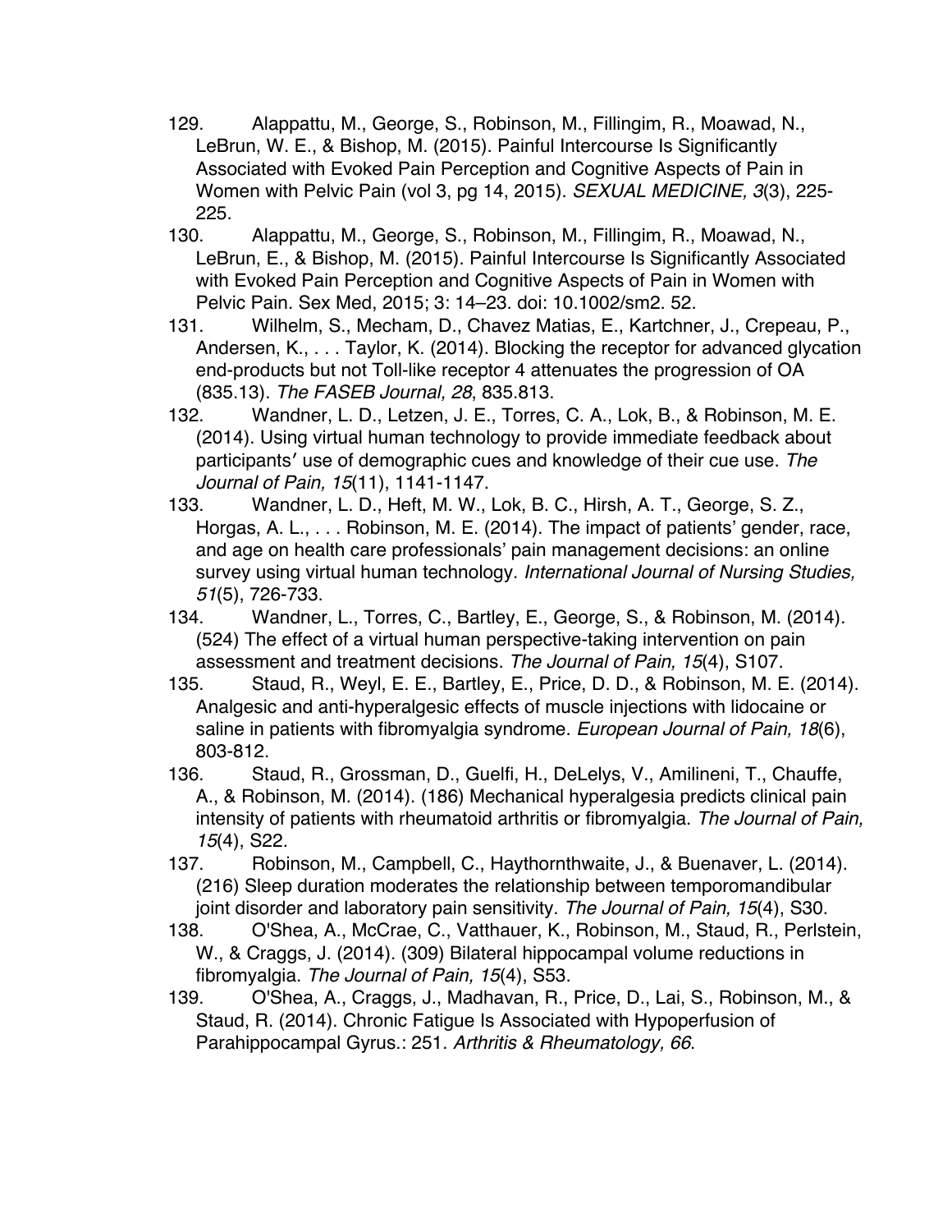129. Alappattu, M., George, S., Robinson, M., Fillingim, R., Moawad, N., LeBrun, W. E., & Bishop, M. (2015). Painful Intercourse Is Significantly Associated with Evoked Pain Perception and Cognitive Aspects of Pain in Women with Pelvic Pain (vol 3, pg 14, 2015). *SEXUAL MEDICINE, 3*(3), 225-225.
130. Alappattu, M., George, S., Robinson, M., Fillingim, R., Moawad, N., LeBrun, E., & Bishop, M. (2015). Painful Intercourse Is Significantly Associated with Evoked Pain Perception and Cognitive Aspects of Pain in Women with Pelvic Pain. Sex Med, 2015; 3: 14–23. doi: 10.1002/sm2. 52.
131. Wilhelm, S., Mecham, D., Chavez Matias, E., Kartchner, J., Crepeau, P., Andersen, K., . . . Taylor, K. (2014). Blocking the receptor for advanced glycation end-products but not Toll-like receptor 4 attenuates the progression of OA (835.13). *The FASEB Journal, 28*, 835.813.
132. Wandner, L. D., Letzen, J. E., Torres, C. A., Lok, B., & Robinson, M. E. (2014). Using virtual human technology to provide immediate feedback about participants′ use of demographic cues and knowledge of their cue use. *The Journal of Pain, 15*(11), 1141-1147.
133. Wandner, L. D., Heft, M. W., Lok, B. C., Hirsh, A. T., George, S. Z., Horgas, A. L., . . . Robinson, M. E. (2014). The impact of patients' gender, race, and age on health care professionals' pain management decisions: an online survey using virtual human technology. *International Journal of Nursing Studies, 51*(5), 726-733.
134. Wandner, L., Torres, C., Bartley, E., George, S., & Robinson, M. (2014). (524) The effect of a virtual human perspective-taking intervention on pain assessment and treatment decisions. *The Journal of Pain, 15*(4), S107.
135. Staud, R., Weyl, E. E., Bartley, E., Price, D. D., & Robinson, M. E. (2014). Analgesic and anti-hyperalgesic effects of muscle injections with lidocaine or saline in patients with fibromyalgia syndrome. *European Journal of Pain, 18*(6), 803-812.
136. Staud, R., Grossman, D., Guelfi, H., DeLelys, V., Amilineni, T., Chauffe, A., & Robinson, M. (2014). (186) Mechanical hyperalgesia predicts clinical pain intensity of patients with rheumatoid arthritis or fibromyalgia. *The Journal of Pain, 15*(4), S22.
137. Robinson, M., Campbell, C., Haythornthwaite, J., & Buenaver, L. (2014). (216) Sleep duration moderates the relationship between temporomandibular joint disorder and laboratory pain sensitivity. *The Journal of Pain, 15*(4), S30.
138. O'Shea, A., McCrae, C., Vatthauer, K., Robinson, M., Staud, R., Perlstein, W., & Craggs, J. (2014). (309) Bilateral hippocampal volume reductions in fibromyalgia. *The Journal of Pain, 15*(4), S53.
139. O'Shea, A., Craggs, J., Madhavan, R., Price, D., Lai, S., Robinson, M., & Staud, R. (2014). Chronic Fatigue Is Associated with Hypoperfusion of Parahippocampal Gyrus.: 251. *Arthritis & Rheumatology, 66*.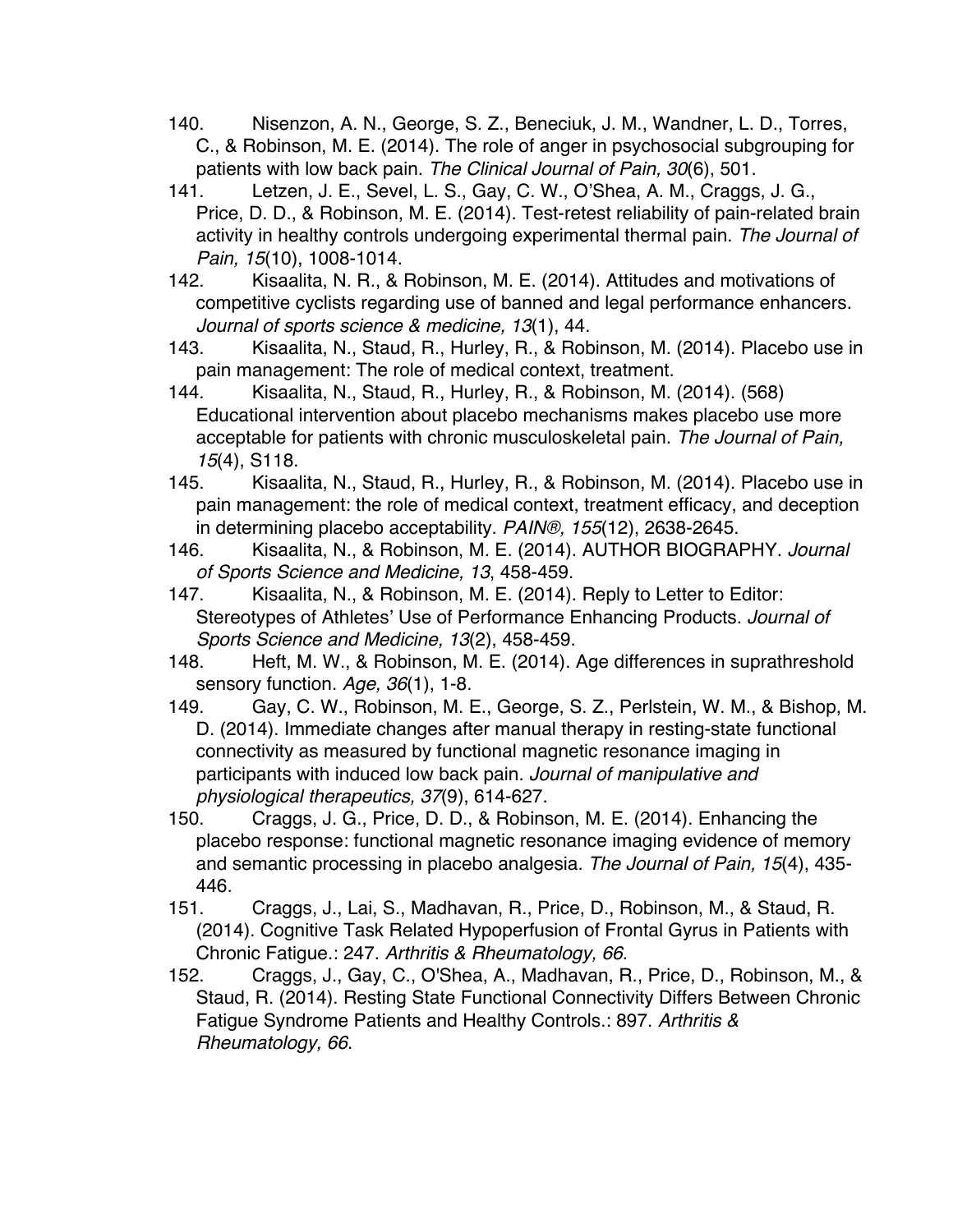140. Nisenzon, A. N., George, S. Z., Beneciuk, J. M., Wandner, L. D., Torres, C., & Robinson, M. E. (2014). The role of anger in psychosocial subgrouping for patients with low back pain. *The Clinical Journal of Pain, 30*(6), 501.
141. Letzen, J. E., Sevel, L. S., Gay, C. W., O'Shea, A. M., Craggs, J. G., Price, D. D., & Robinson, M. E. (2014). Test-retest reliability of pain-related brain activity in healthy controls undergoing experimental thermal pain. *The Journal of Pain, 15*(10), 1008-1014.
142. Kisaalita, N. R., & Robinson, M. E. (2014). Attitudes and motivations of competitive cyclists regarding use of banned and legal performance enhancers. *Journal of sports science & medicine, 13*(1), 44.
143. Kisaalita, N., Staud, R., Hurley, R., & Robinson, M. (2014). Placebo use in pain management: The role of medical context, treatment.
144. Kisaalita, N., Staud, R., Hurley, R., & Robinson, M. (2014). (568) Educational intervention about placebo mechanisms makes placebo use more acceptable for patients with chronic musculoskeletal pain. *The Journal of Pain, 15*(4), S118.
145. Kisaalita, N., Staud, R., Hurley, R., & Robinson, M. (2014). Placebo use in pain management: the role of medical context, treatment efficacy, and deception in determining placebo acceptability. *PAIN®, 155*(12), 2638-2645.
146. Kisaalita, N., & Robinson, M. E. (2014). AUTHOR BIOGRAPHY. *Journal of Sports Science and Medicine, 13*, 458-459.
147. Kisaalita, N., & Robinson, M. E. (2014). Reply to Letter to Editor: Stereotypes of Athletes' Use of Performance Enhancing Products. *Journal of Sports Science and Medicine, 13*(2), 458-459.
148. Heft, M. W., & Robinson, M. E. (2014). Age differences in suprathreshold sensory function. *Age, 36*(1), 1-8.
149. Gay, C. W., Robinson, M. E., George, S. Z., Perlstein, W. M., & Bishop, M. D. (2014). Immediate changes after manual therapy in resting-state functional connectivity as measured by functional magnetic resonance imaging in participants with induced low back pain. *Journal of manipulative and physiological therapeutics, 37*(9), 614-627.
150. Craggs, J. G., Price, D. D., & Robinson, M. E. (2014). Enhancing the placebo response: functional magnetic resonance imaging evidence of memory and semantic processing in placebo analgesia. *The Journal of Pain, 15*(4), 435-446.
151. Craggs, J., Lai, S., Madhavan, R., Price, D., Robinson, M., & Staud, R. (2014). Cognitive Task Related Hypoperfusion of Frontal Gyrus in Patients with Chronic Fatigue.: 247. *Arthritis & Rheumatology, 66*.
152. Craggs, J., Gay, C., O'Shea, A., Madhavan, R., Price, D., Robinson, M., & Staud, R. (2014). Resting State Functional Connectivity Differs Between Chronic Fatigue Syndrome Patients and Healthy Controls.: 897. *Arthritis & Rheumatology, 66*.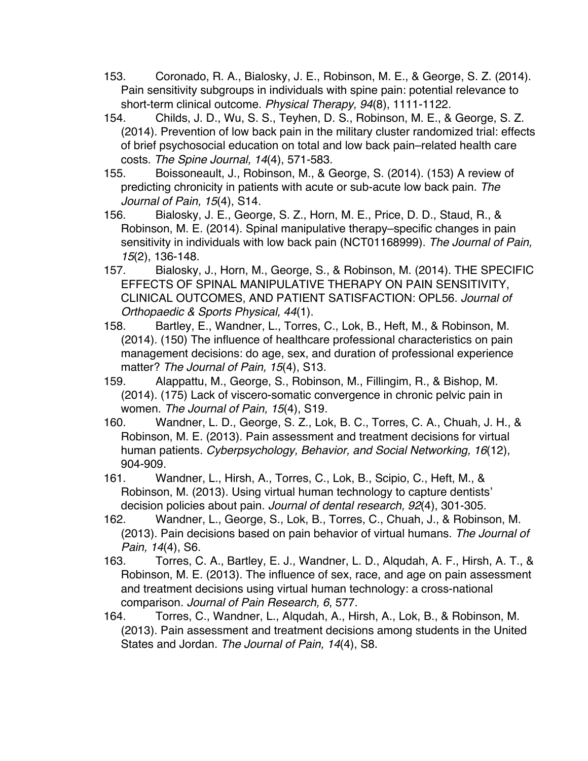153. Coronado, R. A., Bialosky, J. E., Robinson, M. E., & George, S. Z. (2014). Pain sensitivity subgroups in individuals with spine pain: potential relevance to short-term clinical outcome. *Physical Therapy, 94*(8), 1111-1122.

154. Childs, J. D., Wu, S. S., Teyhen, D. S., Robinson, M. E., & George, S. Z. (2014). Prevention of low back pain in the military cluster randomized trial: effects of brief psychosocial education on total and low back pain–related health care costs. *The Spine Journal, 14*(4), 571-583.

155. Boissoneault, J., Robinson, M., & George, S. (2014). (153) A review of predicting chronicity in patients with acute or sub-acute low back pain. *The Journal of Pain, 15*(4), S14.

156. Bialosky, J. E., George, S. Z., Horn, M. E., Price, D. D., Staud, R., & Robinson, M. E. (2014). Spinal manipulative therapy–specific changes in pain sensitivity in individuals with low back pain (NCT01168999). *The Journal of Pain, 15*(2), 136-148.

157. Bialosky, J., Horn, M., George, S., & Robinson, M. (2014). THE SPECIFIC EFFECTS OF SPINAL MANIPULATIVE THERAPY ON PAIN SENSITIVITY, CLINICAL OUTCOMES, AND PATIENT SATISFACTION: OPL56. *Journal of Orthopaedic & Sports Physical, 44*(1).

158. Bartley, E., Wandner, L., Torres, C., Lok, B., Heft, M., & Robinson, M. (2014). (150) The influence of healthcare professional characteristics on pain management decisions: do age, sex, and duration of professional experience matter? *The Journal of Pain, 15*(4), S13.

159. Alappattu, M., George, S., Robinson, M., Fillingim, R., & Bishop, M. (2014). (175) Lack of viscero-somatic convergence in chronic pelvic pain in women. *The Journal of Pain, 15*(4), S19.

160. Wandner, L. D., George, S. Z., Lok, B. C., Torres, C. A., Chuah, J. H., & Robinson, M. E. (2013). Pain assessment and treatment decisions for virtual human patients. *Cyberpsychology, Behavior, and Social Networking, 16*(12), 904-909.

161. Wandner, L., Hirsh, A., Torres, C., Lok, B., Scipio, C., Heft, M., & Robinson, M. (2013). Using virtual human technology to capture dentists' decision policies about pain. *Journal of dental research, 92*(4), 301-305.

162. Wandner, L., George, S., Lok, B., Torres, C., Chuah, J., & Robinson, M. (2013). Pain decisions based on pain behavior of virtual humans. *The Journal of Pain, 14*(4), S6.

163. Torres, C. A., Bartley, E. J., Wandner, L. D., Alqudah, A. F., Hirsh, A. T., & Robinson, M. E. (2013). The influence of sex, race, and age on pain assessment and treatment decisions using virtual human technology: a cross-national comparison. *Journal of Pain Research, 6*, 577.

164. Torres, C., Wandner, L., Alqudah, A., Hirsh, A., Lok, B., & Robinson, M. (2013). Pain assessment and treatment decisions among students in the United States and Jordan. *The Journal of Pain, 14*(4), S8.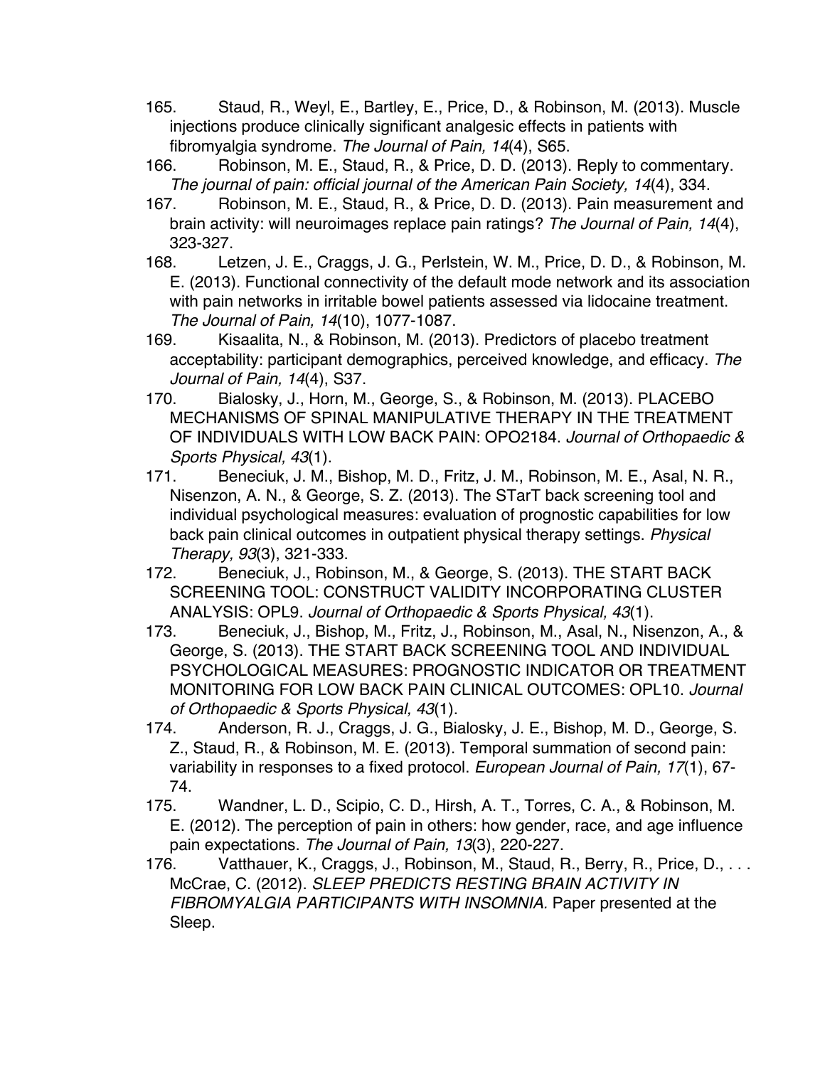165. Staud, R., Weyl, E., Bartley, E., Price, D., & Robinson, M. (2013). Muscle injections produce clinically significant analgesic effects in patients with fibromyalgia syndrome. *The Journal of Pain, 14*(4), S65.
166. Robinson, M. E., Staud, R., & Price, D. D. (2013). Reply to commentary. *The journal of pain: official journal of the American Pain Society, 14*(4), 334.
167. Robinson, M. E., Staud, R., & Price, D. D. (2013). Pain measurement and brain activity: will neuroimages replace pain ratings? *The Journal of Pain, 14*(4), 323-327.
168. Letzen, J. E., Craggs, J. G., Perlstein, W. M., Price, D. D., & Robinson, M. E. (2013). Functional connectivity of the default mode network and its association with pain networks in irritable bowel patients assessed via lidocaine treatment. *The Journal of Pain, 14*(10), 1077-1087.
169. Kisaalita, N., & Robinson, M. (2013). Predictors of placebo treatment acceptability: participant demographics, perceived knowledge, and efficacy. *The Journal of Pain, 14*(4), S37.
170. Bialosky, J., Horn, M., George, S., & Robinson, M. (2013). PLACEBO MECHANISMS OF SPINAL MANIPULATIVE THERAPY IN THE TREATMENT OF INDIVIDUALS WITH LOW BACK PAIN: OPO2184. *Journal of Orthopaedic & Sports Physical, 43*(1).
171. Beneciuk, J. M., Bishop, M. D., Fritz, J. M., Robinson, M. E., Asal, N. R., Nisenzon, A. N., & George, S. Z. (2013). The STarT back screening tool and individual psychological measures: evaluation of prognostic capabilities for low back pain clinical outcomes in outpatient physical therapy settings. *Physical Therapy, 93*(3), 321-333.
172. Beneciuk, J., Robinson, M., & George, S. (2013). THE START BACK SCREENING TOOL: CONSTRUCT VALIDITY INCORPORATING CLUSTER ANALYSIS: OPL9. *Journal of Orthopaedic & Sports Physical, 43*(1).
173. Beneciuk, J., Bishop, M., Fritz, J., Robinson, M., Asal, N., Nisenzon, A., & George, S. (2013). THE START BACK SCREENING TOOL AND INDIVIDUAL PSYCHOLOGICAL MEASURES: PROGNOSTIC INDICATOR OR TREATMENT MONITORING FOR LOW BACK PAIN CLINICAL OUTCOMES: OPL10. *Journal of Orthopaedic & Sports Physical, 43*(1).
174. Anderson, R. J., Craggs, J. G., Bialosky, J. E., Bishop, M. D., George, S. Z., Staud, R., & Robinson, M. E. (2013). Temporal summation of second pain: variability in responses to a fixed protocol. *European Journal of Pain, 17*(1), 67-74.
175. Wandner, L. D., Scipio, C. D., Hirsh, A. T., Torres, C. A., & Robinson, M. E. (2012). The perception of pain in others: how gender, race, and age influence pain expectations. *The Journal of Pain, 13*(3), 220-227.
176. Vatthauer, K., Craggs, J., Robinson, M., Staud, R., Berry, R., Price, D., . . . McCrae, C. (2012). *SLEEP PREDICTS RESTING BRAIN ACTIVITY IN FIBROMYALGIA PARTICIPANTS WITH INSOMNIA.* Paper presented at the Sleep.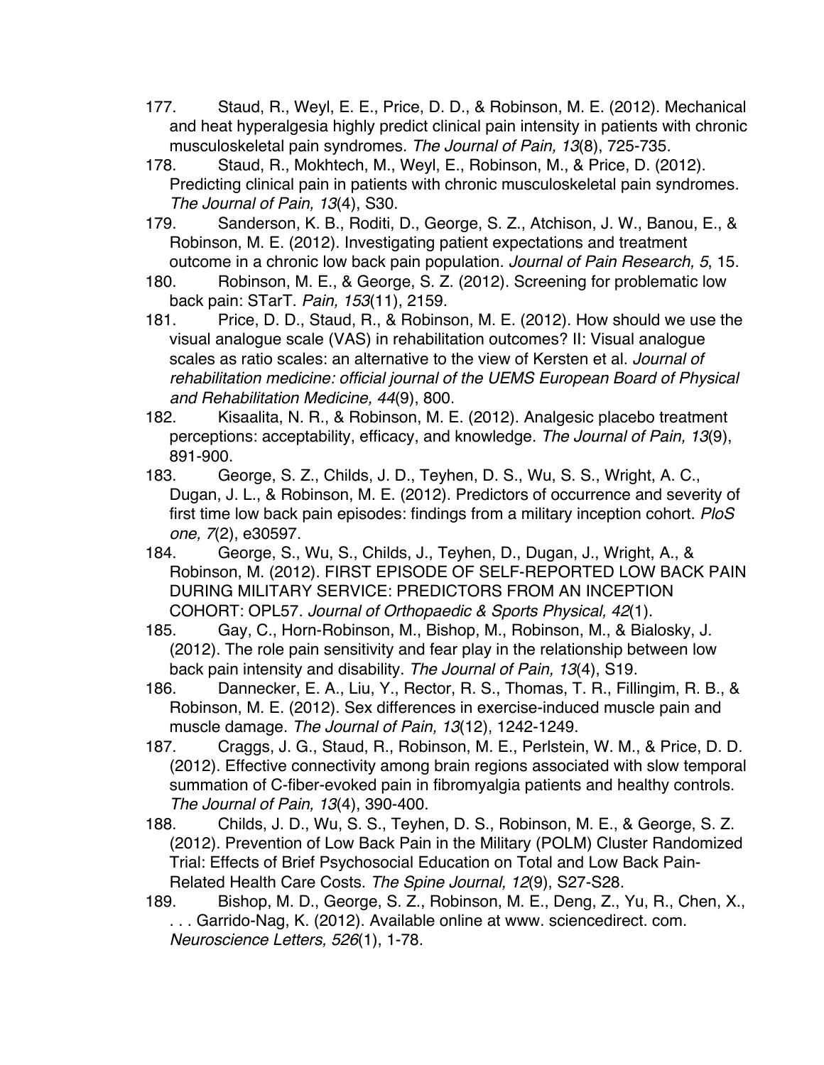177. Staud, R., Weyl, E. E., Price, D. D., & Robinson, M. E. (2012). Mechanical and heat hyperalgesia highly predict clinical pain intensity in patients with chronic musculoskeletal pain syndromes. *The Journal of Pain, 13*(8), 725-735.

178. Staud, R., Mokhtech, M., Weyl, E., Robinson, M., & Price, D. (2012). Predicting clinical pain in patients with chronic musculoskeletal pain syndromes. *The Journal of Pain, 13*(4), S30.

179. Sanderson, K. B., Roditi, D., George, S. Z., Atchison, J. W., Banou, E., & Robinson, M. E. (2012). Investigating patient expectations and treatment outcome in a chronic low back pain population. *Journal of Pain Research, 5*, 15.

180. Robinson, M. E., & George, S. Z. (2012). Screening for problematic low back pain: STarT. *Pain, 153*(11), 2159.

181. Price, D. D., Staud, R., & Robinson, M. E. (2012). How should we use the visual analogue scale (VAS) in rehabilitation outcomes? II: Visual analogue scales as ratio scales: an alternative to the view of Kersten et al. *Journal of rehabilitation medicine: official journal of the UEMS European Board of Physical and Rehabilitation Medicine, 44*(9), 800.

182. Kisaalita, N. R., & Robinson, M. E. (2012). Analgesic placebo treatment perceptions: acceptability, efficacy, and knowledge. *The Journal of Pain, 13*(9), 891-900.

183. George, S. Z., Childs, J. D., Teyhen, D. S., Wu, S. S., Wright, A. C., Dugan, J. L., & Robinson, M. E. (2012). Predictors of occurrence and severity of first time low back pain episodes: findings from a military inception cohort. *PloS one, 7*(2), e30597.

184. George, S., Wu, S., Childs, J., Teyhen, D., Dugan, J., Wright, A., & Robinson, M. (2012). FIRST EPISODE OF SELF-REPORTED LOW BACK PAIN DURING MILITARY SERVICE: PREDICTORS FROM AN INCEPTION COHORT: OPL57. *Journal of Orthopaedic & Sports Physical, 42*(1).

185. Gay, C., Horn-Robinson, M., Bishop, M., Robinson, M., & Bialosky, J. (2012). The role pain sensitivity and fear play in the relationship between low back pain intensity and disability. *The Journal of Pain, 13*(4), S19.

186. Dannecker, E. A., Liu, Y., Rector, R. S., Thomas, T. R., Fillingim, R. B., & Robinson, M. E. (2012). Sex differences in exercise-induced muscle pain and muscle damage. *The Journal of Pain, 13*(12), 1242-1249.

187. Craggs, J. G., Staud, R., Robinson, M. E., Perlstein, W. M., & Price, D. D. (2012). Effective connectivity among brain regions associated with slow temporal summation of C-fiber-evoked pain in fibromyalgia patients and healthy controls. *The Journal of Pain, 13*(4), 390-400.

188. Childs, J. D., Wu, S. S., Teyhen, D. S., Robinson, M. E., & George, S. Z. (2012). Prevention of Low Back Pain in the Military (POLM) Cluster Randomized Trial: Effects of Brief Psychosocial Education on Total and Low Back Pain-Related Health Care Costs. *The Spine Journal, 12*(9), S27-S28.

189. Bishop, M. D., George, S. Z., Robinson, M. E., Deng, Z., Yu, R., Chen, X., . . . Garrido-Nag, K. (2012). Available online at www. sciencedirect. com. *Neuroscience Letters, 526*(1), 1-78.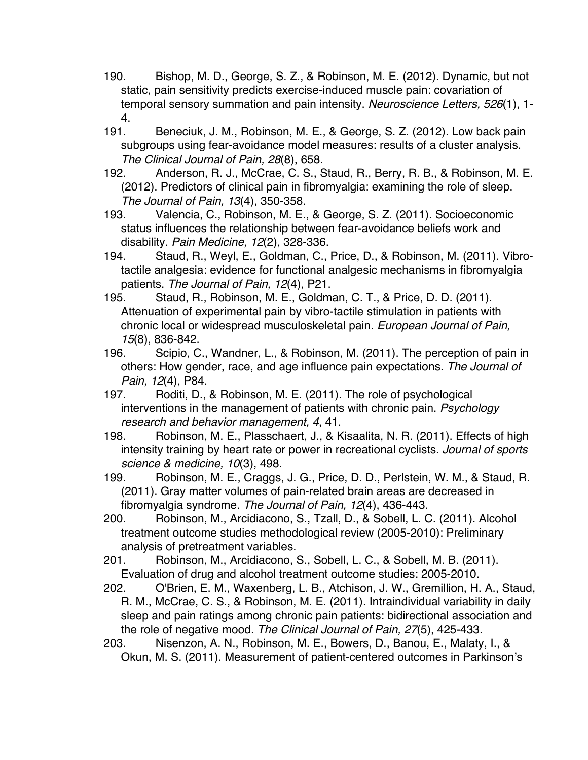190. Bishop, M. D., George, S. Z., & Robinson, M. E. (2012). Dynamic, but not static, pain sensitivity predicts exercise-induced muscle pain: covariation of temporal sensory summation and pain intensity. *Neuroscience Letters, 526*(1), 1-4.

191. Beneciuk, J. M., Robinson, M. E., & George, S. Z. (2012). Low back pain subgroups using fear-avoidance model measures: results of a cluster analysis. *The Clinical Journal of Pain, 28*(8), 658.

192. Anderson, R. J., McCrae, C. S., Staud, R., Berry, R. B., & Robinson, M. E. (2012). Predictors of clinical pain in fibromyalgia: examining the role of sleep. *The Journal of Pain, 13*(4), 350-358.

193. Valencia, C., Robinson, M. E., & George, S. Z. (2011). Socioeconomic status influences the relationship between fear-avoidance beliefs work and disability. *Pain Medicine, 12*(2), 328-336.

194. Staud, R., Weyl, E., Goldman, C., Price, D., & Robinson, M. (2011). Vibro-tactile analgesia: evidence for functional analgesic mechanisms in fibromyalgia patients. *The Journal of Pain, 12*(4), P21.

195. Staud, R., Robinson, M. E., Goldman, C. T., & Price, D. D. (2011). Attenuation of experimental pain by vibro-tactile stimulation in patients with chronic local or widespread musculoskeletal pain. *European Journal of Pain, 15*(8), 836-842.

196. Scipio, C., Wandner, L., & Robinson, M. (2011). The perception of pain in others: How gender, race, and age influence pain expectations. *The Journal of Pain, 12*(4), P84.

197. Roditi, D., & Robinson, M. E. (2011). The role of psychological interventions in the management of patients with chronic pain. *Psychology research and behavior management, 4*, 41.

198. Robinson, M. E., Plasschaert, J., & Kisaalita, N. R. (2011). Effects of high intensity training by heart rate or power in recreational cyclists. *Journal of sports science & medicine, 10*(3), 498.

199. Robinson, M. E., Craggs, J. G., Price, D. D., Perlstein, W. M., & Staud, R. (2011). Gray matter volumes of pain-related brain areas are decreased in fibromyalgia syndrome. *The Journal of Pain, 12*(4), 436-443.

200. Robinson, M., Arcidiacono, S., Tzall, D., & Sobell, L. C. (2011). Alcohol treatment outcome studies methodological review (2005-2010): Preliminary analysis of pretreatment variables.

201. Robinson, M., Arcidiacono, S., Sobell, L. C., & Sobell, M. B. (2011). Evaluation of drug and alcohol treatment outcome studies: 2005-2010.

202. O'Brien, E. M., Waxenberg, L. B., Atchison, J. W., Gremillion, H. A., Staud, R. M., McCrae, C. S., & Robinson, M. E. (2011). Intraindividual variability in daily sleep and pain ratings among chronic pain patients: bidirectional association and the role of negative mood. *The Clinical Journal of Pain, 27*(5), 425-433.

203. Nisenzon, A. N., Robinson, M. E., Bowers, D., Banou, E., Malaty, I., & Okun, M. S. (2011). Measurement of patient-centered outcomes in Parkinson's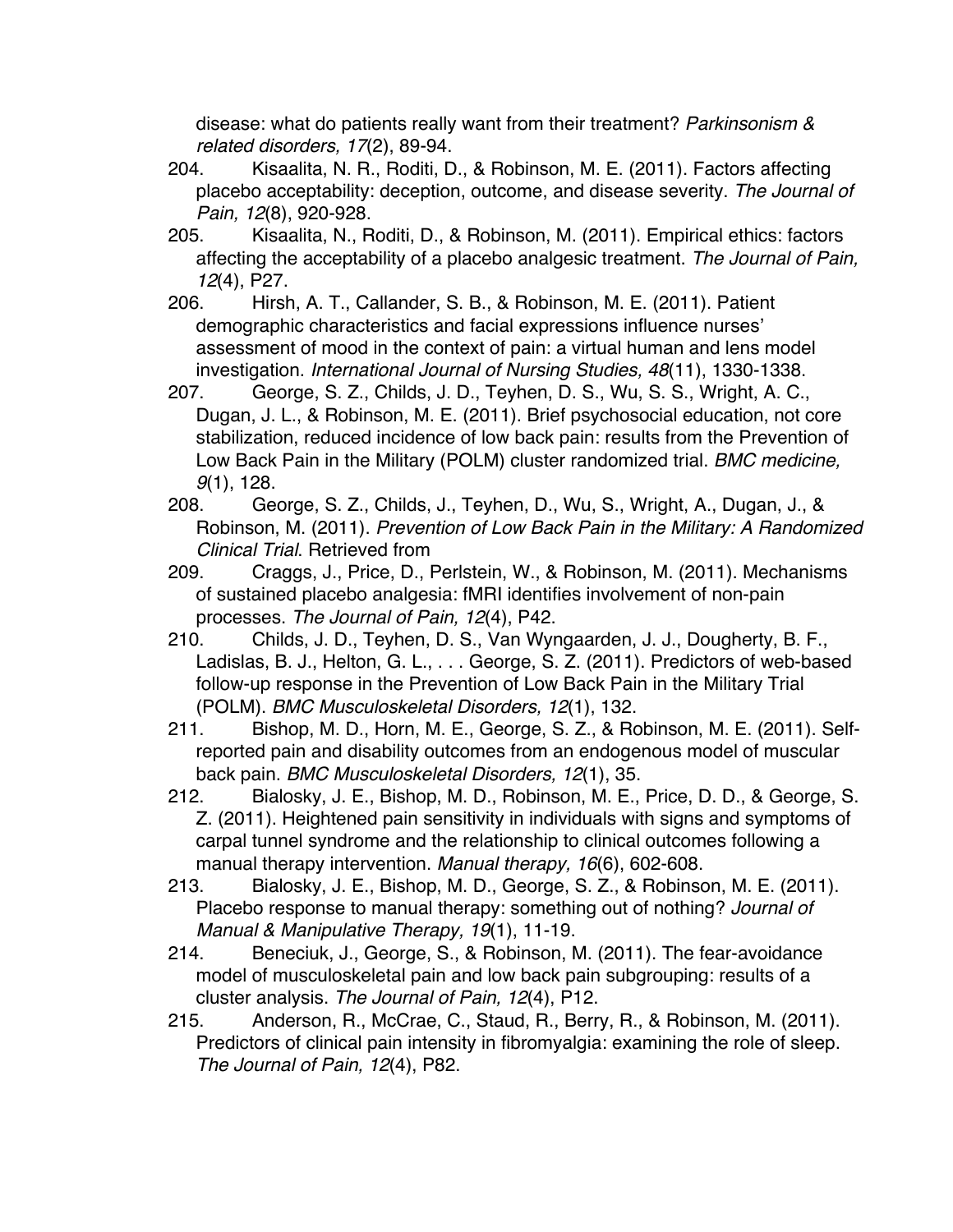disease: what do patients really want from their treatment? *Parkinsonism & related disorders, 17*(2), 89-94.

204. Kisaalita, N. R., Roditi, D., & Robinson, M. E. (2011). Factors affecting placebo acceptability: deception, outcome, and disease severity. *The Journal of Pain, 12*(8), 920-928.

205. Kisaalita, N., Roditi, D., & Robinson, M. (2011). Empirical ethics: factors affecting the acceptability of a placebo analgesic treatment. *The Journal of Pain, 12*(4), P27.

206. Hirsh, A. T., Callander, S. B., & Robinson, M. E. (2011). Patient demographic characteristics and facial expressions influence nurses' assessment of mood in the context of pain: a virtual human and lens model investigation. *International Journal of Nursing Studies, 48*(11), 1330-1338.

207. George, S. Z., Childs, J. D., Teyhen, D. S., Wu, S. S., Wright, A. C., Dugan, J. L., & Robinson, M. E. (2011). Brief psychosocial education, not core stabilization, reduced incidence of low back pain: results from the Prevention of Low Back Pain in the Military (POLM) cluster randomized trial. *BMC medicine, 9*(1), 128.

208. George, S. Z., Childs, J., Teyhen, D., Wu, S., Wright, A., Dugan, J., & Robinson, M. (2011). *Prevention of Low Back Pain in the Military: A Randomized Clinical Trial*. Retrieved from

209. Craggs, J., Price, D., Perlstein, W., & Robinson, M. (2011). Mechanisms of sustained placebo analgesia: fMRI identifies involvement of non-pain processes. *The Journal of Pain, 12*(4), P42.

210. Childs, J. D., Teyhen, D. S., Van Wyngaarden, J. J., Dougherty, B. F., Ladislas, B. J., Helton, G. L., . . . George, S. Z. (2011). Predictors of web-based follow-up response in the Prevention of Low Back Pain in the Military Trial (POLM). *BMC Musculoskeletal Disorders, 12*(1), 132.

211. Bishop, M. D., Horn, M. E., George, S. Z., & Robinson, M. E. (2011). Self-reported pain and disability outcomes from an endogenous model of muscular back pain. *BMC Musculoskeletal Disorders, 12*(1), 35.

212. Bialosky, J. E., Bishop, M. D., Robinson, M. E., Price, D. D., & George, S. Z. (2011). Heightened pain sensitivity in individuals with signs and symptoms of carpal tunnel syndrome and the relationship to clinical outcomes following a manual therapy intervention. *Manual therapy, 16*(6), 602-608.

213. Bialosky, J. E., Bishop, M. D., George, S. Z., & Robinson, M. E. (2011). Placebo response to manual therapy: something out of nothing? *Journal of Manual & Manipulative Therapy, 19*(1), 11-19.

214. Beneciuk, J., George, S., & Robinson, M. (2011). The fear-avoidance model of musculoskeletal pain and low back pain subgrouping: results of a cluster analysis. *The Journal of Pain, 12*(4), P12.

215. Anderson, R., McCrae, C., Staud, R., Berry, R., & Robinson, M. (2011). Predictors of clinical pain intensity in fibromyalgia: examining the role of sleep. *The Journal of Pain, 12*(4), P82.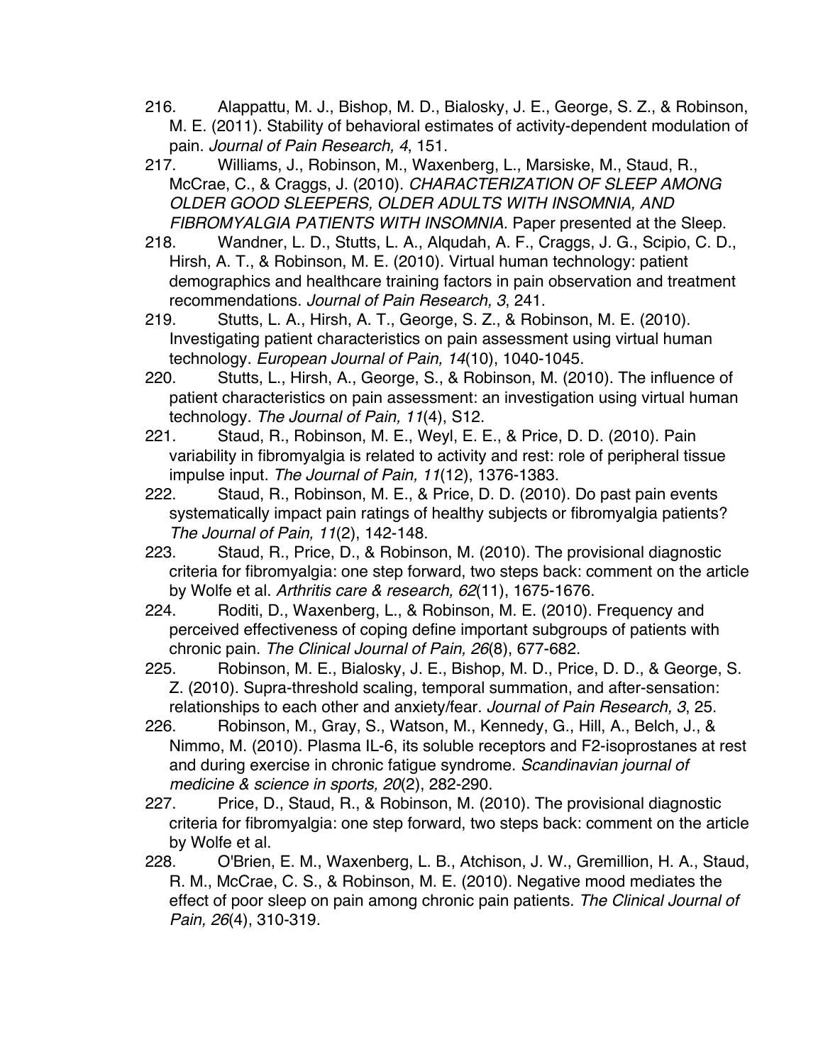216. Alappattu, M. J., Bishop, M. D., Bialosky, J. E., George, S. Z., & Robinson, M. E. (2011). Stability of behavioral estimates of activity-dependent modulation of pain. *Journal of Pain Research, 4*, 151.

217. Williams, J., Robinson, M., Waxenberg, L., Marsiske, M., Staud, R., McCrae, C., & Craggs, J. (2010). *CHARACTERIZATION OF SLEEP AMONG OLDER GOOD SLEEPERS, OLDER ADULTS WITH INSOMNIA, AND FIBROMYALGIA PATIENTS WITH INSOMNIA.* Paper presented at the Sleep.

218. Wandner, L. D., Stutts, L. A., Alqudah, A. F., Craggs, J. G., Scipio, C. D., Hirsh, A. T., & Robinson, M. E. (2010). Virtual human technology: patient demographics and healthcare training factors in pain observation and treatment recommendations. *Journal of Pain Research, 3*, 241.

219. Stutts, L. A., Hirsh, A. T., George, S. Z., & Robinson, M. E. (2010). Investigating patient characteristics on pain assessment using virtual human technology. *European Journal of Pain, 14*(10), 1040-1045.

220. Stutts, L., Hirsh, A., George, S., & Robinson, M. (2010). The influence of patient characteristics on pain assessment: an investigation using virtual human technology. *The Journal of Pain, 11*(4), S12.

221. Staud, R., Robinson, M. E., Weyl, E. E., & Price, D. D. (2010). Pain variability in fibromyalgia is related to activity and rest: role of peripheral tissue impulse input. *The Journal of Pain, 11*(12), 1376-1383.

222. Staud, R., Robinson, M. E., & Price, D. D. (2010). Do past pain events systematically impact pain ratings of healthy subjects or fibromyalgia patients? *The Journal of Pain, 11*(2), 142-148.

223. Staud, R., Price, D., & Robinson, M. (2010). The provisional diagnostic criteria for fibromyalgia: one step forward, two steps back: comment on the article by Wolfe et al. *Arthritis care & research, 62*(11), 1675-1676.

224. Roditi, D., Waxenberg, L., & Robinson, M. E. (2010). Frequency and perceived effectiveness of coping define important subgroups of patients with chronic pain. *The Clinical Journal of Pain, 26*(8), 677-682.

225. Robinson, M. E., Bialosky, J. E., Bishop, M. D., Price, D. D., & George, S. Z. (2010). Supra-threshold scaling, temporal summation, and after-sensation: relationships to each other and anxiety/fear. *Journal of Pain Research, 3*, 25.

226. Robinson, M., Gray, S., Watson, M., Kennedy, G., Hill, A., Belch, J., & Nimmo, M. (2010). Plasma IL-6, its soluble receptors and F2-isoprostanes at rest and during exercise in chronic fatigue syndrome. *Scandinavian journal of medicine & science in sports, 20*(2), 282-290.

227. Price, D., Staud, R., & Robinson, M. (2010). The provisional diagnostic criteria for fibromyalgia: one step forward, two steps back: comment on the article by Wolfe et al.

228. O'Brien, E. M., Waxenberg, L. B., Atchison, J. W., Gremillion, H. A., Staud, R. M., McCrae, C. S., & Robinson, M. E. (2010). Negative mood mediates the effect of poor sleep on pain among chronic pain patients. *The Clinical Journal of Pain, 26*(4), 310-319.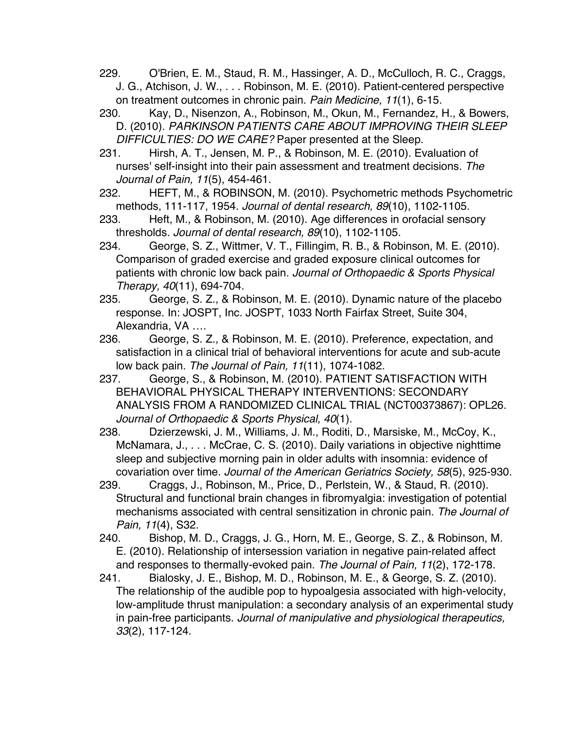229. O'Brien, E. M., Staud, R. M., Hassinger, A. D., McCulloch, R. C., Craggs, J. G., Atchison, J. W., . . . Robinson, M. E. (2010). Patient-centered perspective on treatment outcomes in chronic pain. *Pain Medicine, 11*(1), 6-15.

230. Kay, D., Nisenzon, A., Robinson, M., Okun, M., Fernandez, H., & Bowers, D. (2010). *PARKINSON PATIENTS CARE ABOUT IMPROVING THEIR SLEEP DIFFICULTIES: DO WE CARE?* Paper presented at the Sleep.

231. Hirsh, A. T., Jensen, M. P., & Robinson, M. E. (2010). Evaluation of nurses' self-insight into their pain assessment and treatment decisions. *The Journal of Pain, 11*(5), 454-461.

232. HEFT, M., & ROBINSON, M. (2010). Psychometric methods Psychometric methods, 111-117, 1954. *Journal of dental research, 89*(10), 1102-1105.

233. Heft, M., & Robinson, M. (2010). Age differences in orofacial sensory thresholds. *Journal of dental research, 89*(10), 1102-1105.

234. George, S. Z., Wittmer, V. T., Fillingim, R. B., & Robinson, M. E. (2010). Comparison of graded exercise and graded exposure clinical outcomes for patients with chronic low back pain. *Journal of Orthopaedic & Sports Physical Therapy, 40*(11), 694-704.

235. George, S. Z., & Robinson, M. E. (2010). Dynamic nature of the placebo response. In: JOSPT, Inc. JOSPT, 1033 North Fairfax Street, Suite 304, Alexandria, VA ….

236. George, S. Z., & Robinson, M. E. (2010). Preference, expectation, and satisfaction in a clinical trial of behavioral interventions for acute and sub-acute low back pain. *The Journal of Pain, 11*(11), 1074-1082.

237. George, S., & Robinson, M. (2010). PATIENT SATISFACTION WITH BEHAVIORAL PHYSICAL THERAPY INTERVENTIONS: SECONDARY ANALYSIS FROM A RANDOMIZED CLINICAL TRIAL (NCT00373867): OPL26. *Journal of Orthopaedic & Sports Physical, 40*(1).

238. Dzierzewski, J. M., Williams, J. M., Roditi, D., Marsiske, M., McCoy, K., McNamara, J., . . . McCrae, C. S. (2010). Daily variations in objective nighttime sleep and subjective morning pain in older adults with insomnia: evidence of covariation over time. *Journal of the American Geriatrics Society, 58*(5), 925-930.

239. Craggs, J., Robinson, M., Price, D., Perlstein, W., & Staud, R. (2010). Structural and functional brain changes in fibromyalgia: investigation of potential mechanisms associated with central sensitization in chronic pain. *The Journal of Pain, 11*(4), S32.

240. Bishop, M. D., Craggs, J. G., Horn, M. E., George, S. Z., & Robinson, M. E. (2010). Relationship of intersession variation in negative pain-related affect and responses to thermally-evoked pain. *The Journal of Pain, 11*(2), 172-178.

241. Bialosky, J. E., Bishop, M. D., Robinson, M. E., & George, S. Z. (2010). The relationship of the audible pop to hypoalgesia associated with high-velocity, low-amplitude thrust manipulation: a secondary analysis of an experimental study in pain-free participants. *Journal of manipulative and physiological therapeutics, 33*(2), 117-124.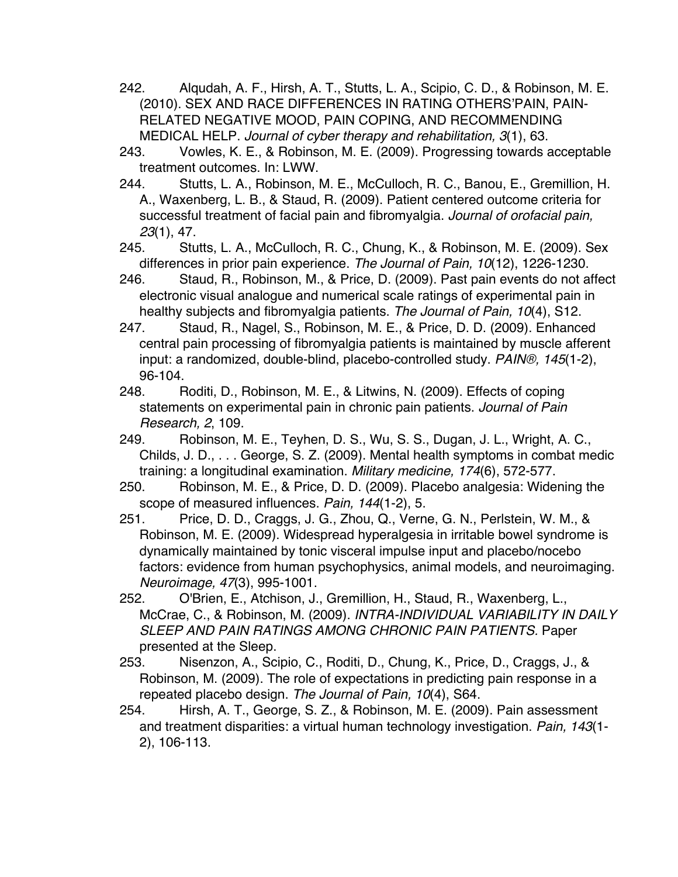242. Alqudah, A. F., Hirsh, A. T., Stutts, L. A., Scipio, C. D., & Robinson, M. E. (2010). SEX AND RACE DIFFERENCES IN RATING OTHERS'PAIN, PAIN-RELATED NEGATIVE MOOD, PAIN COPING, AND RECOMMENDING MEDICAL HELP. *Journal of cyber therapy and rehabilitation, 3*(1), 63.
243. Vowles, K. E., & Robinson, M. E. (2009). Progressing towards acceptable treatment outcomes. In: LWW.
244. Stutts, L. A., Robinson, M. E., McCulloch, R. C., Banou, E., Gremillion, H. A., Waxenberg, L. B., & Staud, R. (2009). Patient centered outcome criteria for successful treatment of facial pain and fibromyalgia. *Journal of orofacial pain, 23*(1), 47.
245. Stutts, L. A., McCulloch, R. C., Chung, K., & Robinson, M. E. (2009). Sex differences in prior pain experience. *The Journal of Pain, 10*(12), 1226-1230.
246. Staud, R., Robinson, M., & Price, D. (2009). Past pain events do not affect electronic visual analogue and numerical scale ratings of experimental pain in healthy subjects and fibromyalgia patients. *The Journal of Pain, 10*(4), S12.
247. Staud, R., Nagel, S., Robinson, M. E., & Price, D. D. (2009). Enhanced central pain processing of fibromyalgia patients is maintained by muscle afferent input: a randomized, double-blind, placebo-controlled study. *PAIN®, 145*(1-2), 96-104.
248. Roditi, D., Robinson, M. E., & Litwins, N. (2009). Effects of coping statements on experimental pain in chronic pain patients. *Journal of Pain Research, 2*, 109.
249. Robinson, M. E., Teyhen, D. S., Wu, S. S., Dugan, J. L., Wright, A. C., Childs, J. D., . . . George, S. Z. (2009). Mental health symptoms in combat medic training: a longitudinal examination. *Military medicine, 174*(6), 572-577.
250. Robinson, M. E., & Price, D. D. (2009). Placebo analgesia: Widening the scope of measured influences. *Pain, 144*(1-2), 5.
251. Price, D. D., Craggs, J. G., Zhou, Q., Verne, G. N., Perlstein, W. M., & Robinson, M. E. (2009). Widespread hyperalgesia in irritable bowel syndrome is dynamically maintained by tonic visceral impulse input and placebo/nocebo factors: evidence from human psychophysics, animal models, and neuroimaging. *Neuroimage, 47*(3), 995-1001.
252. O'Brien, E., Atchison, J., Gremillion, H., Staud, R., Waxenberg, L., McCrae, C., & Robinson, M. (2009). *INTRA-INDIVIDUAL VARIABILITY IN DAILY SLEEP AND PAIN RATINGS AMONG CHRONIC PAIN PATIENTS.* Paper presented at the Sleep.
253. Nisenzon, A., Scipio, C., Roditi, D., Chung, K., Price, D., Craggs, J., & Robinson, M. (2009). The role of expectations in predicting pain response in a repeated placebo design. *The Journal of Pain, 10*(4), S64.
254. Hirsh, A. T., George, S. Z., & Robinson, M. E. (2009). Pain assessment and treatment disparities: a virtual human technology investigation. *Pain, 143*(1-2), 106-113.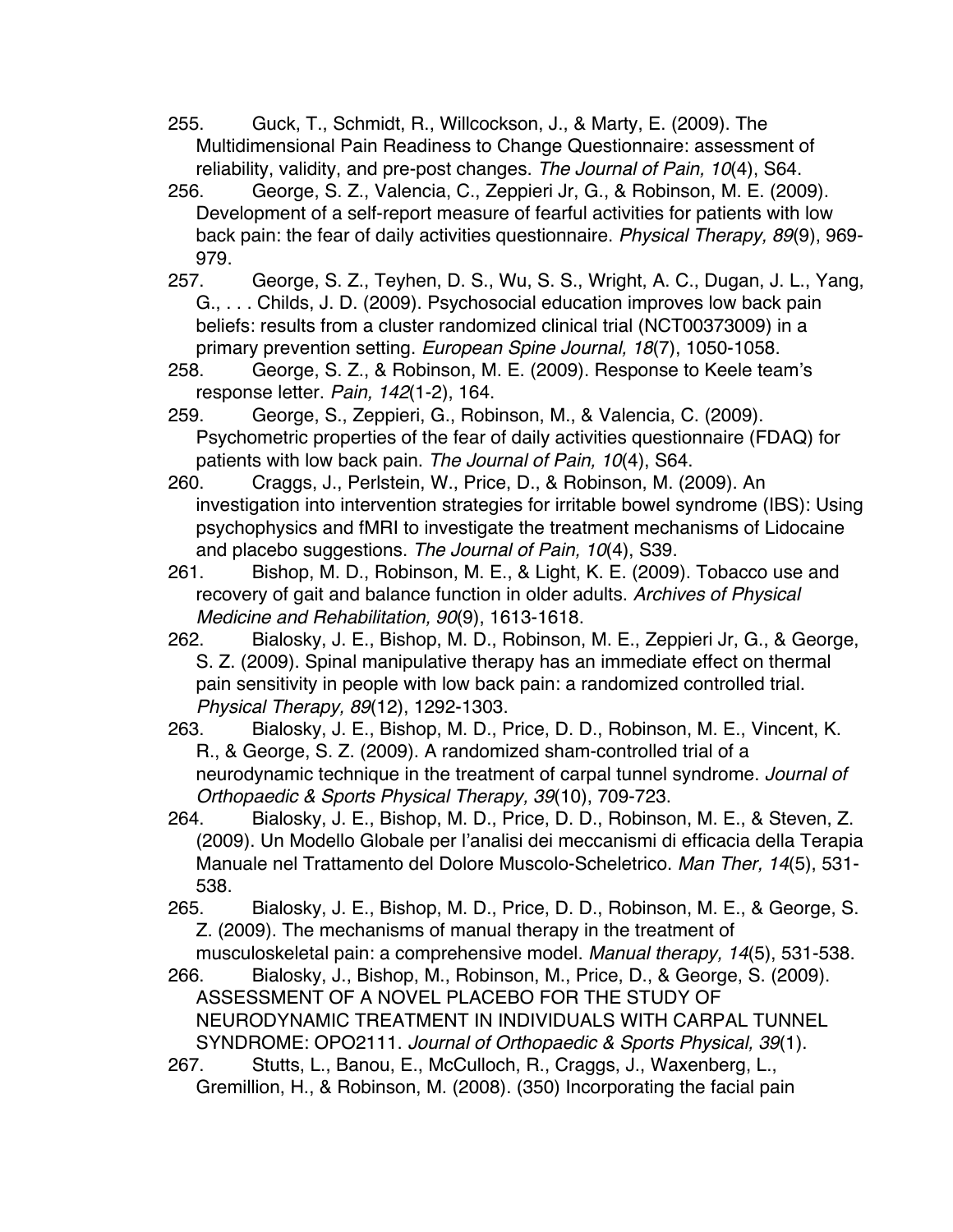255. Guck, T., Schmidt, R., Willcockson, J., & Marty, E. (2009). The Multidimensional Pain Readiness to Change Questionnaire: assessment of reliability, validity, and pre-post changes. *The Journal of Pain, 10*(4), S64.

256. George, S. Z., Valencia, C., Zeppieri Jr, G., & Robinson, M. E. (2009). Development of a self-report measure of fearful activities for patients with low back pain: the fear of daily activities questionnaire. *Physical Therapy, 89*(9), 969-979.

257. George, S. Z., Teyhen, D. S., Wu, S. S., Wright, A. C., Dugan, J. L., Yang, G., . . . Childs, J. D. (2009). Psychosocial education improves low back pain beliefs: results from a cluster randomized clinical trial (NCT00373009) in a primary prevention setting. *European Spine Journal, 18*(7), 1050-1058.

258. George, S. Z., & Robinson, M. E. (2009). Response to Keele team's response letter. *Pain, 142*(1-2), 164.

259. George, S., Zeppieri, G., Robinson, M., & Valencia, C. (2009). Psychometric properties of the fear of daily activities questionnaire (FDAQ) for patients with low back pain. *The Journal of Pain, 10*(4), S64.

260. Craggs, J., Perlstein, W., Price, D., & Robinson, M. (2009). An investigation into intervention strategies for irritable bowel syndrome (IBS): Using psychophysics and fMRI to investigate the treatment mechanisms of Lidocaine and placebo suggestions. *The Journal of Pain, 10*(4), S39.

261. Bishop, M. D., Robinson, M. E., & Light, K. E. (2009). Tobacco use and recovery of gait and balance function in older adults. *Archives of Physical Medicine and Rehabilitation, 90*(9), 1613-1618.

262. Bialosky, J. E., Bishop, M. D., Robinson, M. E., Zeppieri Jr, G., & George, S. Z. (2009). Spinal manipulative therapy has an immediate effect on thermal pain sensitivity in people with low back pain: a randomized controlled trial. *Physical Therapy, 89*(12), 1292-1303.

263. Bialosky, J. E., Bishop, M. D., Price, D. D., Robinson, M. E., Vincent, K. R., & George, S. Z. (2009). A randomized sham-controlled trial of a neurodynamic technique in the treatment of carpal tunnel syndrome. *Journal of Orthopaedic & Sports Physical Therapy, 39*(10), 709-723.

264. Bialosky, J. E., Bishop, M. D., Price, D. D., Robinson, M. E., & Steven, Z. (2009). Un Modello Globale per l'analisi dei meccanismi di efficacia della Terapia Manuale nel Trattamento del Dolore Muscolo-Scheletrico. *Man Ther, 14*(5), 531-538.

265. Bialosky, J. E., Bishop, M. D., Price, D. D., Robinson, M. E., & George, S. Z. (2009). The mechanisms of manual therapy in the treatment of musculoskeletal pain: a comprehensive model. *Manual therapy, 14*(5), 531-538.

266. Bialosky, J., Bishop, M., Robinson, M., Price, D., & George, S. (2009). ASSESSMENT OF A NOVEL PLACEBO FOR THE STUDY OF NEURODYNAMIC TREATMENT IN INDIVIDUALS WITH CARPAL TUNNEL SYNDROME: OPO2111. *Journal of Orthopaedic & Sports Physical, 39*(1).

267. Stutts, L., Banou, E., McCulloch, R., Craggs, J., Waxenberg, L., Gremillion, H., & Robinson, M. (2008). (350) Incorporating the facial pain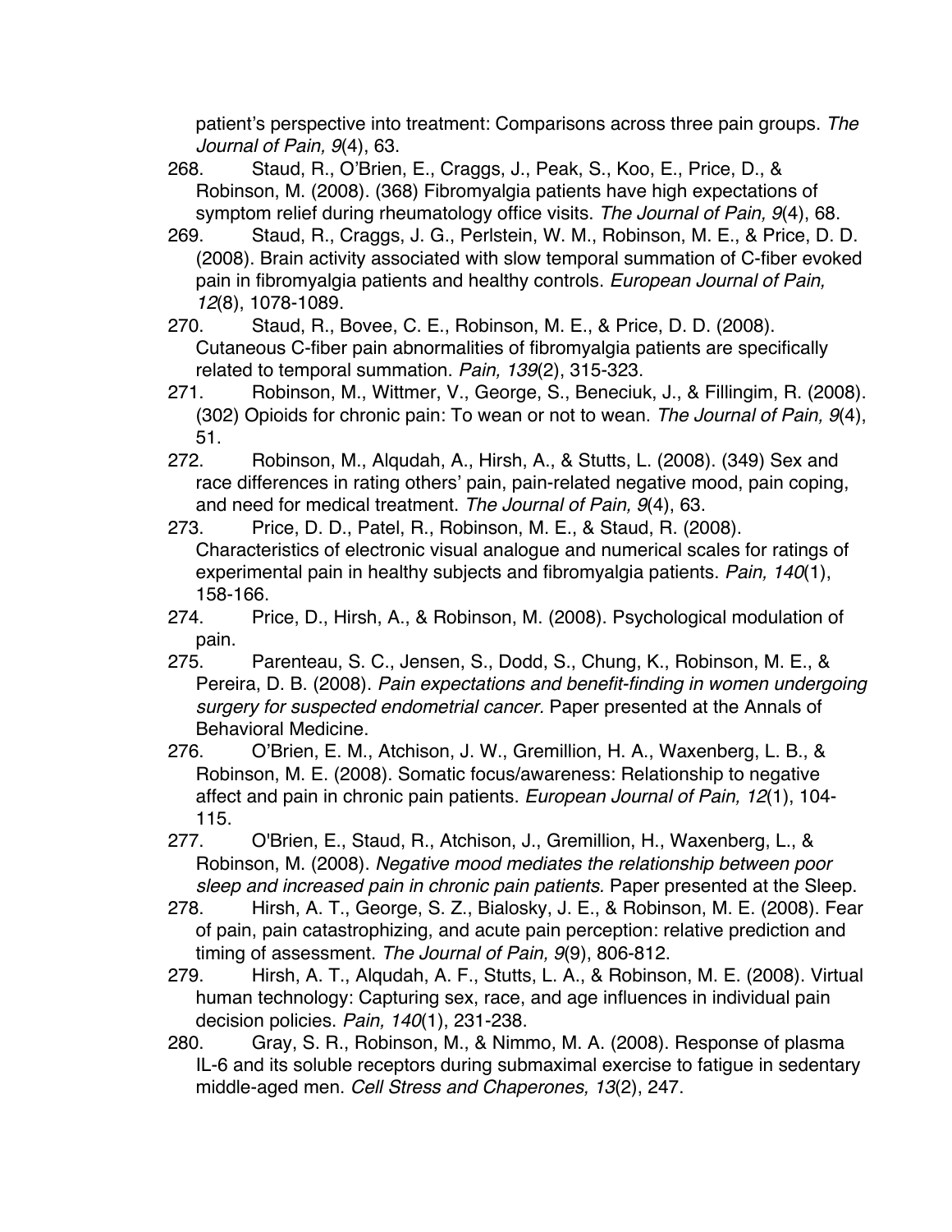patient's perspective into treatment: Comparisons across three pain groups. *The Journal of Pain, 9*(4), 63.

268. Staud, R., O'Brien, E., Craggs, J., Peak, S., Koo, E., Price, D., & Robinson, M. (2008). (368) Fibromyalgia patients have high expectations of symptom relief during rheumatology office visits. *The Journal of Pain, 9*(4), 68.

269. Staud, R., Craggs, J. G., Perlstein, W. M., Robinson, M. E., & Price, D. D. (2008). Brain activity associated with slow temporal summation of C-fiber evoked pain in fibromyalgia patients and healthy controls. *European Journal of Pain, 12*(8), 1078-1089.

270. Staud, R., Bovee, C. E., Robinson, M. E., & Price, D. D. (2008). Cutaneous C-fiber pain abnormalities of fibromyalgia patients are specifically related to temporal summation. *Pain, 139*(2), 315-323.

271. Robinson, M., Wittmer, V., George, S., Beneciuk, J., & Fillingim, R. (2008). (302) Opioids for chronic pain: To wean or not to wean. *The Journal of Pain, 9*(4), 51.

272. Robinson, M., Alqudah, A., Hirsh, A., & Stutts, L. (2008). (349) Sex and race differences in rating others' pain, pain-related negative mood, pain coping, and need for medical treatment. *The Journal of Pain, 9*(4), 63.

273. Price, D. D., Patel, R., Robinson, M. E., & Staud, R. (2008). Characteristics of electronic visual analogue and numerical scales for ratings of experimental pain in healthy subjects and fibromyalgia patients. *Pain, 140*(1), 158-166.

274. Price, D., Hirsh, A., & Robinson, M. (2008). Psychological modulation of pain.

275. Parenteau, S. C., Jensen, S., Dodd, S., Chung, K., Robinson, M. E., & Pereira, D. B. (2008). *Pain expectations and benefit-finding in women undergoing surgery for suspected endometrial cancer.* Paper presented at the Annals of Behavioral Medicine.

276. O'Brien, E. M., Atchison, J. W., Gremillion, H. A., Waxenberg, L. B., & Robinson, M. E. (2008). Somatic focus/awareness: Relationship to negative affect and pain in chronic pain patients. *European Journal of Pain, 12*(1), 104-115.

277. O'Brien, E., Staud, R., Atchison, J., Gremillion, H., Waxenberg, L., & Robinson, M. (2008). *Negative mood mediates the relationship between poor sleep and increased pain in chronic pain patients.* Paper presented at the Sleep.

278. Hirsh, A. T., George, S. Z., Bialosky, J. E., & Robinson, M. E. (2008). Fear of pain, pain catastrophizing, and acute pain perception: relative prediction and timing of assessment. *The Journal of Pain, 9*(9), 806-812.

279. Hirsh, A. T., Alqudah, A. F., Stutts, L. A., & Robinson, M. E. (2008). Virtual human technology: Capturing sex, race, and age influences in individual pain decision policies. *Pain, 140*(1), 231-238.

280. Gray, S. R., Robinson, M., & Nimmo, M. A. (2008). Response of plasma IL-6 and its soluble receptors during submaximal exercise to fatigue in sedentary middle-aged men. *Cell Stress and Chaperones, 13*(2), 247.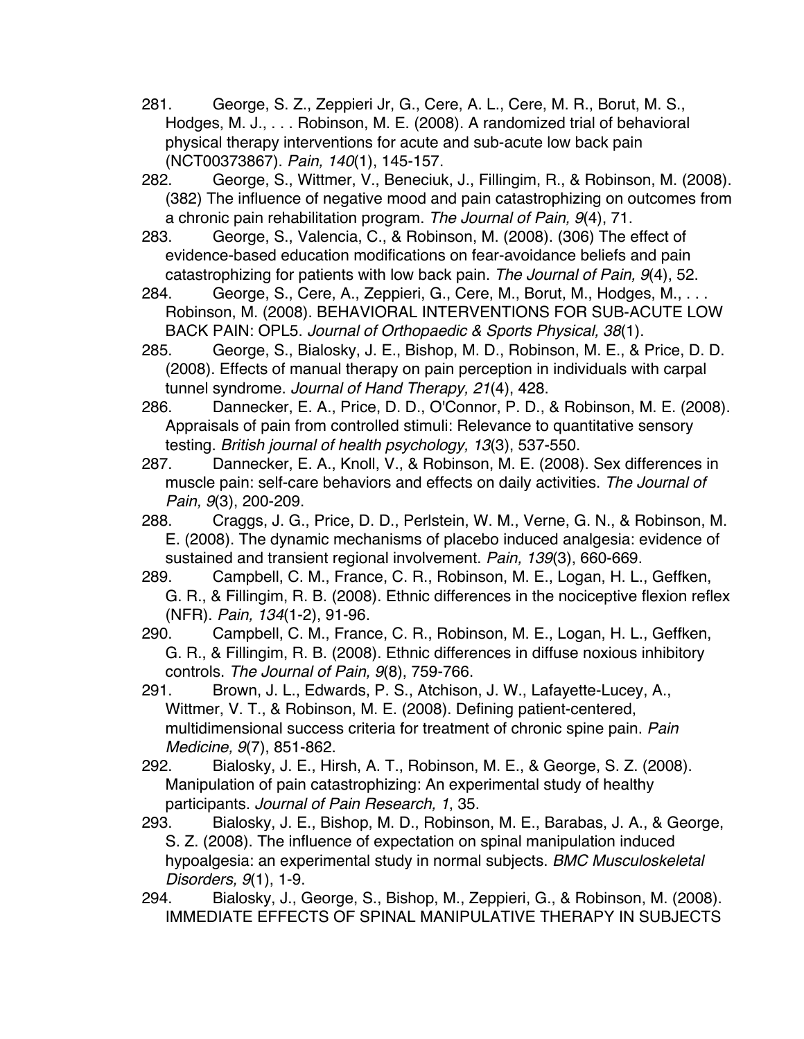281. George, S. Z., Zeppieri Jr, G., Cere, A. L., Cere, M. R., Borut, M. S., Hodges, M. J., . . . Robinson, M. E. (2008). A randomized trial of behavioral physical therapy interventions for acute and sub-acute low back pain (NCT00373867). *Pain, 140*(1), 145-157.
282. George, S., Wittmer, V., Beneciuk, J., Fillingim, R., & Robinson, M. (2008). (382) The influence of negative mood and pain catastrophizing on outcomes from a chronic pain rehabilitation program. *The Journal of Pain, 9*(4), 71.
283. George, S., Valencia, C., & Robinson, M. (2008). (306) The effect of evidence-based education modifications on fear-avoidance beliefs and pain catastrophizing for patients with low back pain. *The Journal of Pain, 9*(4), 52.
284. George, S., Cere, A., Zeppieri, G., Cere, M., Borut, M., Hodges, M., . . . Robinson, M. (2008). BEHAVIORAL INTERVENTIONS FOR SUB-ACUTE LOW BACK PAIN: OPL5. *Journal of Orthopaedic & Sports Physical, 38*(1).
285. George, S., Bialosky, J. E., Bishop, M. D., Robinson, M. E., & Price, D. D. (2008). Effects of manual therapy on pain perception in individuals with carpal tunnel syndrome. *Journal of Hand Therapy, 21*(4), 428.
286. Dannecker, E. A., Price, D. D., O'Connor, P. D., & Robinson, M. E. (2008). Appraisals of pain from controlled stimuli: Relevance to quantitative sensory testing. *British journal of health psychology, 13*(3), 537-550.
287. Dannecker, E. A., Knoll, V., & Robinson, M. E. (2008). Sex differences in muscle pain: self-care behaviors and effects on daily activities. *The Journal of Pain, 9*(3), 200-209.
288. Craggs, J. G., Price, D. D., Perlstein, W. M., Verne, G. N., & Robinson, M. E. (2008). The dynamic mechanisms of placebo induced analgesia: evidence of sustained and transient regional involvement. *Pain, 139*(3), 660-669.
289. Campbell, C. M., France, C. R., Robinson, M. E., Logan, H. L., Geffken, G. R., & Fillingim, R. B. (2008). Ethnic differences in the nociceptive flexion reflex (NFR). *Pain, 134*(1-2), 91-96.
290. Campbell, C. M., France, C. R., Robinson, M. E., Logan, H. L., Geffken, G. R., & Fillingim, R. B. (2008). Ethnic differences in diffuse noxious inhibitory controls. *The Journal of Pain, 9*(8), 759-766.
291. Brown, J. L., Edwards, P. S., Atchison, J. W., Lafayette-Lucey, A., Wittmer, V. T., & Robinson, M. E. (2008). Defining patient-centered, multidimensional success criteria for treatment of chronic spine pain. *Pain Medicine, 9*(7), 851-862.
292. Bialosky, J. E., Hirsh, A. T., Robinson, M. E., & George, S. Z. (2008). Manipulation of pain catastrophizing: An experimental study of healthy participants. *Journal of Pain Research, 1*, 35.
293. Bialosky, J. E., Bishop, M. D., Robinson, M. E., Barabas, J. A., & George, S. Z. (2008). The influence of expectation on spinal manipulation induced hypoalgesia: an experimental study in normal subjects. *BMC Musculoskeletal Disorders, 9*(1), 1-9.
294. Bialosky, J., George, S., Bishop, M., Zeppieri, G., & Robinson, M. (2008). IMMEDIATE EFFECTS OF SPINAL MANIPULATIVE THERAPY IN SUBJECTS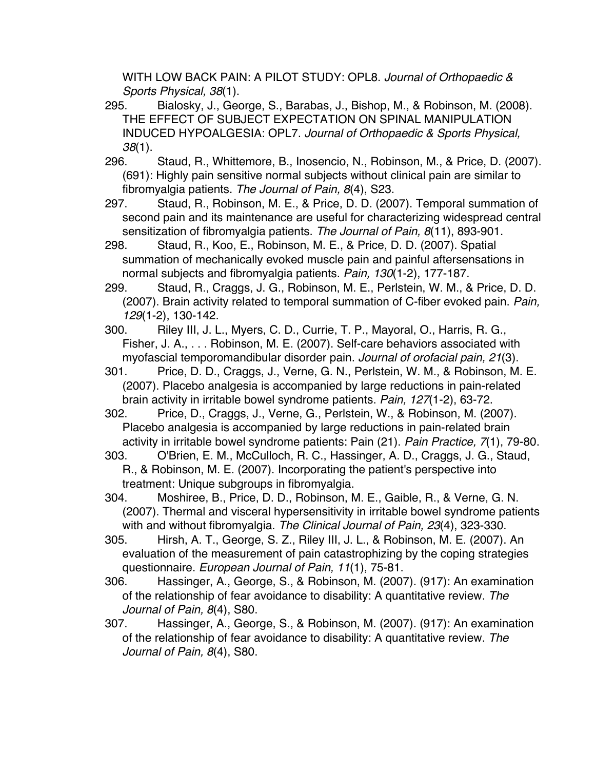WITH LOW BACK PAIN: A PILOT STUDY: OPL8. *Journal of Orthopaedic & Sports Physical, 38*(1).

295. Bialosky, J., George, S., Barabas, J., Bishop, M., & Robinson, M. (2008). THE EFFECT OF SUBJECT EXPECTATION ON SPINAL MANIPULATION INDUCED HYPOALGESIA: OPL7. *Journal of Orthopaedic & Sports Physical, 38*(1).
296. Staud, R., Whittemore, B., Inosencio, N., Robinson, M., & Price, D. (2007). (691): Highly pain sensitive normal subjects without clinical pain are similar to fibromyalgia patients. *The Journal of Pain, 8*(4), S23.
297. Staud, R., Robinson, M. E., & Price, D. D. (2007). Temporal summation of second pain and its maintenance are useful for characterizing widespread central sensitization of fibromyalgia patients. *The Journal of Pain, 8*(11), 893-901.
298. Staud, R., Koo, E., Robinson, M. E., & Price, D. D. (2007). Spatial summation of mechanically evoked muscle pain and painful aftersensations in normal subjects and fibromyalgia patients. *Pain, 130*(1-2), 177-187.
299. Staud, R., Craggs, J. G., Robinson, M. E., Perlstein, W. M., & Price, D. D. (2007). Brain activity related to temporal summation of C-fiber evoked pain. *Pain, 129*(1-2), 130-142.
300. Riley III, J. L., Myers, C. D., Currie, T. P., Mayoral, O., Harris, R. G., Fisher, J. A., . . . Robinson, M. E. (2007). Self-care behaviors associated with myofascial temporomandibular disorder pain. *Journal of orofacial pain, 21*(3).
301. Price, D. D., Craggs, J., Verne, G. N., Perlstein, W. M., & Robinson, M. E. (2007). Placebo analgesia is accompanied by large reductions in pain-related brain activity in irritable bowel syndrome patients. *Pain, 127*(1-2), 63-72.
302. Price, D., Craggs, J., Verne, G., Perlstein, W., & Robinson, M. (2007). Placebo analgesia is accompanied by large reductions in pain-related brain activity in irritable bowel syndrome patients: Pain (21). *Pain Practice, 7*(1), 79-80.
303. O'Brien, E. M., McCulloch, R. C., Hassinger, A. D., Craggs, J. G., Staud, R., & Robinson, M. E. (2007). Incorporating the patient's perspective into treatment: Unique subgroups in fibromyalgia.
304. Moshiree, B., Price, D. D., Robinson, M. E., Gaible, R., & Verne, G. N. (2007). Thermal and visceral hypersensitivity in irritable bowel syndrome patients with and without fibromyalgia. *The Clinical Journal of Pain, 23*(4), 323-330.
305. Hirsh, A. T., George, S. Z., Riley III, J. L., & Robinson, M. E. (2007). An evaluation of the measurement of pain catastrophizing by the coping strategies questionnaire. *European Journal of Pain, 11*(1), 75-81.
306. Hassinger, A., George, S., & Robinson, M. (2007). (917): An examination of the relationship of fear avoidance to disability: A quantitative review. *The Journal of Pain, 8*(4), S80.
307. Hassinger, A., George, S., & Robinson, M. (2007). (917): An examination of the relationship of fear avoidance to disability: A quantitative review. *The Journal of Pain, 8*(4), S80.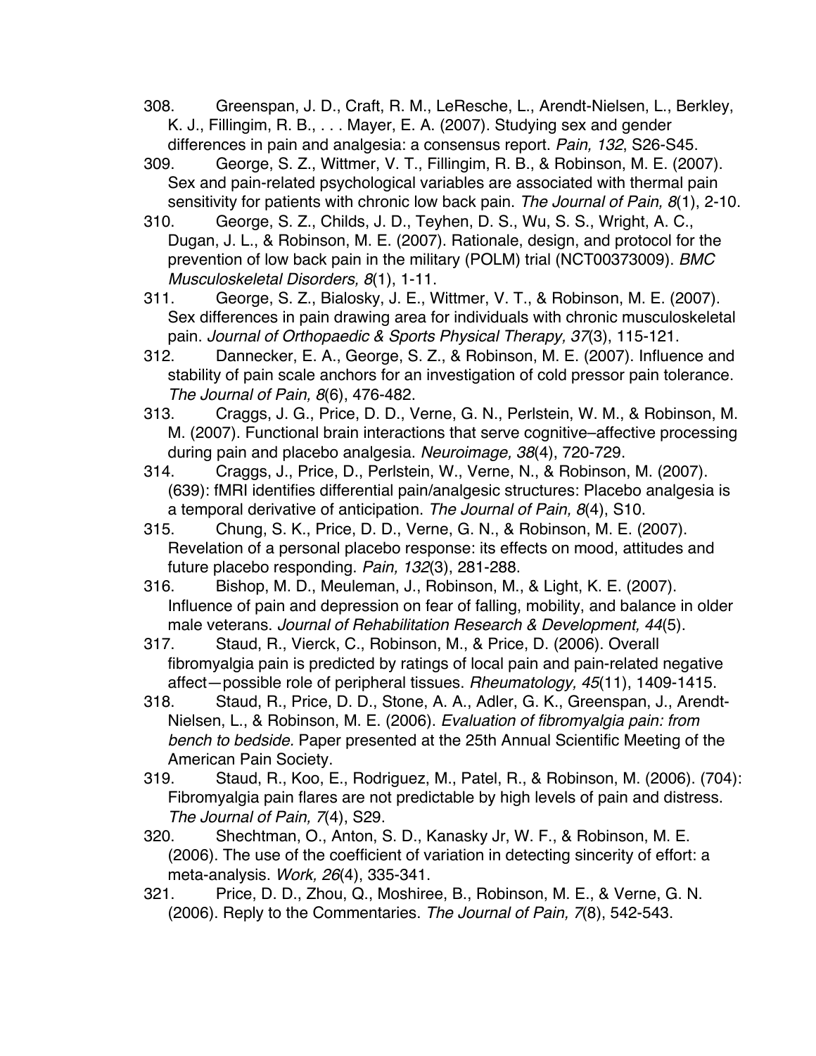308. Greenspan, J. D., Craft, R. M., LeResche, L., Arendt-Nielsen, L., Berkley, K. J., Fillingim, R. B., . . . Mayer, E. A. (2007). Studying sex and gender differences in pain and analgesia: a consensus report. *Pain, 132*, S26-S45.

309. George, S. Z., Wittmer, V. T., Fillingim, R. B., & Robinson, M. E. (2007). Sex and pain-related psychological variables are associated with thermal pain sensitivity for patients with chronic low back pain. *The Journal of Pain, 8*(1), 2-10.

310. George, S. Z., Childs, J. D., Teyhen, D. S., Wu, S. S., Wright, A. C., Dugan, J. L., & Robinson, M. E. (2007). Rationale, design, and protocol for the prevention of low back pain in the military (POLM) trial (NCT00373009). *BMC Musculoskeletal Disorders, 8*(1), 1-11.

311. George, S. Z., Bialosky, J. E., Wittmer, V. T., & Robinson, M. E. (2007). Sex differences in pain drawing area for individuals with chronic musculoskeletal pain. *Journal of Orthopaedic & Sports Physical Therapy, 37*(3), 115-121.

312. Dannecker, E. A., George, S. Z., & Robinson, M. E. (2007). Influence and stability of pain scale anchors for an investigation of cold pressor pain tolerance. *The Journal of Pain, 8*(6), 476-482.

313. Craggs, J. G., Price, D. D., Verne, G. N., Perlstein, W. M., & Robinson, M. M. (2007). Functional brain interactions that serve cognitive–affective processing during pain and placebo analgesia. *Neuroimage, 38*(4), 720-729.

314. Craggs, J., Price, D., Perlstein, W., Verne, N., & Robinson, M. (2007). (639): fMRI identifies differential pain/analgesic structures: Placebo analgesia is a temporal derivative of anticipation. *The Journal of Pain, 8*(4), S10.

315. Chung, S. K., Price, D. D., Verne, G. N., & Robinson, M. E. (2007). Revelation of a personal placebo response: its effects on mood, attitudes and future placebo responding. *Pain, 132*(3), 281-288.

316. Bishop, M. D., Meuleman, J., Robinson, M., & Light, K. E. (2007). Influence of pain and depression on fear of falling, mobility, and balance in older male veterans. *Journal of Rehabilitation Research & Development, 44*(5).

317. Staud, R., Vierck, C., Robinson, M., & Price, D. (2006). Overall fibromyalgia pain is predicted by ratings of local pain and pain-related negative affect—possible role of peripheral tissues. *Rheumatology, 45*(11), 1409-1415.

318. Staud, R., Price, D. D., Stone, A. A., Adler, G. K., Greenspan, J., Arendt-Nielsen, L., & Robinson, M. E. (2006). *Evaluation of fibromyalgia pain: from bench to bedside.* Paper presented at the 25th Annual Scientific Meeting of the American Pain Society.

319. Staud, R., Koo, E., Rodriguez, M., Patel, R., & Robinson, M. (2006). (704): Fibromyalgia pain flares are not predictable by high levels of pain and distress. *The Journal of Pain, 7*(4), S29.

320. Shechtman, O., Anton, S. D., Kanasky Jr, W. F., & Robinson, M. E. (2006). The use of the coefficient of variation in detecting sincerity of effort: a meta-analysis. *Work, 26*(4), 335-341.

321. Price, D. D., Zhou, Q., Moshiree, B., Robinson, M. E., & Verne, G. N. (2006). Reply to the Commentaries. *The Journal of Pain, 7*(8), 542-543.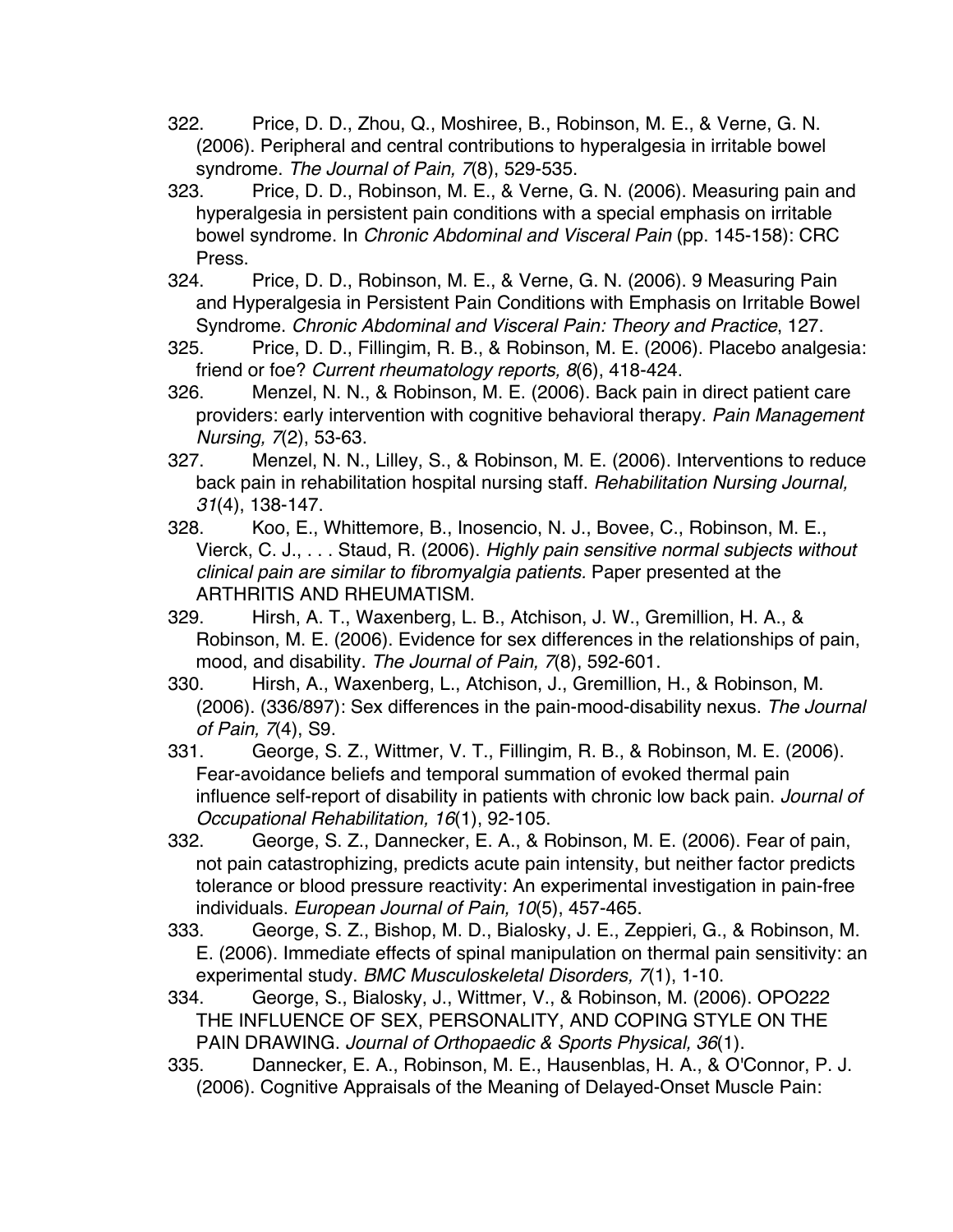322. Price, D. D., Zhou, Q., Moshiree, B., Robinson, M. E., & Verne, G. N. (2006). Peripheral and central contributions to hyperalgesia in irritable bowel syndrome. *The Journal of Pain, 7*(8), 529-535.

323. Price, D. D., Robinson, M. E., & Verne, G. N. (2006). Measuring pain and hyperalgesia in persistent pain conditions with a special emphasis on irritable bowel syndrome. In *Chronic Abdominal and Visceral Pain* (pp. 145-158): CRC Press.

324. Price, D. D., Robinson, M. E., & Verne, G. N. (2006). 9 Measuring Pain and Hyperalgesia in Persistent Pain Conditions with Emphasis on Irritable Bowel Syndrome. *Chronic Abdominal and Visceral Pain: Theory and Practice*, 127.

325. Price, D. D., Fillingim, R. B., & Robinson, M. E. (2006). Placebo analgesia: friend or foe? *Current rheumatology reports, 8*(6), 418-424.

326. Menzel, N. N., & Robinson, M. E. (2006). Back pain in direct patient care providers: early intervention with cognitive behavioral therapy. *Pain Management Nursing, 7*(2), 53-63.

327. Menzel, N. N., Lilley, S., & Robinson, M. E. (2006). Interventions to reduce back pain in rehabilitation hospital nursing staff. *Rehabilitation Nursing Journal, 31*(4), 138-147.

328. Koo, E., Whittemore, B., Inosencio, N. J., Bovee, C., Robinson, M. E., Vierck, C. J., . . . Staud, R. (2006). *Highly pain sensitive normal subjects without clinical pain are similar to fibromyalgia patients.* Paper presented at the ARTHRITIS AND RHEUMATISM.

329. Hirsh, A. T., Waxenberg, L. B., Atchison, J. W., Gremillion, H. A., & Robinson, M. E. (2006). Evidence for sex differences in the relationships of pain, mood, and disability. *The Journal of Pain, 7*(8), 592-601.

330. Hirsh, A., Waxenberg, L., Atchison, J., Gremillion, H., & Robinson, M. (2006). (336/897): Sex differences in the pain-mood-disability nexus. *The Journal of Pain, 7*(4), S9.

331. George, S. Z., Wittmer, V. T., Fillingim, R. B., & Robinson, M. E. (2006). Fear-avoidance beliefs and temporal summation of evoked thermal pain influence self-report of disability in patients with chronic low back pain. *Journal of Occupational Rehabilitation, 16*(1), 92-105.

332. George, S. Z., Dannecker, E. A., & Robinson, M. E. (2006). Fear of pain, not pain catastrophizing, predicts acute pain intensity, but neither factor predicts tolerance or blood pressure reactivity: An experimental investigation in pain-free individuals. *European Journal of Pain, 10*(5), 457-465.

333. George, S. Z., Bishop, M. D., Bialosky, J. E., Zeppieri, G., & Robinson, M. E. (2006). Immediate effects of spinal manipulation on thermal pain sensitivity: an experimental study. *BMC Musculoskeletal Disorders, 7*(1), 1-10.

334. George, S., Bialosky, J., Wittmer, V., & Robinson, M. (2006). OPO222 THE INFLUENCE OF SEX, PERSONALITY, AND COPING STYLE ON THE PAIN DRAWING. *Journal of Orthopaedic & Sports Physical, 36*(1).

335. Dannecker, E. A., Robinson, M. E., Hausenblas, H. A., & O'Connor, P. J. (2006). Cognitive Appraisals of the Meaning of Delayed-Onset Muscle Pain: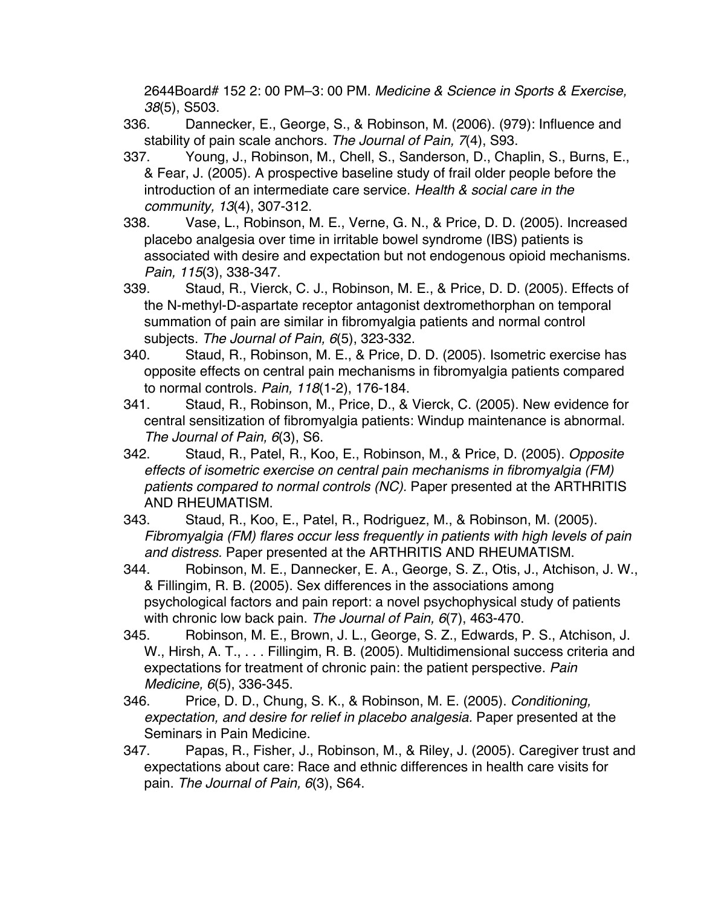2644Board# 152 2: 00 PM–3: 00 PM. *Medicine & Science in Sports & Exercise, 38*(5), S503.

336. Dannecker, E., George, S., & Robinson, M. (2006). (979): Influence and stability of pain scale anchors. *The Journal of Pain, 7*(4), S93.

337. Young, J., Robinson, M., Chell, S., Sanderson, D., Chaplin, S., Burns, E., & Fear, J. (2005). A prospective baseline study of frail older people before the introduction of an intermediate care service. *Health & social care in the community, 13*(4), 307-312.

338. Vase, L., Robinson, M. E., Verne, G. N., & Price, D. D. (2005). Increased placebo analgesia over time in irritable bowel syndrome (IBS) patients is associated with desire and expectation but not endogenous opioid mechanisms. *Pain, 115*(3), 338-347.

339. Staud, R., Vierck, C. J., Robinson, M. E., & Price, D. D. (2005). Effects of the N-methyl-D-aspartate receptor antagonist dextromethorphan on temporal summation of pain are similar in fibromyalgia patients and normal control subjects. *The Journal of Pain, 6*(5), 323-332.

340. Staud, R., Robinson, M. E., & Price, D. D. (2005). Isometric exercise has opposite effects on central pain mechanisms in fibromyalgia patients compared to normal controls. *Pain, 118*(1-2), 176-184.

341. Staud, R., Robinson, M., Price, D., & Vierck, C. (2005). New evidence for central sensitization of fibromyalgia patients: Windup maintenance is abnormal. *The Journal of Pain, 6*(3), S6.

342. Staud, R., Patel, R., Koo, E., Robinson, M., & Price, D. (2005). *Opposite effects of isometric exercise on central pain mechanisms in fibromyalgia (FM) patients compared to normal controls (NC).* Paper presented at the ARTHRITIS AND RHEUMATISM.

343. Staud, R., Koo, E., Patel, R., Rodriguez, M., & Robinson, M. (2005). *Fibromyalgia (FM) flares occur less frequently in patients with high levels of pain and distress.* Paper presented at the ARTHRITIS AND RHEUMATISM.

344. Robinson, M. E., Dannecker, E. A., George, S. Z., Otis, J., Atchison, J. W., & Fillingim, R. B. (2005). Sex differences in the associations among psychological factors and pain report: a novel psychophysical study of patients with chronic low back pain. *The Journal of Pain, 6*(7), 463-470.

345. Robinson, M. E., Brown, J. L., George, S. Z., Edwards, P. S., Atchison, J. W., Hirsh, A. T., . . . Fillingim, R. B. (2005). Multidimensional success criteria and expectations for treatment of chronic pain: the patient perspective. *Pain Medicine, 6*(5), 336-345.

346. Price, D. D., Chung, S. K., & Robinson, M. E. (2005). *Conditioning, expectation, and desire for relief in placebo analgesia.* Paper presented at the Seminars in Pain Medicine.

347. Papas, R., Fisher, J., Robinson, M., & Riley, J. (2005). Caregiver trust and expectations about care: Race and ethnic differences in health care visits for pain. *The Journal of Pain, 6*(3), S64.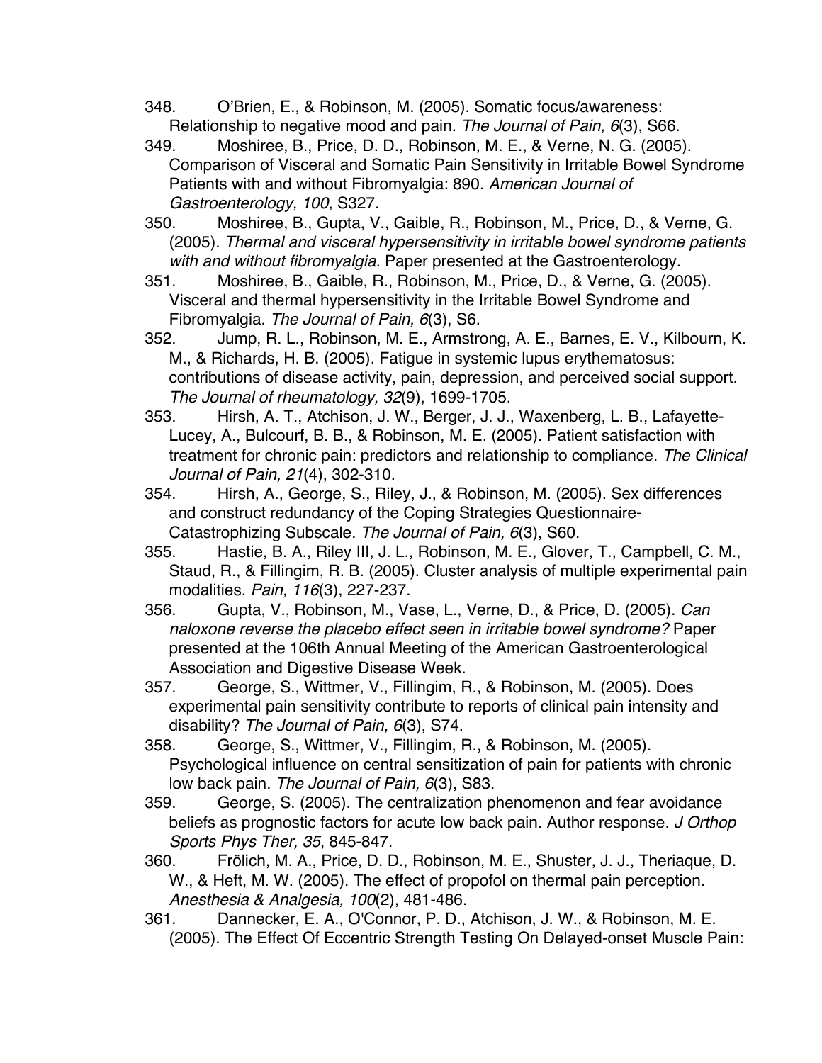348. O'Brien, E., & Robinson, M. (2005). Somatic focus/awareness: Relationship to negative mood and pain. *The Journal of Pain, 6*(3), S66.

349. Moshiree, B., Price, D. D., Robinson, M. E., & Verne, N. G. (2005). Comparison of Visceral and Somatic Pain Sensitivity in Irritable Bowel Syndrome Patients with and without Fibromyalgia: 890. *American Journal of Gastroenterology, 100*, S327.

350. Moshiree, B., Gupta, V., Gaible, R., Robinson, M., Price, D., & Verne, G. (2005). *Thermal and visceral hypersensitivity in irritable bowel syndrome patients with and without fibromyalgia.* Paper presented at the Gastroenterology.

351. Moshiree, B., Gaible, R., Robinson, M., Price, D., & Verne, G. (2005). Visceral and thermal hypersensitivity in the Irritable Bowel Syndrome and Fibromyalgia. *The Journal of Pain, 6*(3), S6.

352. Jump, R. L., Robinson, M. E., Armstrong, A. E., Barnes, E. V., Kilbourn, K. M., & Richards, H. B. (2005). Fatigue in systemic lupus erythematosus: contributions of disease activity, pain, depression, and perceived social support. *The Journal of rheumatology, 32*(9), 1699-1705.

353. Hirsh, A. T., Atchison, J. W., Berger, J. J., Waxenberg, L. B., Lafayette-Lucey, A., Bulcourf, B. B., & Robinson, M. E. (2005). Patient satisfaction with treatment for chronic pain: predictors and relationship to compliance. *The Clinical Journal of Pain, 21*(4), 302-310.

354. Hirsh, A., George, S., Riley, J., & Robinson, M. (2005). Sex differences and construct redundancy of the Coping Strategies Questionnaire-Catastrophizing Subscale. *The Journal of Pain, 6*(3), S60.

355. Hastie, B. A., Riley III, J. L., Robinson, M. E., Glover, T., Campbell, C. M., Staud, R., & Fillingim, R. B. (2005). Cluster analysis of multiple experimental pain modalities. *Pain, 116*(3), 227-237.

356. Gupta, V., Robinson, M., Vase, L., Verne, D., & Price, D. (2005). *Can naloxone reverse the placebo effect seen in irritable bowel syndrome?* Paper presented at the 106th Annual Meeting of the American Gastroenterological Association and Digestive Disease Week.

357. George, S., Wittmer, V., Fillingim, R., & Robinson, M. (2005). Does experimental pain sensitivity contribute to reports of clinical pain intensity and disability? *The Journal of Pain, 6*(3), S74.

358. George, S., Wittmer, V., Fillingim, R., & Robinson, M. (2005). Psychological influence on central sensitization of pain for patients with chronic low back pain. *The Journal of Pain, 6*(3), S83.

359. George, S. (2005). The centralization phenomenon and fear avoidance beliefs as prognostic factors for acute low back pain. Author response. *J Orthop Sports Phys Ther, 35*, 845-847.

360. Frölich, M. A., Price, D. D., Robinson, M. E., Shuster, J. J., Theriaque, D. W., & Heft, M. W. (2005). The effect of propofol on thermal pain perception. *Anesthesia & Analgesia, 100*(2), 481-486.

361. Dannecker, E. A., O'Connor, P. D., Atchison, J. W., & Robinson, M. E. (2005). The Effect Of Eccentric Strength Testing On Delayed-onset Muscle Pain: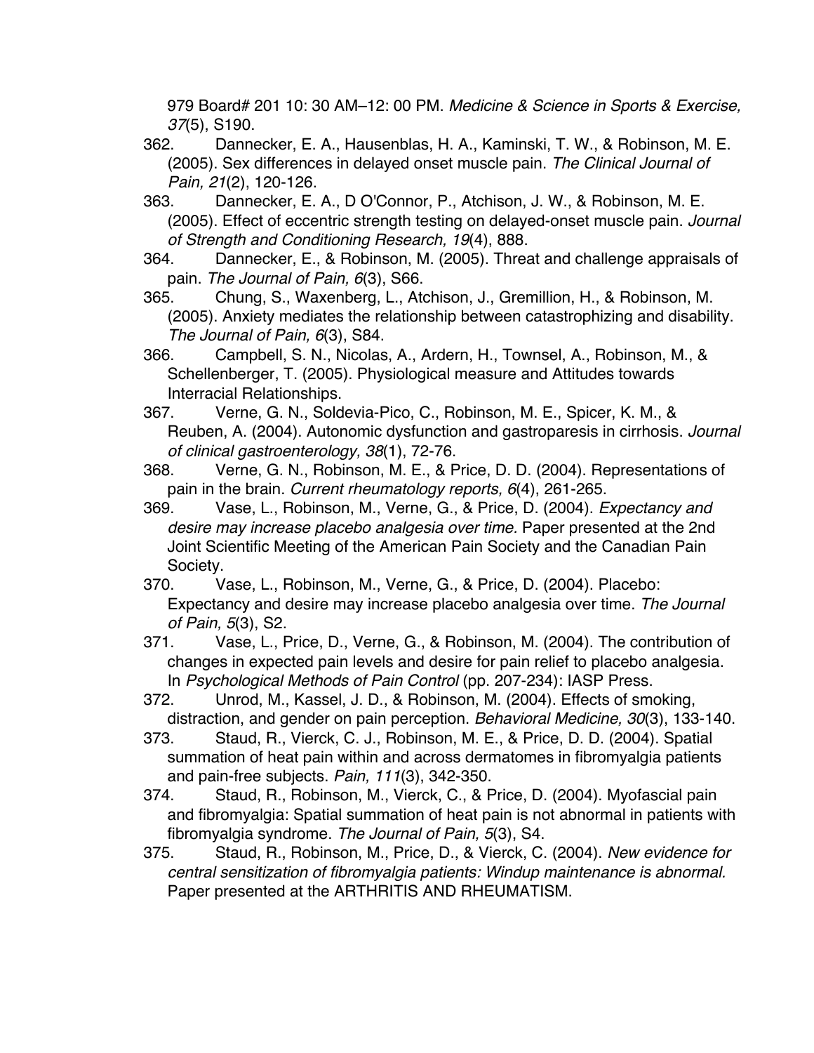979 Board# 201 10: 30 AM–12: 00 PM. *Medicine & Science in Sports & Exercise, 37*(5), S190.

362. Dannecker, E. A., Hausenblas, H. A., Kaminski, T. W., & Robinson, M. E. (2005). Sex differences in delayed onset muscle pain. *The Clinical Journal of Pain, 21*(2), 120-126.

363. Dannecker, E. A., D O'Connor, P., Atchison, J. W., & Robinson, M. E. (2005). Effect of eccentric strength testing on delayed-onset muscle pain. *Journal of Strength and Conditioning Research, 19*(4), 888.

364. Dannecker, E., & Robinson, M. (2005). Threat and challenge appraisals of pain. *The Journal of Pain, 6*(3), S66.

365. Chung, S., Waxenberg, L., Atchison, J., Gremillion, H., & Robinson, M. (2005). Anxiety mediates the relationship between catastrophizing and disability. *The Journal of Pain, 6*(3), S84.

366. Campbell, S. N., Nicolas, A., Ardern, H., Townsel, A., Robinson, M., & Schellenberger, T. (2005). Physiological measure and Attitudes towards Interracial Relationships.

367. Verne, G. N., Soldevia-Pico, C., Robinson, M. E., Spicer, K. M., & Reuben, A. (2004). Autonomic dysfunction and gastroparesis in cirrhosis. *Journal of clinical gastroenterology, 38*(1), 72-76.

368. Verne, G. N., Robinson, M. E., & Price, D. D. (2004). Representations of pain in the brain. *Current rheumatology reports, 6*(4), 261-265.

369. Vase, L., Robinson, M., Verne, G., & Price, D. (2004). *Expectancy and desire may increase placebo analgesia over time.* Paper presented at the 2nd Joint Scientific Meeting of the American Pain Society and the Canadian Pain Society.

370. Vase, L., Robinson, M., Verne, G., & Price, D. (2004). Placebo: Expectancy and desire may increase placebo analgesia over time. *The Journal of Pain, 5*(3), S2.

371. Vase, L., Price, D., Verne, G., & Robinson, M. (2004). The contribution of changes in expected pain levels and desire for pain relief to placebo analgesia. In *Psychological Methods of Pain Control* (pp. 207-234): IASP Press.

372. Unrod, M., Kassel, J. D., & Robinson, M. (2004). Effects of smoking, distraction, and gender on pain perception. *Behavioral Medicine, 30*(3), 133-140.

373. Staud, R., Vierck, C. J., Robinson, M. E., & Price, D. D. (2004). Spatial summation of heat pain within and across dermatomes in fibromyalgia patients and pain-free subjects. *Pain, 111*(3), 342-350.

374. Staud, R., Robinson, M., Vierck, C., & Price, D. (2004). Myofascial pain and fibromyalgia: Spatial summation of heat pain is not abnormal in patients with fibromyalgia syndrome. *The Journal of Pain, 5*(3), S4.

375. Staud, R., Robinson, M., Price, D., & Vierck, C. (2004). *New evidence for central sensitization of fibromyalgia patients: Windup maintenance is abnormal.* Paper presented at the ARTHRITIS AND RHEUMATISM.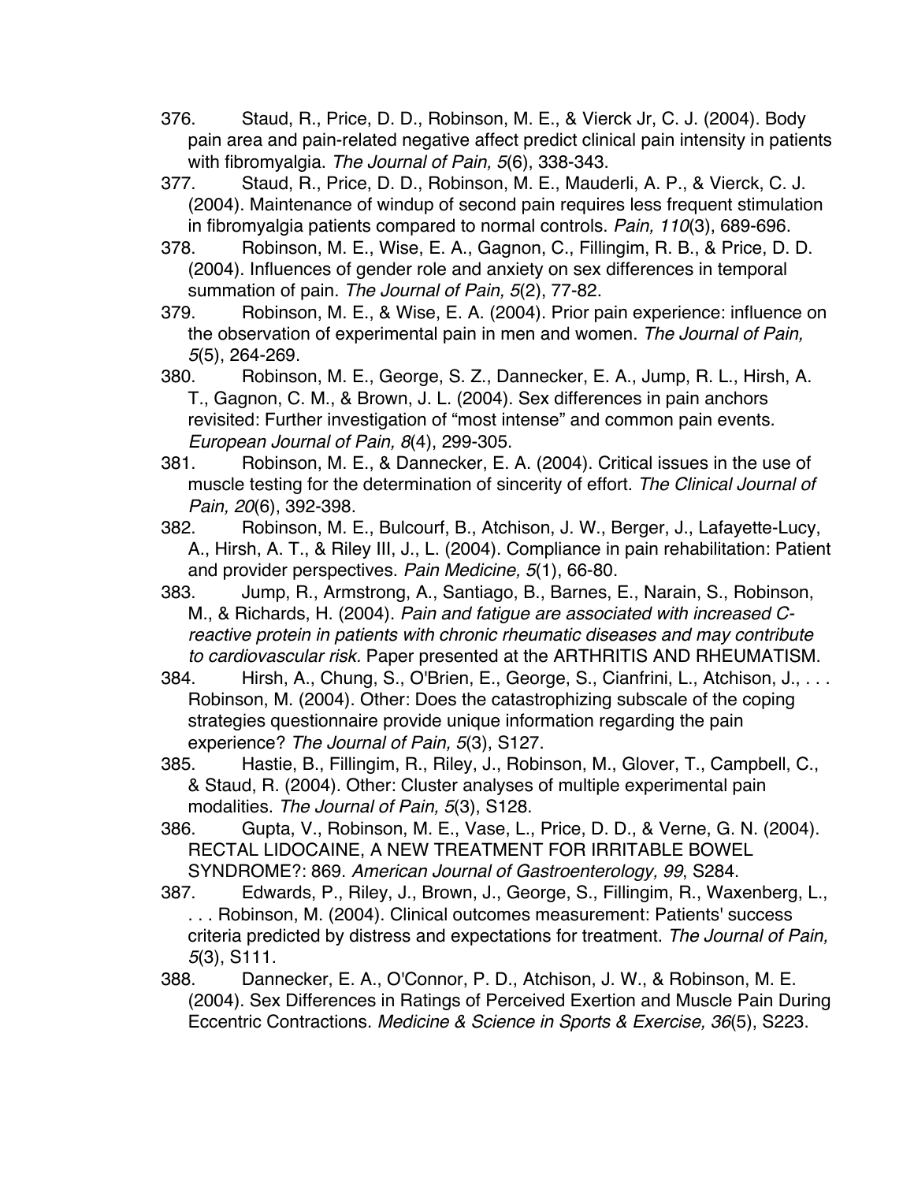376. Staud, R., Price, D. D., Robinson, M. E., & Vierck Jr, C. J. (2004). Body pain area and pain-related negative affect predict clinical pain intensity in patients with fibromyalgia. *The Journal of Pain, 5*(6), 338-343.

377. Staud, R., Price, D. D., Robinson, M. E., Mauderli, A. P., & Vierck, C. J. (2004). Maintenance of windup of second pain requires less frequent stimulation in fibromyalgia patients compared to normal controls. *Pain, 110*(3), 689-696.

378. Robinson, M. E., Wise, E. A., Gagnon, C., Fillingim, R. B., & Price, D. D. (2004). Influences of gender role and anxiety on sex differences in temporal summation of pain. *The Journal of Pain, 5*(2), 77-82.

379. Robinson, M. E., & Wise, E. A. (2004). Prior pain experience: influence on the observation of experimental pain in men and women. *The Journal of Pain, 5*(5), 264-269.

380. Robinson, M. E., George, S. Z., Dannecker, E. A., Jump, R. L., Hirsh, A. T., Gagnon, C. M., & Brown, J. L. (2004). Sex differences in pain anchors revisited: Further investigation of "most intense" and common pain events. *European Journal of Pain, 8*(4), 299-305.

381. Robinson, M. E., & Dannecker, E. A. (2004). Critical issues in the use of muscle testing for the determination of sincerity of effort. *The Clinical Journal of Pain, 20*(6), 392-398.

382. Robinson, M. E., Bulcourf, B., Atchison, J. W., Berger, J., Lafayette-Lucy, A., Hirsh, A. T., & Riley III, J., L. (2004). Compliance in pain rehabilitation: Patient and provider perspectives. *Pain Medicine, 5*(1), 66-80.

383. Jump, R., Armstrong, A., Santiago, B., Barnes, E., Narain, S., Robinson, M., & Richards, H. (2004). *Pain and fatigue are associated with increased C-reactive protein in patients with chronic rheumatic diseases and may contribute to cardiovascular risk.* Paper presented at the ARTHRITIS AND RHEUMATISM.

384. Hirsh, A., Chung, S., O'Brien, E., George, S., Cianfrini, L., Atchison, J., . . . Robinson, M. (2004). Other: Does the catastrophizing subscale of the coping strategies questionnaire provide unique information regarding the pain experience? *The Journal of Pain, 5*(3), S127.

385. Hastie, B., Fillingim, R., Riley, J., Robinson, M., Glover, T., Campbell, C., & Staud, R. (2004). Other: Cluster analyses of multiple experimental pain modalities. *The Journal of Pain, 5*(3), S128.

386. Gupta, V., Robinson, M. E., Vase, L., Price, D. D., & Verne, G. N. (2004). RECTAL LIDOCAINE, A NEW TREATMENT FOR IRRITABLE BOWEL SYNDROME?: 869. *American Journal of Gastroenterology, 99*, S284.

387. Edwards, P., Riley, J., Brown, J., George, S., Fillingim, R., Waxenberg, L., . . . Robinson, M. (2004). Clinical outcomes measurement: Patients' success criteria predicted by distress and expectations for treatment. *The Journal of Pain, 5*(3), S111.

388. Dannecker, E. A., O'Connor, P. D., Atchison, J. W., & Robinson, M. E. (2004). Sex Differences in Ratings of Perceived Exertion and Muscle Pain During Eccentric Contractions. *Medicine & Science in Sports & Exercise, 36*(5), S223.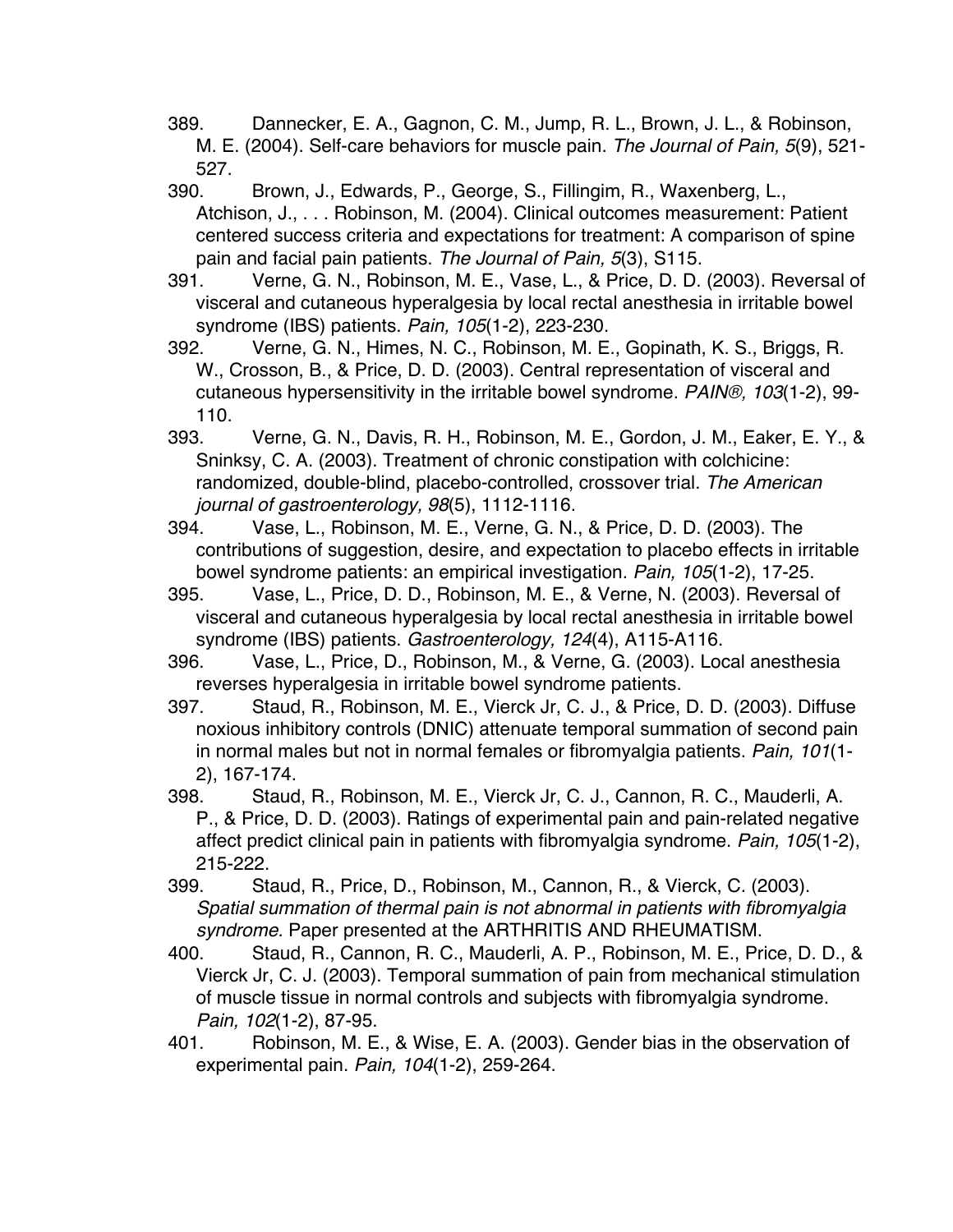389. Dannecker, E. A., Gagnon, C. M., Jump, R. L., Brown, J. L., & Robinson, M. E. (2004). Self-care behaviors for muscle pain. *The Journal of Pain, 5*(9), 521-527.

390. Brown, J., Edwards, P., George, S., Fillingim, R., Waxenberg, L., Atchison, J., . . . Robinson, M. (2004). Clinical outcomes measurement: Patient centered success criteria and expectations for treatment: A comparison of spine pain and facial pain patients. *The Journal of Pain, 5*(3), S115.

391. Verne, G. N., Robinson, M. E., Vase, L., & Price, D. D. (2003). Reversal of visceral and cutaneous hyperalgesia by local rectal anesthesia in irritable bowel syndrome (IBS) patients. *Pain, 105*(1-2), 223-230.

392. Verne, G. N., Himes, N. C., Robinson, M. E., Gopinath, K. S., Briggs, R. W., Crosson, B., & Price, D. D. (2003). Central representation of visceral and cutaneous hypersensitivity in the irritable bowel syndrome. *PAIN®, 103*(1-2), 99-110.

393. Verne, G. N., Davis, R. H., Robinson, M. E., Gordon, J. M., Eaker, E. Y., & Sninksy, C. A. (2003). Treatment of chronic constipation with colchicine: randomized, double-blind, placebo-controlled, crossover trial. *The American journal of gastroenterology, 98*(5), 1112-1116.

394. Vase, L., Robinson, M. E., Verne, G. N., & Price, D. D. (2003). The contributions of suggestion, desire, and expectation to placebo effects in irritable bowel syndrome patients: an empirical investigation. *Pain, 105*(1-2), 17-25.

395. Vase, L., Price, D. D., Robinson, M. E., & Verne, N. (2003). Reversal of visceral and cutaneous hyperalgesia by local rectal anesthesia in irritable bowel syndrome (IBS) patients. *Gastroenterology, 124*(4), A115-A116.

396. Vase, L., Price, D., Robinson, M., & Verne, G. (2003). Local anesthesia reverses hyperalgesia in irritable bowel syndrome patients.

397. Staud, R., Robinson, M. E., Vierck Jr, C. J., & Price, D. D. (2003). Diffuse noxious inhibitory controls (DNIC) attenuate temporal summation of second pain in normal males but not in normal females or fibromyalgia patients. *Pain, 101*(1-2), 167-174.

398. Staud, R., Robinson, M. E., Vierck Jr, C. J., Cannon, R. C., Mauderli, A. P., & Price, D. D. (2003). Ratings of experimental pain and pain-related negative affect predict clinical pain in patients with fibromyalgia syndrome. *Pain, 105*(1-2), 215-222.

399. Staud, R., Price, D., Robinson, M., Cannon, R., & Vierck, C. (2003). *Spatial summation of thermal pain is not abnormal in patients with fibromyalgia syndrome.* Paper presented at the ARTHRITIS AND RHEUMATISM.

400. Staud, R., Cannon, R. C., Mauderli, A. P., Robinson, M. E., Price, D. D., & Vierck Jr, C. J. (2003). Temporal summation of pain from mechanical stimulation of muscle tissue in normal controls and subjects with fibromyalgia syndrome. *Pain, 102*(1-2), 87-95.

401. Robinson, M. E., & Wise, E. A. (2003). Gender bias in the observation of experimental pain. *Pain, 104*(1-2), 259-264.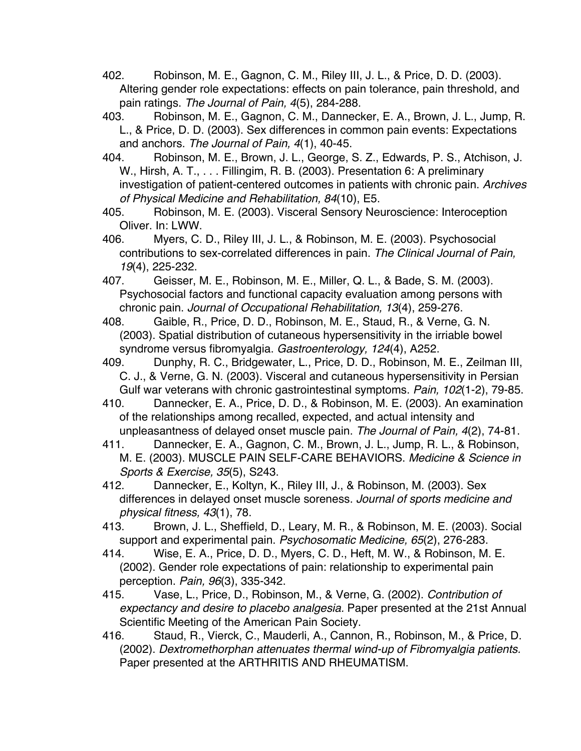402. Robinson, M. E., Gagnon, C. M., Riley III, J. L., & Price, D. D. (2003). Altering gender role expectations: effects on pain tolerance, pain threshold, and pain ratings. *The Journal of Pain, 4*(5), 284-288.

403. Robinson, M. E., Gagnon, C. M., Dannecker, E. A., Brown, J. L., Jump, R. L., & Price, D. D. (2003). Sex differences in common pain events: Expectations and anchors. *The Journal of Pain, 4*(1), 40-45.

404. Robinson, M. E., Brown, J. L., George, S. Z., Edwards, P. S., Atchison, J. W., Hirsh, A. T., . . . Fillingim, R. B. (2003). Presentation 6: A preliminary investigation of patient-centered outcomes in patients with chronic pain. *Archives of Physical Medicine and Rehabilitation, 84*(10), E5.

405. Robinson, M. E. (2003). Visceral Sensory Neuroscience: Interoception Oliver. In: LWW.

406. Myers, C. D., Riley III, J. L., & Robinson, M. E. (2003). Psychosocial contributions to sex-correlated differences in pain. *The Clinical Journal of Pain, 19*(4), 225-232.

407. Geisser, M. E., Robinson, M. E., Miller, Q. L., & Bade, S. M. (2003). Psychosocial factors and functional capacity evaluation among persons with chronic pain. *Journal of Occupational Rehabilitation, 13*(4), 259-276.

408. Gaible, R., Price, D. D., Robinson, M. E., Staud, R., & Verne, G. N. (2003). Spatial distribution of cutaneous hypersensitivity in the irriable bowel syndrome versus fibromyalgia. *Gastroenterology, 124*(4), A252.

409. Dunphy, R. C., Bridgewater, L., Price, D. D., Robinson, M. E., Zeilman III, C. J., & Verne, G. N. (2003). Visceral and cutaneous hypersensitivity in Persian Gulf war veterans with chronic gastrointestinal symptoms. *Pain, 102*(1-2), 79-85.

410. Dannecker, E. A., Price, D. D., & Robinson, M. E. (2003). An examination of the relationships among recalled, expected, and actual intensity and unpleasantness of delayed onset muscle pain. *The Journal of Pain, 4*(2), 74-81.

411. Dannecker, E. A., Gagnon, C. M., Brown, J. L., Jump, R. L., & Robinson, M. E. (2003). MUSCLE PAIN SELF-CARE BEHAVIORS. *Medicine & Science in Sports & Exercise, 35*(5), S243.

412. Dannecker, E., Koltyn, K., Riley III, J., & Robinson, M. (2003). Sex differences in delayed onset muscle soreness. *Journal of sports medicine and physical fitness, 43*(1), 78.

413. Brown, J. L., Sheffield, D., Leary, M. R., & Robinson, M. E. (2003). Social support and experimental pain. *Psychosomatic Medicine, 65*(2), 276-283.

414. Wise, E. A., Price, D. D., Myers, C. D., Heft, M. W., & Robinson, M. E. (2002). Gender role expectations of pain: relationship to experimental pain perception. *Pain, 96*(3), 335-342.

415. Vase, L., Price, D., Robinson, M., & Verne, G. (2002). *Contribution of expectancy and desire to placebo analgesia*. Paper presented at the 21st Annual Scientific Meeting of the American Pain Society.

416. Staud, R., Vierck, C., Mauderli, A., Cannon, R., Robinson, M., & Price, D. (2002). *Dextromethorphan attenuates thermal wind-up of Fibromyalgia patients.* Paper presented at the ARTHRITIS AND RHEUMATISM.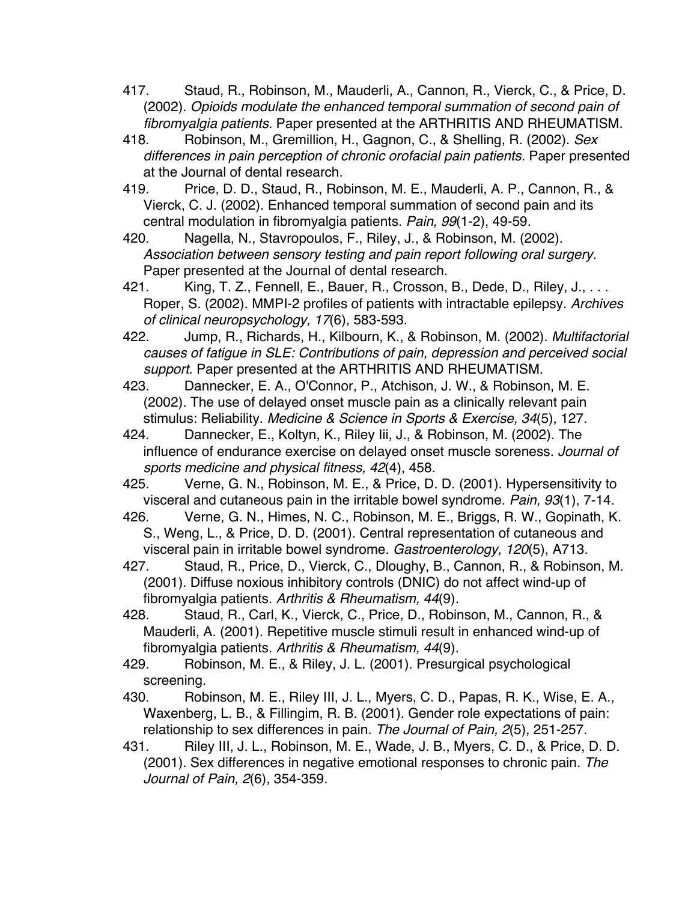417. Staud, R., Robinson, M., Mauderli, A., Cannon, R., Vierck, C., & Price, D. (2002). *Opioids modulate the enhanced temporal summation of second pain of fibromyalgia patients.* Paper presented at the ARTHRITIS AND RHEUMATISM.

418. Robinson, M., Gremillion, H., Gagnon, C., & Shelling, R. (2002). *Sex differences in pain perception of chronic orofacial pain patients.* Paper presented at the Journal of dental research.

419. Price, D. D., Staud, R., Robinson, M. E., Mauderli, A. P., Cannon, R., & Vierck, C. J. (2002). Enhanced temporal summation of second pain and its central modulation in fibromyalgia patients. *Pain, 99*(1-2), 49-59.

420. Nagella, N., Stavropoulos, F., Riley, J., & Robinson, M. (2002). *Association between sensory testing and pain report following oral surgery.* Paper presented at the Journal of dental research.

421. King, T. Z., Fennell, E., Bauer, R., Crosson, B., Dede, D., Riley, J., . . . Roper, S. (2002). MMPI-2 profiles of patients with intractable epilepsy. *Archives of clinical neuropsychology, 17*(6), 583-593.

422. Jump, R., Richards, H., Kilbourn, K., & Robinson, M. (2002). *Multifactorial causes of fatigue in SLE: Contributions of pain, depression and perceived social support.* Paper presented at the ARTHRITIS AND RHEUMATISM.

423. Dannecker, E. A., O'Connor, P., Atchison, J. W., & Robinson, M. E. (2002). The use of delayed onset muscle pain as a clinically relevant pain stimulus: Reliability. *Medicine & Science in Sports & Exercise, 34*(5), 127.

424. Dannecker, E., Koltyn, K., Riley Iii, J., & Robinson, M. (2002). The influence of endurance exercise on delayed onset muscle soreness. *Journal of sports medicine and physical fitness, 42*(4), 458.

425. Verne, G. N., Robinson, M. E., & Price, D. D. (2001). Hypersensitivity to visceral and cutaneous pain in the irritable bowel syndrome. *Pain, 93*(1), 7-14.

426. Verne, G. N., Himes, N. C., Robinson, M. E., Briggs, R. W., Gopinath, K. S., Weng, L., & Price, D. D. (2001). Central representation of cutaneous and visceral pain in irritable bowel syndrome. *Gastroenterology, 120*(5), A713.

427. Staud, R., Price, D., Vierck, C., Dloughy, B., Cannon, R., & Robinson, M. (2001). Diffuse noxious inhibitory controls (DNIC) do not affect wind-up of fibromyalgia patients. *Arthritis & Rheumatism, 44*(9).

428. Staud, R., Carl, K., Vierck, C., Price, D., Robinson, M., Cannon, R., & Mauderli, A. (2001). Repetitive muscle stimuli result in enhanced wind-up of fibromyalgia patients. *Arthritis & Rheumatism, 44*(9).

429. Robinson, M. E., & Riley, J. L. (2001). Presurgical psychological screening.

430. Robinson, M. E., Riley III, J. L., Myers, C. D., Papas, R. K., Wise, E. A., Waxenberg, L. B., & Fillingim, R. B. (2001). Gender role expectations of pain: relationship to sex differences in pain. *The Journal of Pain, 2*(5), 251-257.

431. Riley III, J. L., Robinson, M. E., Wade, J. B., Myers, C. D., & Price, D. D. (2001). Sex differences in negative emotional responses to chronic pain. *The Journal of Pain, 2*(6), 354-359.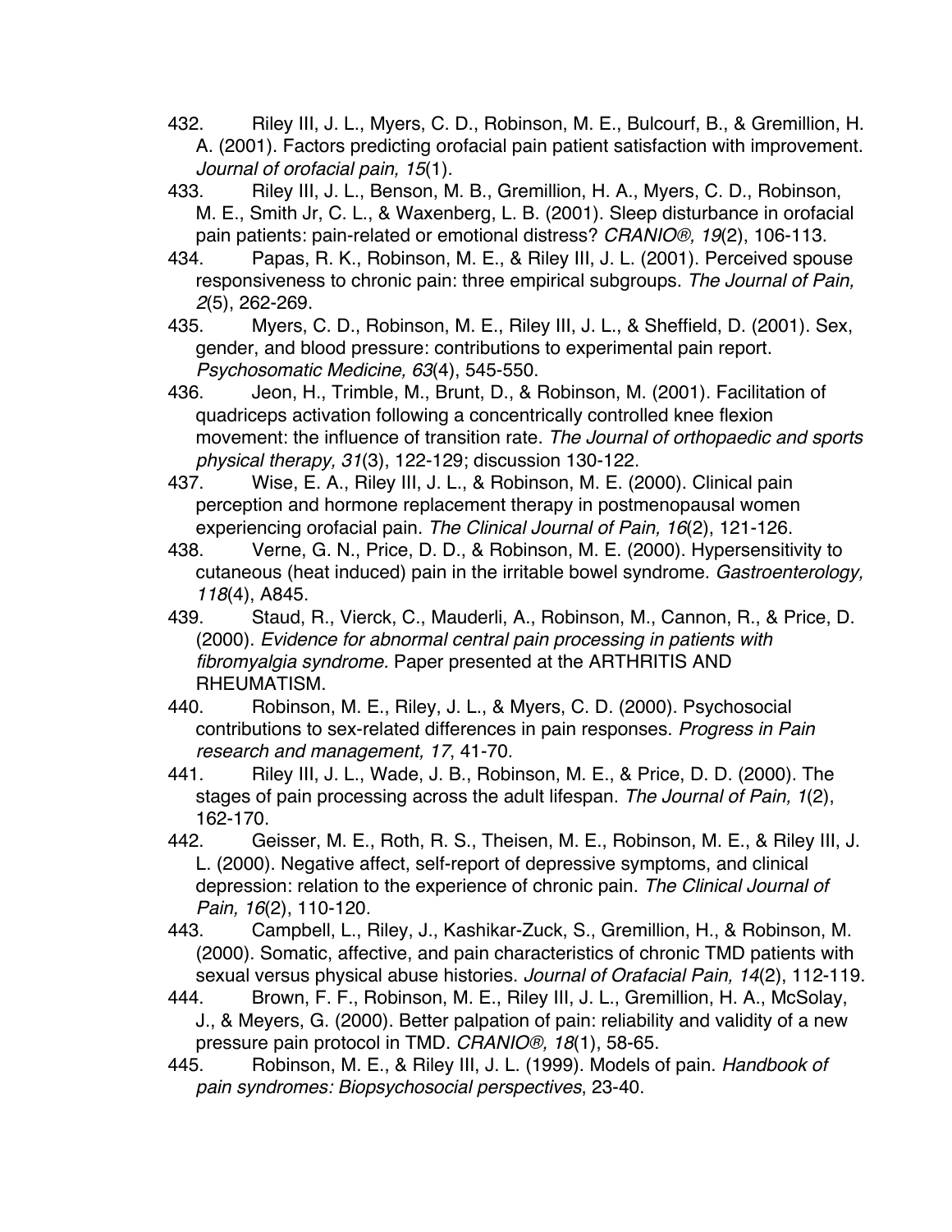432. Riley III, J. L., Myers, C. D., Robinson, M. E., Bulcourf, B., & Gremillion, H. A. (2001). Factors predicting orofacial pain patient satisfaction with improvement. *Journal of orofacial pain, 15*(1).

433. Riley III, J. L., Benson, M. B., Gremillion, H. A., Myers, C. D., Robinson, M. E., Smith Jr, C. L., & Waxenberg, L. B. (2001). Sleep disturbance in orofacial pain patients: pain-related or emotional distress? *CRANIO®, 19*(2), 106-113.

434. Papas, R. K., Robinson, M. E., & Riley III, J. L. (2001). Perceived spouse responsiveness to chronic pain: three empirical subgroups. *The Journal of Pain, 2*(5), 262-269.

435. Myers, C. D., Robinson, M. E., Riley III, J. L., & Sheffield, D. (2001). Sex, gender, and blood pressure: contributions to experimental pain report. *Psychosomatic Medicine, 63*(4), 545-550.

436. Jeon, H., Trimble, M., Brunt, D., & Robinson, M. (2001). Facilitation of quadriceps activation following a concentrically controlled knee flexion movement: the influence of transition rate. *The Journal of orthopaedic and sports physical therapy, 31*(3), 122-129; discussion 130-122.

437. Wise, E. A., Riley III, J. L., & Robinson, M. E. (2000). Clinical pain perception and hormone replacement therapy in postmenopausal women experiencing orofacial pain. *The Clinical Journal of Pain, 16*(2), 121-126.

438. Verne, G. N., Price, D. D., & Robinson, M. E. (2000). Hypersensitivity to cutaneous (heat induced) pain in the irritable bowel syndrome. *Gastroenterology, 118*(4), A845.

439. Staud, R., Vierck, C., Mauderli, A., Robinson, M., Cannon, R., & Price, D. (2000). *Evidence for abnormal central pain processing in patients with fibromyalgia syndrome.* Paper presented at the ARTHRITIS AND RHEUMATISM.

440. Robinson, M. E., Riley, J. L., & Myers, C. D. (2000). Psychosocial contributions to sex-related differences in pain responses. *Progress in Pain research and management, 17*, 41-70.

441. Riley III, J. L., Wade, J. B., Robinson, M. E., & Price, D. D. (2000). The stages of pain processing across the adult lifespan. *The Journal of Pain, 1*(2), 162-170.

442. Geisser, M. E., Roth, R. S., Theisen, M. E., Robinson, M. E., & Riley III, J. L. (2000). Negative affect, self-report of depressive symptoms, and clinical depression: relation to the experience of chronic pain. *The Clinical Journal of Pain, 16*(2), 110-120.

443. Campbell, L., Riley, J., Kashikar-Zuck, S., Gremillion, H., & Robinson, M. (2000). Somatic, affective, and pain characteristics of chronic TMD patients with sexual versus physical abuse histories. *Journal of Orafacial Pain, 14*(2), 112-119.

444. Brown, F. F., Robinson, M. E., Riley III, J. L., Gremillion, H. A., McSolay, J., & Meyers, G. (2000). Better palpation of pain: reliability and validity of a new pressure pain protocol in TMD. *CRANIO®, 18*(1), 58-65.

445. Robinson, M. E., & Riley III, J. L. (1999). Models of pain. *Handbook of pain syndromes: Biopsychosocial perspectives*, 23-40.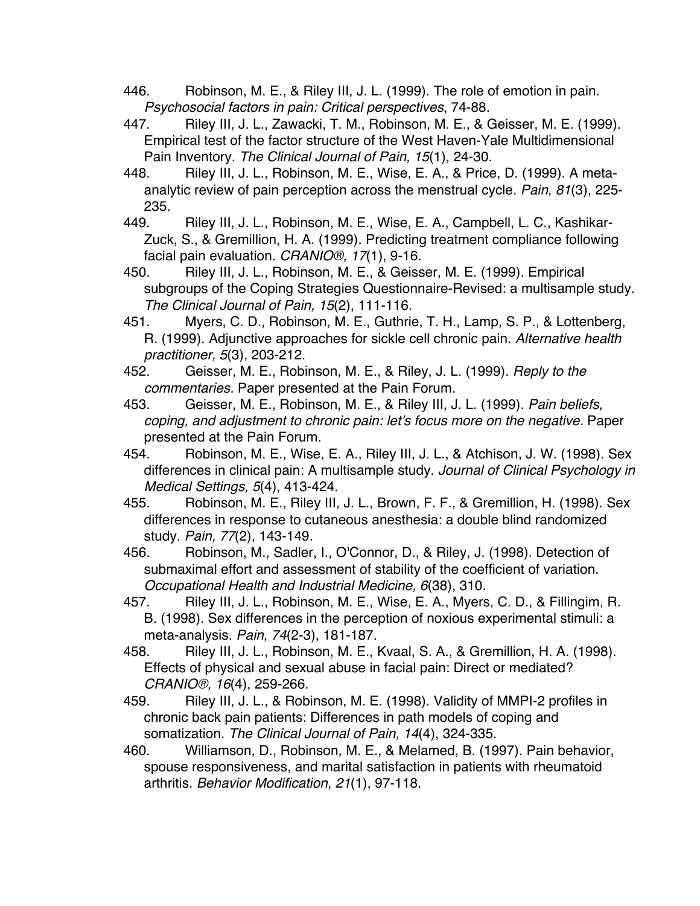446. Robinson, M. E., & Riley III, J. L. (1999). The role of emotion in pain. *Psychosocial factors in pain: Critical perspectives*, 74-88.

447. Riley III, J. L., Zawacki, T. M., Robinson, M. E., & Geisser, M. E. (1999). Empirical test of the factor structure of the West Haven-Yale Multidimensional Pain Inventory. *The Clinical Journal of Pain, 15*(1), 24-30.

448. Riley III, J. L., Robinson, M. E., Wise, E. A., & Price, D. (1999). A meta-analytic review of pain perception across the menstrual cycle. *Pain, 81*(3), 225-235.

449. Riley III, J. L., Robinson, M. E., Wise, E. A., Campbell, L. C., Kashikar-Zuck, S., & Gremillion, H. A. (1999). Predicting treatment compliance following facial pain evaluation. *CRANIO®, 17*(1), 9-16.

450. Riley III, J. L., Robinson, M. E., & Geisser, M. E. (1999). Empirical subgroups of the Coping Strategies Questionnaire-Revised: a multisample study. *The Clinical Journal of Pain, 15*(2), 111-116.

451. Myers, C. D., Robinson, M. E., Guthrie, T. H., Lamp, S. P., & Lottenberg, R. (1999). Adjunctive approaches for sickle cell chronic pain. *Alternative health practitioner, 5*(3), 203-212.

452. Geisser, M. E., Robinson, M. E., & Riley, J. L. (1999). *Reply to the commentaries*. Paper presented at the Pain Forum.

453. Geisser, M. E., Robinson, M. E., & Riley III, J. L. (1999). *Pain beliefs, coping, and adjustment to chronic pain: let's focus more on the negative.* Paper presented at the Pain Forum.

454. Robinson, M. E., Wise, E. A., Riley III, J. L., & Atchison, J. W. (1998). Sex differences in clinical pain: A multisample study. *Journal of Clinical Psychology in Medical Settings, 5*(4), 413-424.

455. Robinson, M. E., Riley III, J. L., Brown, F. F., & Gremillion, H. (1998). Sex differences in response to cutaneous anesthesia: a double blind randomized study. *Pain, 77*(2), 143-149.

456. Robinson, M., Sadler, I., O'Connor, D., & Riley, J. (1998). Detection of submaximal effort and assessment of stability of the coefficient of variation. *Occupational Health and Industrial Medicine, 6*(38), 310.

457. Riley III, J. L., Robinson, M. E., Wise, E. A., Myers, C. D., & Fillingim, R. B. (1998). Sex differences in the perception of noxious experimental stimuli: a meta-analysis. *Pain, 74*(2-3), 181-187.

458. Riley III, J. L., Robinson, M. E., Kvaal, S. A., & Gremillion, H. A. (1998). Effects of physical and sexual abuse in facial pain: Direct or mediated? *CRANIO®, 16*(4), 259-266.

459. Riley III, J. L., & Robinson, M. E. (1998). Validity of MMPI-2 profiles in chronic back pain patients: Differences in path models of coping and somatization. *The Clinical Journal of Pain, 14*(4), 324-335.

460. Williamson, D., Robinson, M. E., & Melamed, B. (1997). Pain behavior, spouse responsiveness, and marital satisfaction in patients with rheumatoid arthritis. *Behavior Modification, 21*(1), 97-118.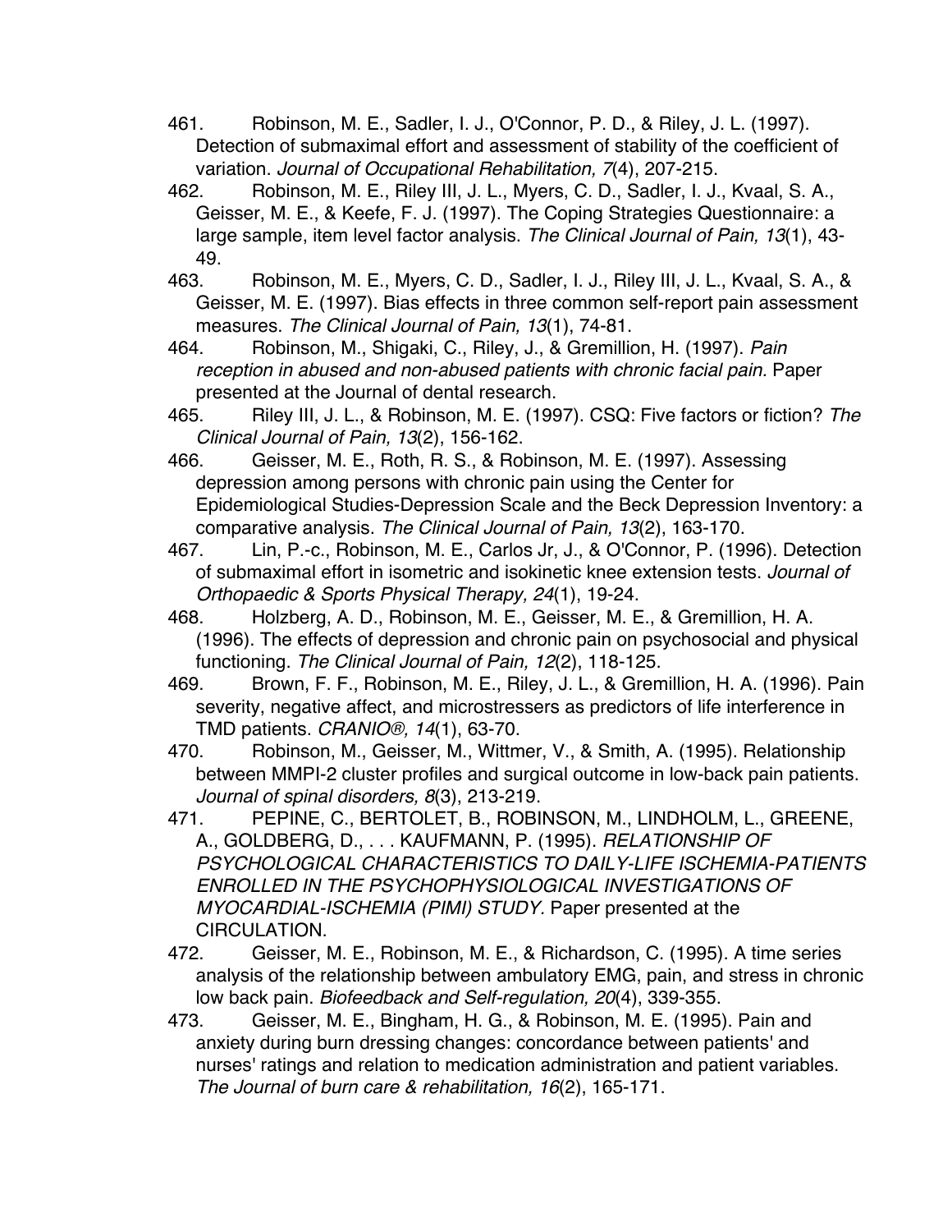461. Robinson, M. E., Sadler, I. J., O'Connor, P. D., & Riley, J. L. (1997). Detection of submaximal effort and assessment of stability of the coefficient of variation. *Journal of Occupational Rehabilitation, 7*(4), 207-215.

462. Robinson, M. E., Riley III, J. L., Myers, C. D., Sadler, I. J., Kvaal, S. A., Geisser, M. E., & Keefe, F. J. (1997). The Coping Strategies Questionnaire: a large sample, item level factor analysis. *The Clinical Journal of Pain, 13*(1), 43-49.

463. Robinson, M. E., Myers, C. D., Sadler, I. J., Riley III, J. L., Kvaal, S. A., & Geisser, M. E. (1997). Bias effects in three common self-report pain assessment measures. *The Clinical Journal of Pain, 13*(1), 74-81.

464. Robinson, M., Shigaki, C., Riley, J., & Gremillion, H. (1997). *Pain reception in abused and non-abused patients with chronic facial pain.* Paper presented at the Journal of dental research.

465. Riley III, J. L., & Robinson, M. E. (1997). CSQ: Five factors or fiction? *The Clinical Journal of Pain, 13*(2), 156-162.

466. Geisser, M. E., Roth, R. S., & Robinson, M. E. (1997). Assessing depression among persons with chronic pain using the Center for Epidemiological Studies-Depression Scale and the Beck Depression Inventory: a comparative analysis. *The Clinical Journal of Pain, 13*(2), 163-170.

467. Lin, P.-c., Robinson, M. E., Carlos Jr, J., & O'Connor, P. (1996). Detection of submaximal effort in isometric and isokinetic knee extension tests. *Journal of Orthopaedic & Sports Physical Therapy, 24*(1), 19-24.

468. Holzberg, A. D., Robinson, M. E., Geisser, M. E., & Gremillion, H. A. (1996). The effects of depression and chronic pain on psychosocial and physical functioning. *The Clinical Journal of Pain, 12*(2), 118-125.

469. Brown, F. F., Robinson, M. E., Riley, J. L., & Gremillion, H. A. (1996). Pain severity, negative affect, and microstressers as predictors of life interference in TMD patients. *CRANIO®, 14*(1), 63-70.

470. Robinson, M., Geisser, M., Wittmer, V., & Smith, A. (1995). Relationship between MMPI-2 cluster profiles and surgical outcome in low-back pain patients. *Journal of spinal disorders, 8*(3), 213-219.

471. PEPINE, C., BERTOLET, B., ROBINSON, M., LINDHOLM, L., GREENE, A., GOLDBERG, D., . . . KAUFMANN, P. (1995). *RELATIONSHIP OF PSYCHOLOGICAL CHARACTERISTICS TO DAILY-LIFE ISCHEMIA-PATIENTS ENROLLED IN THE PSYCHOPHYSIOLOGICAL INVESTIGATIONS OF MYOCARDIAL-ISCHEMIA (PIMI) STUDY.* Paper presented at the CIRCULATION.

472. Geisser, M. E., Robinson, M. E., & Richardson, C. (1995). A time series analysis of the relationship between ambulatory EMG, pain, and stress in chronic low back pain. *Biofeedback and Self-regulation, 20*(4), 339-355.

473. Geisser, M. E., Bingham, H. G., & Robinson, M. E. (1995). Pain and anxiety during burn dressing changes: concordance between patients' and nurses' ratings and relation to medication administration and patient variables. *The Journal of burn care & rehabilitation, 16*(2), 165-171.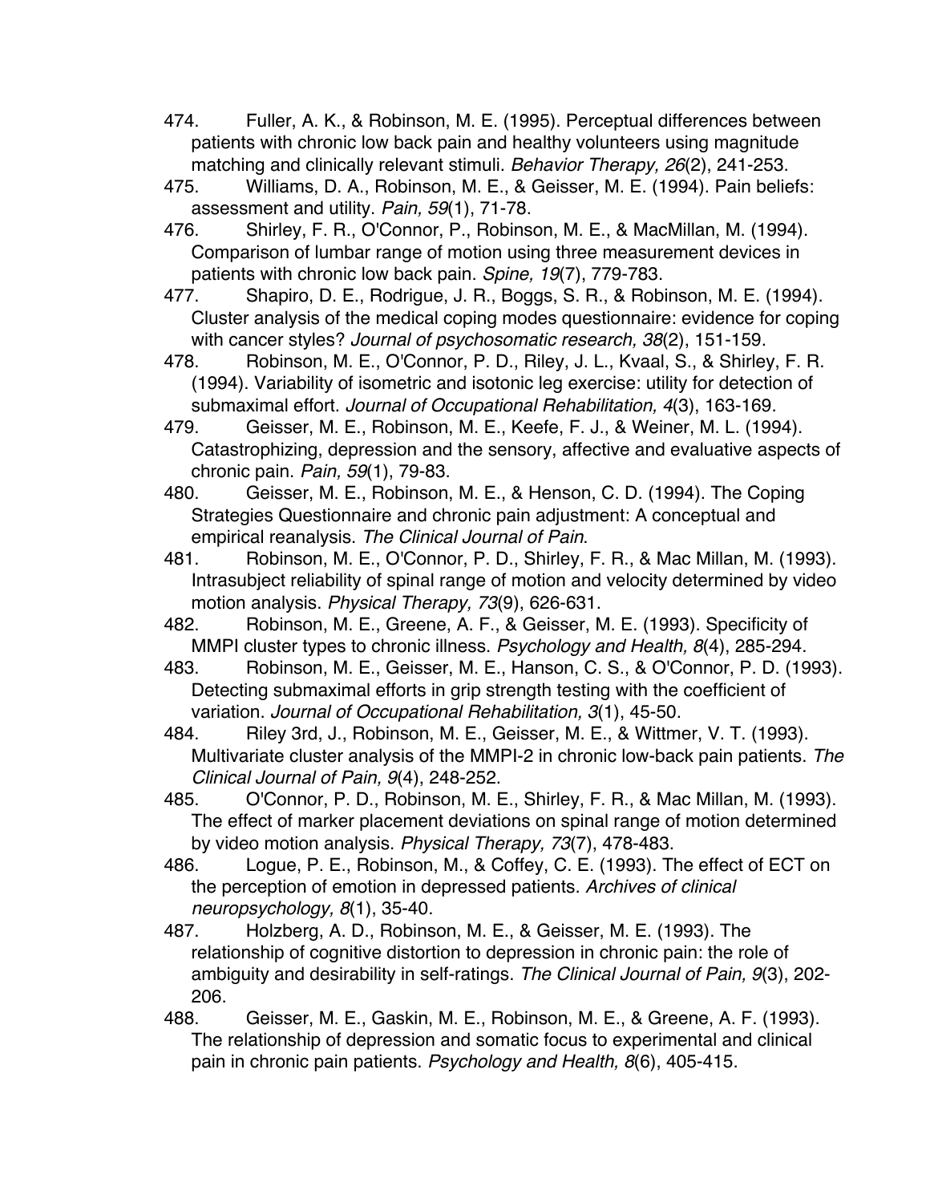474. Fuller, A. K., & Robinson, M. E. (1995). Perceptual differences between patients with chronic low back pain and healthy volunteers using magnitude matching and clinically relevant stimuli. *Behavior Therapy, 26*(2), 241-253.

475. Williams, D. A., Robinson, M. E., & Geisser, M. E. (1994). Pain beliefs: assessment and utility. *Pain, 59*(1), 71-78.

476. Shirley, F. R., O'Connor, P., Robinson, M. E., & MacMillan, M. (1994). Comparison of lumbar range of motion using three measurement devices in patients with chronic low back pain. *Spine, 19*(7), 779-783.

477. Shapiro, D. E., Rodrigue, J. R., Boggs, S. R., & Robinson, M. E. (1994). Cluster analysis of the medical coping modes questionnaire: evidence for coping with cancer styles? *Journal of psychosomatic research, 38*(2), 151-159.

478. Robinson, M. E., O'Connor, P. D., Riley, J. L., Kvaal, S., & Shirley, F. R. (1994). Variability of isometric and isotonic leg exercise: utility for detection of submaximal effort. *Journal of Occupational Rehabilitation, 4*(3), 163-169.

479. Geisser, M. E., Robinson, M. E., Keefe, F. J., & Weiner, M. L. (1994). Catastrophizing, depression and the sensory, affective and evaluative aspects of chronic pain. *Pain, 59*(1), 79-83.

480. Geisser, M. E., Robinson, M. E., & Henson, C. D. (1994). The Coping Strategies Questionnaire and chronic pain adjustment: A conceptual and empirical reanalysis. *The Clinical Journal of Pain*.

481. Robinson, M. E., O'Connor, P. D., Shirley, F. R., & Mac Millan, M. (1993). Intrasubject reliability of spinal range of motion and velocity determined by video motion analysis. *Physical Therapy, 73*(9), 626-631.

482. Robinson, M. E., Greene, A. F., & Geisser, M. E. (1993). Specificity of MMPI cluster types to chronic illness. *Psychology and Health, 8*(4), 285-294.

483. Robinson, M. E., Geisser, M. E., Hanson, C. S., & O'Connor, P. D. (1993). Detecting submaximal efforts in grip strength testing with the coefficient of variation. *Journal of Occupational Rehabilitation, 3*(1), 45-50.

484. Riley 3rd, J., Robinson, M. E., Geisser, M. E., & Wittmer, V. T. (1993). Multivariate cluster analysis of the MMPI-2 in chronic low-back pain patients. *The Clinical Journal of Pain, 9*(4), 248-252.

485. O'Connor, P. D., Robinson, M. E., Shirley, F. R., & Mac Millan, M. (1993). The effect of marker placement deviations on spinal range of motion determined by video motion analysis. *Physical Therapy, 73*(7), 478-483.

486. Logue, P. E., Robinson, M., & Coffey, C. E. (1993). The effect of ECT on the perception of emotion in depressed patients. *Archives of clinical neuropsychology, 8*(1), 35-40.

487. Holzberg, A. D., Robinson, M. E., & Geisser, M. E. (1993). The relationship of cognitive distortion to depression in chronic pain: the role of ambiguity and desirability in self-ratings. *The Clinical Journal of Pain, 9*(3), 202-206.

488. Geisser, M. E., Gaskin, M. E., Robinson, M. E., & Greene, A. F. (1993). The relationship of depression and somatic focus to experimental and clinical pain in chronic pain patients. *Psychology and Health, 8*(6), 405-415.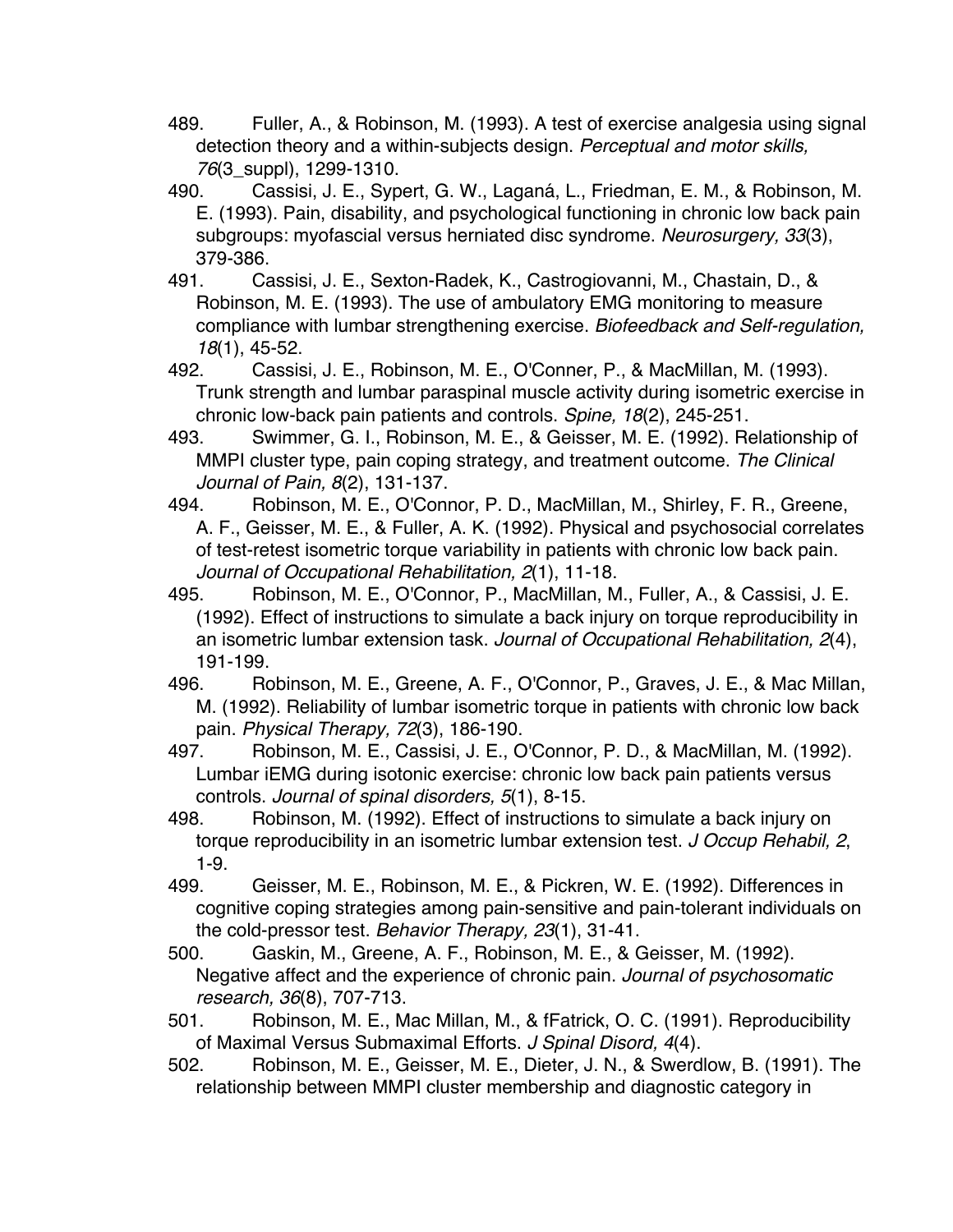489. Fuller, A., & Robinson, M. (1993). A test of exercise analgesia using signal detection theory and a within-subjects design. *Perceptual and motor skills, 76*(3_suppl), 1299-1310.

490. Cassisi, J. E., Sypert, G. W., Laganá, L., Friedman, E. M., & Robinson, M. E. (1993). Pain, disability, and psychological functioning in chronic low back pain subgroups: myofascial versus herniated disc syndrome. *Neurosurgery, 33*(3), 379-386.

491. Cassisi, J. E., Sexton-Radek, K., Castrogiovanni, M., Chastain, D., & Robinson, M. E. (1993). The use of ambulatory EMG monitoring to measure compliance with lumbar strengthening exercise. *Biofeedback and Self-regulation, 18*(1), 45-52.

492. Cassisi, J. E., Robinson, M. E., O'Conner, P., & MacMillan, M. (1993). Trunk strength and lumbar paraspinal muscle activity during isometric exercise in chronic low-back pain patients and controls. *Spine, 18*(2), 245-251.

493. Swimmer, G. I., Robinson, M. E., & Geisser, M. E. (1992). Relationship of MMPI cluster type, pain coping strategy, and treatment outcome. *The Clinical Journal of Pain, 8*(2), 131-137.

494. Robinson, M. E., O'Connor, P. D., MacMillan, M., Shirley, F. R., Greene, A. F., Geisser, M. E., & Fuller, A. K. (1992). Physical and psychosocial correlates of test-retest isometric torque variability in patients with chronic low back pain. *Journal of Occupational Rehabilitation, 2*(1), 11-18.

495. Robinson, M. E., O'Connor, P., MacMillan, M., Fuller, A., & Cassisi, J. E. (1992). Effect of instructions to simulate a back injury on torque reproducibility in an isometric lumbar extension task. *Journal of Occupational Rehabilitation, 2*(4), 191-199.

496. Robinson, M. E., Greene, A. F., O'Connor, P., Graves, J. E., & Mac Millan, M. (1992). Reliability of lumbar isometric torque in patients with chronic low back pain. *Physical Therapy, 72*(3), 186-190.

497. Robinson, M. E., Cassisi, J. E., O'Connor, P. D., & MacMillan, M. (1992). Lumbar iEMG during isotonic exercise: chronic low back pain patients versus controls. *Journal of spinal disorders, 5*(1), 8-15.

498. Robinson, M. (1992). Effect of instructions to simulate a back injury on torque reproducibility in an isometric lumbar extension test. *J Occup Rehabil, 2*, 1-9.

499. Geisser, M. E., Robinson, M. E., & Pickren, W. E. (1992). Differences in cognitive coping strategies among pain-sensitive and pain-tolerant individuals on the cold-pressor test. *Behavior Therapy, 23*(1), 31-41.

500. Gaskin, M., Greene, A. F., Robinson, M. E., & Geisser, M. (1992). Negative affect and the experience of chronic pain. *Journal of psychosomatic research, 36*(8), 707-713.

501. Robinson, M. E., Mac Millan, M., & fFatrick, O. C. (1991). Reproducibility of Maximal Versus Submaximal Efforts. *J Spinal Disord, 4*(4).

502. Robinson, M. E., Geisser, M. E., Dieter, J. N., & Swerdlow, B. (1991). The relationship between MMPI cluster membership and diagnostic category in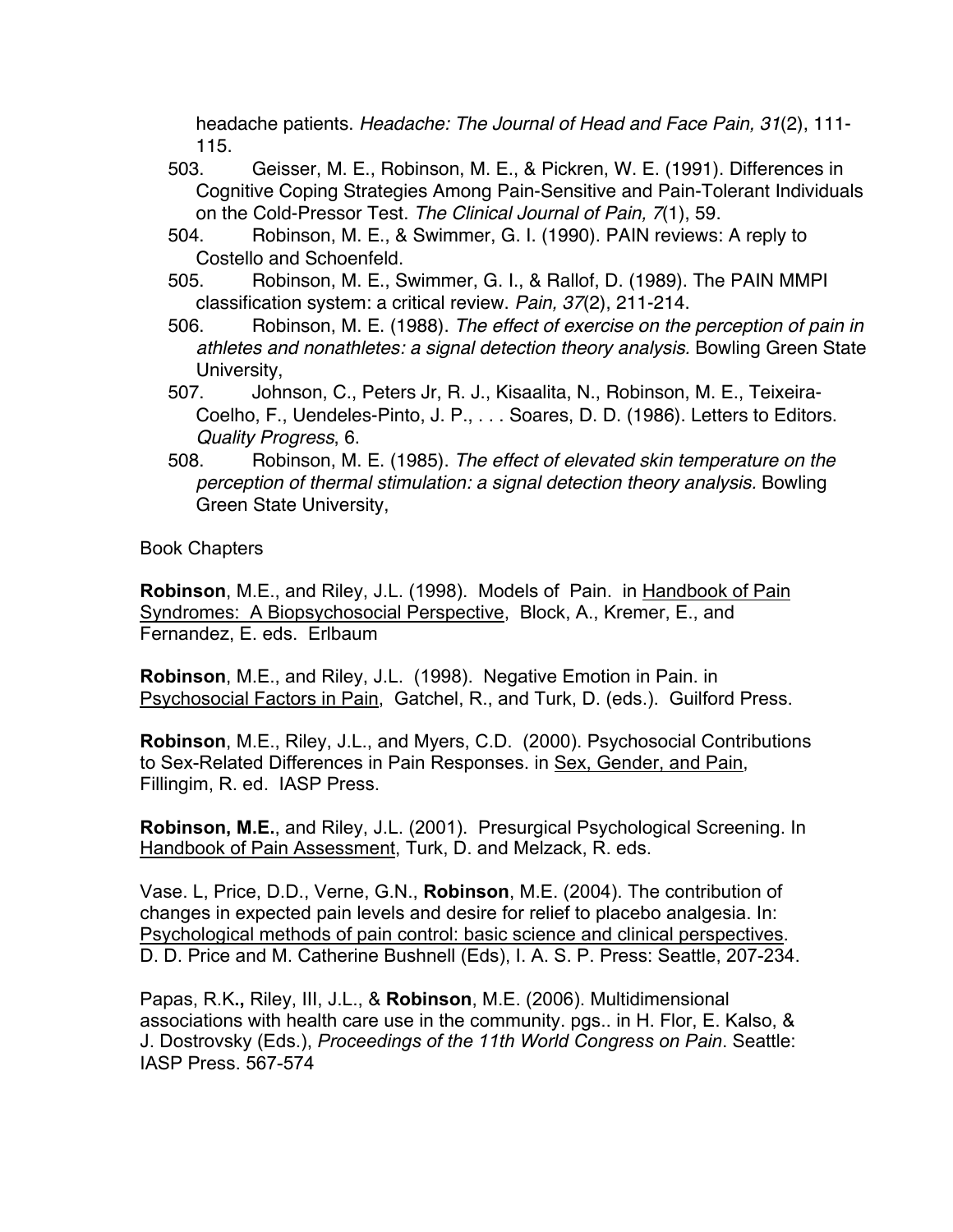headache patients. *Headache: The Journal of Head and Face Pain, 31*(2), 111-115.

503. Geisser, M. E., Robinson, M. E., & Pickren, W. E. (1991). Differences in Cognitive Coping Strategies Among Pain-Sensitive and Pain-Tolerant Individuals on the Cold-Pressor Test. *The Clinical Journal of Pain, 7*(1), 59.

504. Robinson, M. E., & Swimmer, G. I. (1990). PAIN reviews: A reply to Costello and Schoenfeld.

505. Robinson, M. E., Swimmer, G. I., & Rallof, D. (1989). The PAIN MMPI classification system: a critical review. *Pain, 37*(2), 211-214.

506. Robinson, M. E. (1988). *The effect of exercise on the perception of pain in athletes and nonathletes: a signal detection theory analysis.* Bowling Green State University,

507. Johnson, C., Peters Jr, R. J., Kisaalita, N., Robinson, M. E., Teixeira-Coelho, F., Uendeles-Pinto, J. P., . . . Soares, D. D. (1986). Letters to Editors. *Quality Progress*, 6.

508. Robinson, M. E. (1985). *The effect of elevated skin temperature on the perception of thermal stimulation: a signal detection theory analysis.* Bowling Green State University,

Book Chapters

**Robinson**, M.E., and Riley, J.L. (1998). Models of Pain. in Handbook of Pain Syndromes: A Biopsychosocial Perspective, Block, A., Kremer, E., and Fernandez, E. eds. Erlbaum

**Robinson**, M.E., and Riley, J.L. (1998). Negative Emotion in Pain. in Psychosocial Factors in Pain, Gatchel, R., and Turk, D. (eds.). Guilford Press.

**Robinson**, M.E., Riley, J.L., and Myers, C.D. (2000). Psychosocial Contributions to Sex-Related Differences in Pain Responses. in Sex, Gender, and Pain, Fillingim, R. ed. IASP Press.

**Robinson, M.E.**, and Riley, J.L. (2001). Presurgical Psychological Screening. In Handbook of Pain Assessment, Turk, D. and Melzack, R. eds.

Vase. L, Price, D.D., Verne, G.N., **Robinson**, M.E. (2004). The contribution of changes in expected pain levels and desire for relief to placebo analgesia. In: Psychological methods of pain control: basic science and clinical perspectives. D. D. Price and M. Catherine Bushnell (Eds), I. A. S. P. Press: Seattle, 207-234.

Papas, R.K**.,** Riley, III, J.L., & **Robinson**, M.E. (2006). Multidimensional associations with health care use in the community. pgs.. in H. Flor, E. Kalso, & J. Dostrovsky (Eds.), *Proceedings of the 11th World Congress on Pain*. Seattle: IASP Press. 567-574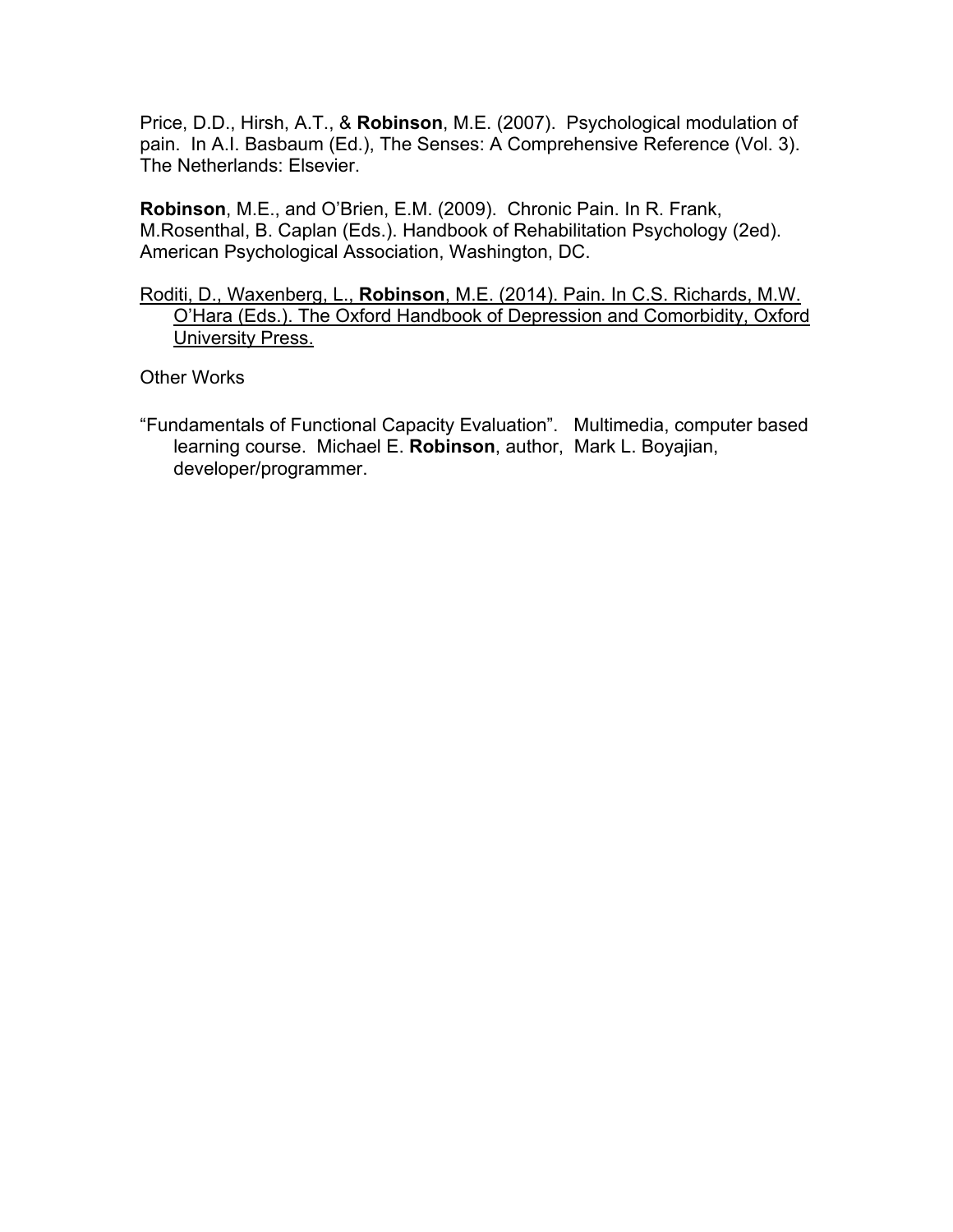Price, D.D., Hirsh, A.T., & **Robinson**, M.E. (2007). Psychological modulation of pain. In A.I. Basbaum (Ed.), The Senses: A Comprehensive Reference (Vol. 3). The Netherlands: Elsevier.

**Robinson**, M.E., and O'Brien, E.M. (2009). Chronic Pain. In R. Frank, M.Rosenthal, B. Caplan (Eds.). Handbook of Rehabilitation Psychology (2ed). American Psychological Association, Washington, DC.

<u>Roditi, D., Waxenberg, L., **Robinson**, M.E. (2014). Pain. In C.S. Richards, M.W. O'Hara (Eds.). The Oxford Handbook of Depression and Comorbidity, Oxford University Press.</u>

Other Works

"Fundamentals of Functional Capacity Evaluation". Multimedia, computer based learning course. Michael E. **Robinson**, author, Mark L. Boyajian, developer/programmer.